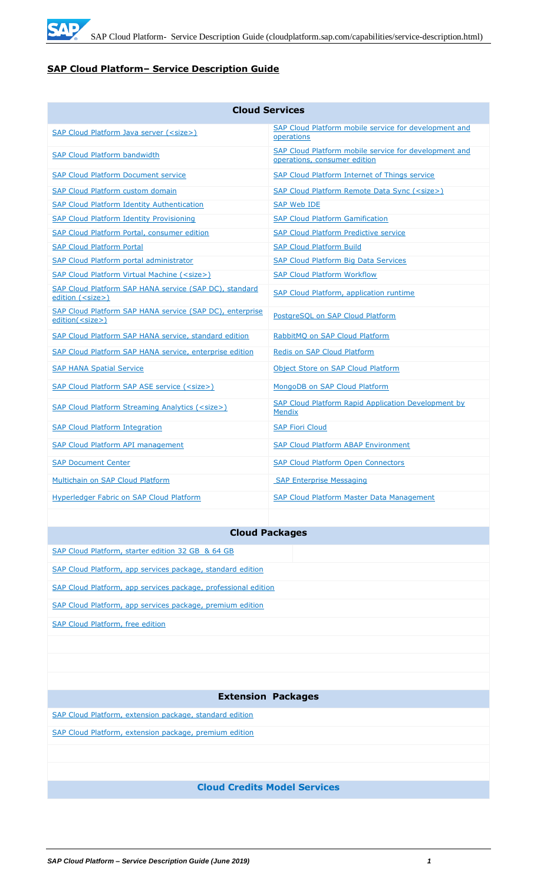# SAP Cloud Platform– Service Description Guide

| Cloud Services | |
|---|---|
| SAP Cloud Platform Java server (<size>) | SAP Cloud Platform mobile service for development and operations |
| SAP Cloud Platform bandwidth | SAP Cloud Platform mobile service for development and operations, consumer edition |
| SAP Cloud Platform Document service | SAP Cloud Platform Internet of Things service |
| SAP Cloud Platform custom domain | SAP Cloud Platform Remote Data Sync (<size>) |
| SAP Cloud Platform Identity Authentication | SAP Web IDE |
| SAP Cloud Platform Identity Provisioning | SAP Cloud Platform Gamification |
| SAP Cloud Platform Portal, consumer edition | SAP Cloud Platform Predictive service |
| SAP Cloud Platform Portal | SAP Cloud Platform Build |
| SAP Cloud Platform portal administrator | SAP Cloud Platform Big Data Services |
| SAP Cloud Platform Virtual Machine (<size>) | SAP Cloud Platform Workflow |
| SAP Cloud Platform SAP HANA service (SAP DC), standard edition (<size>) | SAP Cloud Platform, application runtime |
| SAP Cloud Platform SAP HANA service (SAP DC), enterprise edition(<size>) | PostgreSQL on SAP Cloud Platform |
| SAP Cloud Platform SAP HANA service, standard edition | RabbitMQ on SAP Cloud Platform |
| SAP Cloud Platform SAP HANA service, enterprise edition | Redis on SAP Cloud Platform |
| SAP HANA Spatial Service | Object Store on SAP Cloud Platform |
| SAP Cloud Platform SAP ASE service (<size>) | MongoDB on SAP Cloud Platform |
| SAP Cloud Platform Streaming Analytics (<size>) | SAP Cloud Platform Rapid Application Development by Mendix |
| SAP Cloud Platform Integration | SAP Fiori Cloud |
| SAP Cloud Platform API management | SAP Cloud Platform ABAP Environment |
| SAP Document Center | SAP Cloud Platform Open Connectors |
| Multichain on SAP Cloud Platform | SAP Enterprise Messaging |
| Hyperledger Fabric on SAP Cloud Platform | SAP Cloud Platform Master Data Management |

| Cloud Packages |
|---|
| SAP Cloud Platform, starter edition 32 GB & 64 GB |
| SAP Cloud Platform, app services package, standard edition |
| SAP Cloud Platform, app services package, professional edition |
| SAP Cloud Platform, app services package, premium edition |
| SAP Cloud Platform, free edition |

| Extension Packages |
|---|
| SAP Cloud Platform, extension package, standard edition |
| SAP Cloud Platform, extension package, premium edition |

| Cloud Credits Model Services |
|---|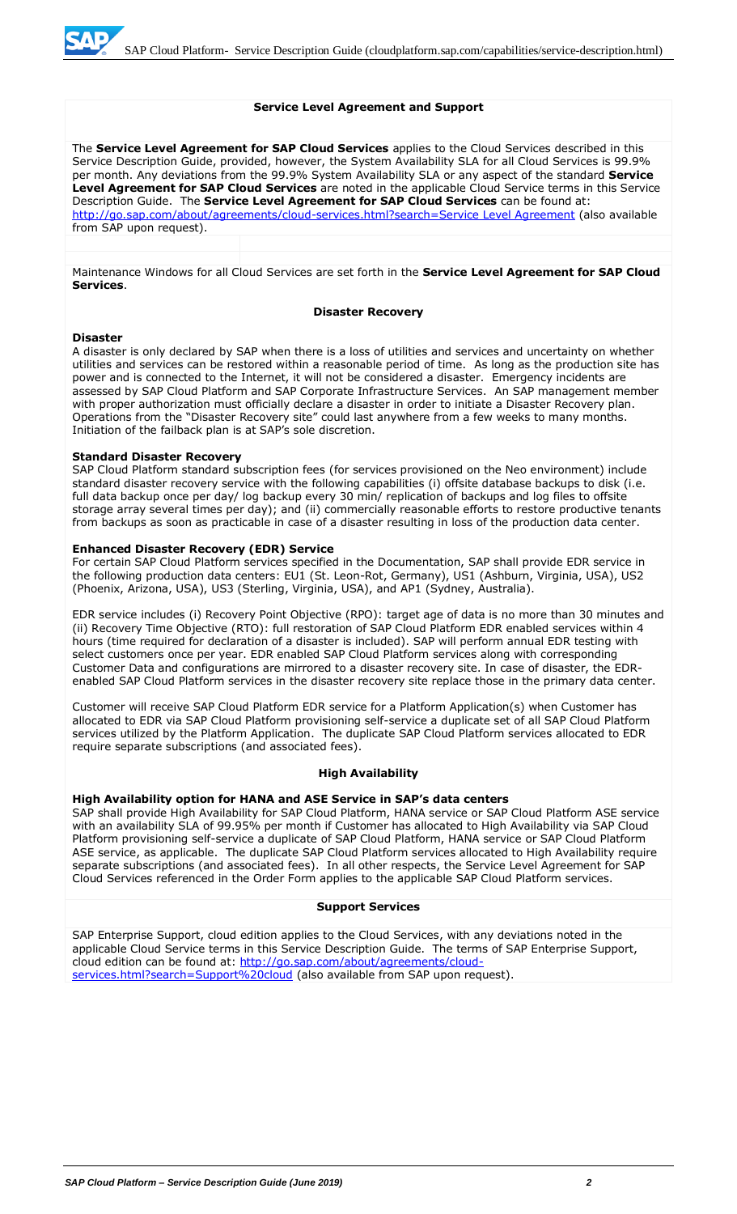## Service Level Agreement and Support

The **Service Level Agreement for SAP Cloud Services** applies to the Cloud Services described in this Service Description Guide, provided, however, the System Availability SLA for all Cloud Services is 99.9% per month. Any deviations from the 99.9% System Availability SLA or any aspect of the standard **Service Level Agreement for SAP Cloud Services** are noted in the applicable Cloud Service terms in this Service Description Guide. The **Service Level Agreement for SAP Cloud Services** can be found at: http://go.sap.com/about/agreements/cloud-services.html?search=Service Level Agreement (also available from SAP upon request).

Maintenance Windows for all Cloud Services are set forth in the **Service Level Agreement for SAP Cloud Services**.

## Disaster Recovery

### Disaster

A disaster is only declared by SAP when there is a loss of utilities and services and uncertainty on whether utilities and services can be restored within a reasonable period of time. As long as the production site has power and is connected to the Internet, it will not be considered a disaster. Emergency incidents are assessed by SAP Cloud Platform and SAP Corporate Infrastructure Services. An SAP management member with proper authorization must officially declare a disaster in order to initiate a Disaster Recovery plan. Operations from the "Disaster Recovery site" could last anywhere from a few weeks to many months. Initiation of the failback plan is at SAP's sole discretion.

### Standard Disaster Recovery

SAP Cloud Platform standard subscription fees (for services provisioned on the Neo environment) include standard disaster recovery service with the following capabilities (i) offsite database backups to disk (i.e. full data backup once per day/ log backup every 30 min/ replication of backups and log files to offsite storage array several times per day); and (ii) commercially reasonable efforts to restore productive tenants from backups as soon as practicable in case of a disaster resulting in loss of the production data center.

### Enhanced Disaster Recovery (EDR) Service

For certain SAP Cloud Platform services specified in the Documentation, SAP shall provide EDR service in the following production data centers: EU1 (St. Leon-Rot, Germany), US1 (Ashburn, Virginia, USA), US2 (Phoenix, Arizona, USA), US3 (Sterling, Virginia, USA), and AP1 (Sydney, Australia).

EDR service includes (i) Recovery Point Objective (RPO): target age of data is no more than 30 minutes and (ii) Recovery Time Objective (RTO): full restoration of SAP Cloud Platform EDR enabled services within 4 hours (time required for declaration of a disaster is included). SAP will perform annual EDR testing with select customers once per year. EDR enabled SAP Cloud Platform services along with corresponding Customer Data and configurations are mirrored to a disaster recovery site. In case of disaster, the EDR-enabled SAP Cloud Platform services in the disaster recovery site replace those in the primary data center.

Customer will receive SAP Cloud Platform EDR service for a Platform Application(s) when Customer has allocated to EDR via SAP Cloud Platform provisioning self-service a duplicate set of all SAP Cloud Platform services utilized by the Platform Application. The duplicate SAP Cloud Platform services allocated to EDR require separate subscriptions (and associated fees).

## High Availability

### High Availability option for HANA and ASE Service in SAP's data centers

SAP shall provide High Availability for SAP Cloud Platform, HANA service or SAP Cloud Platform ASE service with an availability SLA of 99.95% per month if Customer has allocated to High Availability via SAP Cloud Platform provisioning self-service a duplicate of SAP Cloud Platform, HANA service or SAP Cloud Platform ASE service, as applicable. The duplicate SAP Cloud Platform services allocated to High Availability require separate subscriptions (and associated fees). In all other respects, the Service Level Agreement for SAP Cloud Services referenced in the Order Form applies to the applicable SAP Cloud Platform services.

## Support Services

SAP Enterprise Support, cloud edition applies to the Cloud Services, with any deviations noted in the applicable Cloud Service terms in this Service Description Guide. The terms of SAP Enterprise Support, cloud edition can be found at: http://go.sap.com/about/agreements/cloud-services.html?search=Support%20cloud (also available from SAP upon request).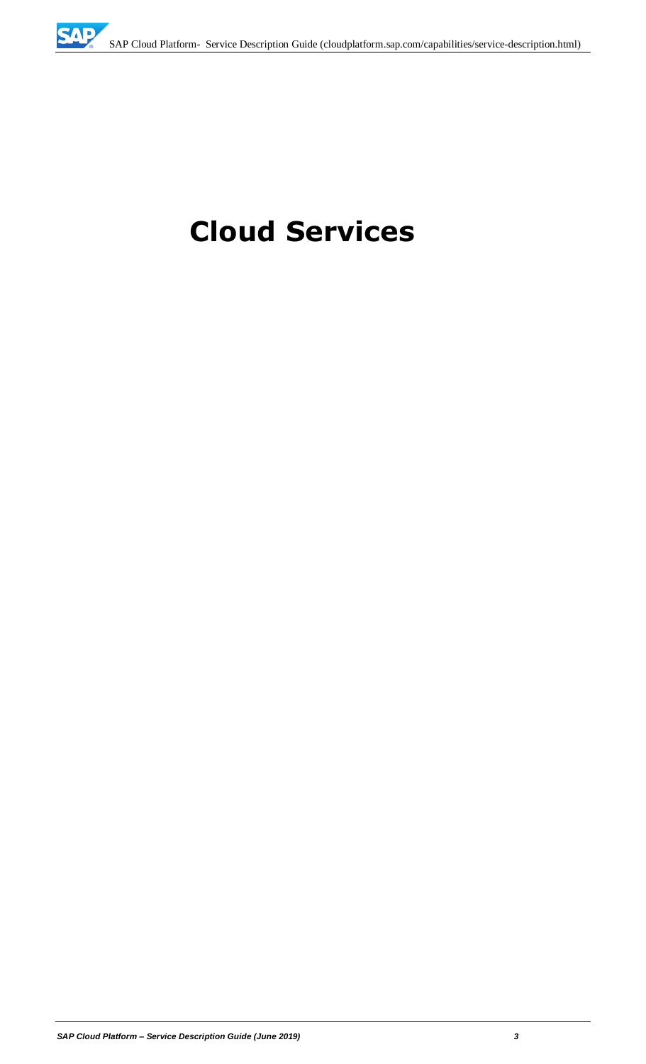# Cloud Services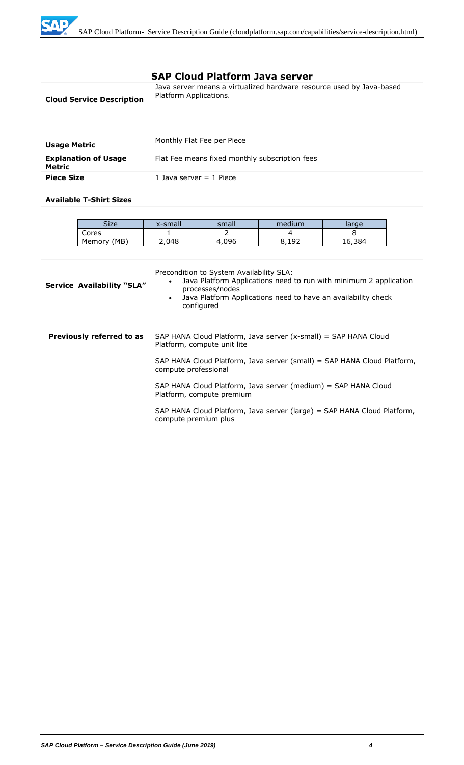## SAP Cloud Platform Java server

| | |
|---|---|
| **Cloud Service Description** | Java server means a virtualized hardware resource used by Java-based Platform Applications. |
| **Usage Metric** | Monthly Flat Fee per Piece |
| **Explanation of Usage Metric** | Flat Fee means fixed monthly subscription fees |
| **Piece Size** | 1 Java server = 1 Piece |

**Available T-Shirt Sizes**

| Size | x-small | small | medium | large |
|---|---|---|---|---|
| Cores | 1 | 2 | 4 | 8 |
| Memory (MB) | 2,048 | 4,096 | 8,192 | 16,384 |

| | |
|---|---|
| **Service Availability "SLA"** | Precondition to System Availability SLA: <br>• Java Platform Applications need to run with minimum 2 application processes/nodes <br>• Java Platform Applications need to have an availability check configured |
| **Previously referred to as** | SAP HANA Cloud Platform, Java server (x-small) = SAP HANA Cloud Platform, compute unit lite <br><br>SAP HANA Cloud Platform, Java server (small) = SAP HANA Cloud Platform, compute professional <br><br>SAP HANA Cloud Platform, Java server (medium) = SAP HANA Cloud Platform, compute premium <br><br>SAP HANA Cloud Platform, Java server (large) = SAP HANA Cloud Platform, compute premium plus |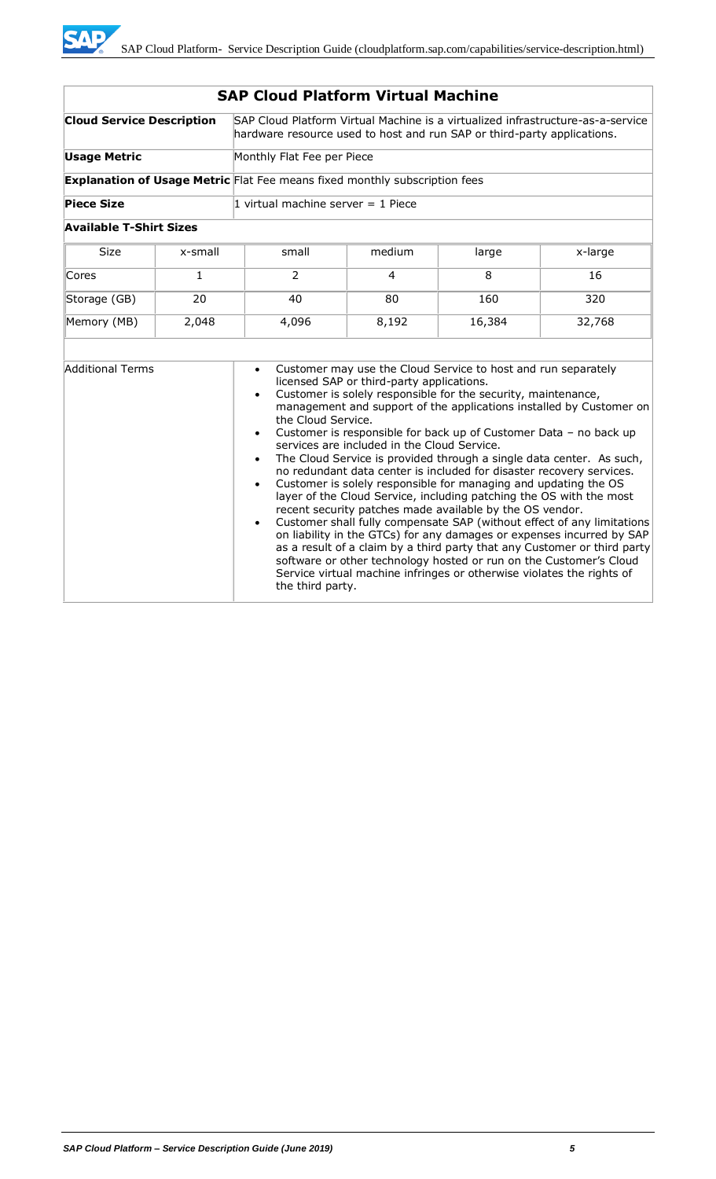## SAP Cloud Platform Virtual Machine

| | |
|---|---|
| **Cloud Service Description** | SAP Cloud Platform Virtual Machine is a virtualized infrastructure-as-a-service hardware resource used to host and run SAP or third-party applications. |
| **Usage Metric** | Monthly Flat Fee per Piece |
| **Explanation of Usage Metric** | Flat Fee means fixed monthly subscription fees |
| **Piece Size** | 1 virtual machine server = 1 Piece |

**Available T-Shirt Sizes**

| Size | x-small | small | medium | large | x-large |
|---|---|---|---|---|---|
| Cores | 1 | 2 | 4 | 8 | 16 |
| Storage (GB) | 20 | 40 | 80 | 160 | 320 |
| Memory (MB) | 2,048 | 4,096 | 8,192 | 16,384 | 32,768 |

**Additional Terms**

- Customer may use the Cloud Service to host and run separately licensed SAP or third-party applications.
- Customer is solely responsible for the security, maintenance, management and support of the applications installed by Customer on the Cloud Service.
- Customer is responsible for back up of Customer Data – no back up services are included in the Cloud Service.
- The Cloud Service is provided through a single data center. As such, no redundant data center is included for disaster recovery services.
- Customer is solely responsible for managing and updating the OS layer of the Cloud Service, including patching the OS with the most recent security patches made available by the OS vendor.
- Customer shall fully compensate SAP (without effect of any limitations on liability in the GTCs) for any damages or expenses incurred by SAP as a result of a claim by a third party that any Customer or third party software or other technology hosted or run on the Customer's Cloud Service virtual machine infringes or otherwise violates the rights of the third party.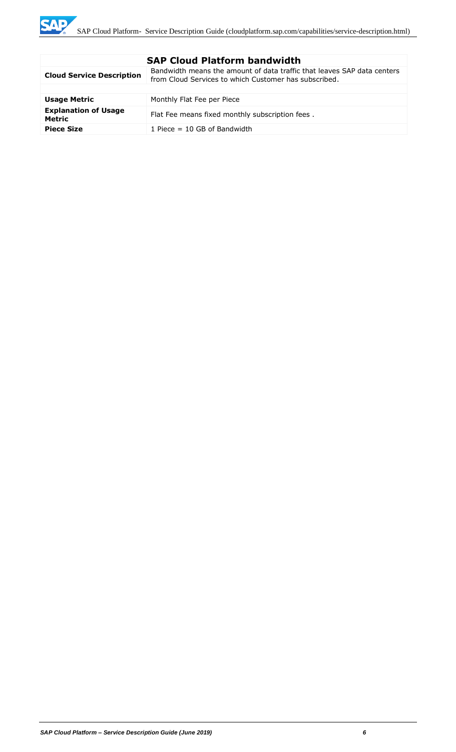| SAP Cloud Platform bandwidth | |
|---|---|
| **Cloud Service Description** | Bandwidth means the amount of data traffic that leaves SAP data centers from Cloud Services to which Customer has subscribed. |
| | |
| **Usage Metric** | Monthly Flat Fee per Piece |
| **Explanation of Usage Metric** | Flat Fee means fixed monthly subscription fees . |
| **Piece Size** | 1 Piece = 10 GB of Bandwidth |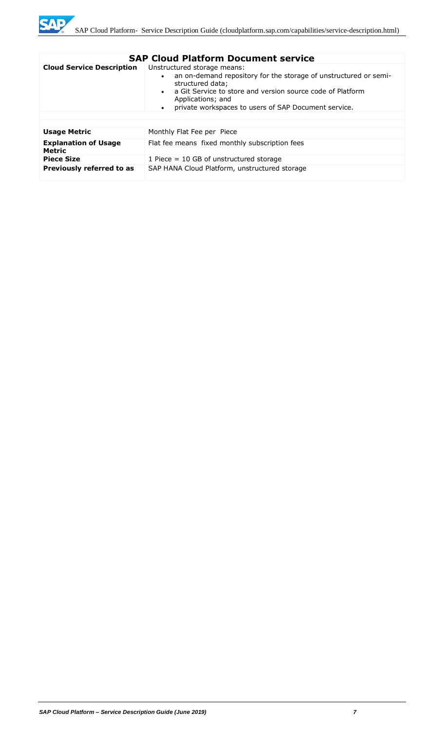| **SAP Cloud Platform Document service** | |
|---|---|
| **Cloud Service Description** | Unstructured storage means:<br>• an on-demand repository for the storage of unstructured or semi-structured data;<br>• a Git Service to store and version source code of Platform Applications; and<br>• private workspaces to users of SAP Document service. |
| | |
| **Usage Metric** | Monthly Flat Fee per Piece |
| **Explanation of Usage Metric** | Flat fee means fixed monthly subscription fees |
| **Piece Size** | 1 Piece = 10 GB of unstructured storage |
| **Previously referred to as** | SAP HANA Cloud Platform, unstructured storage |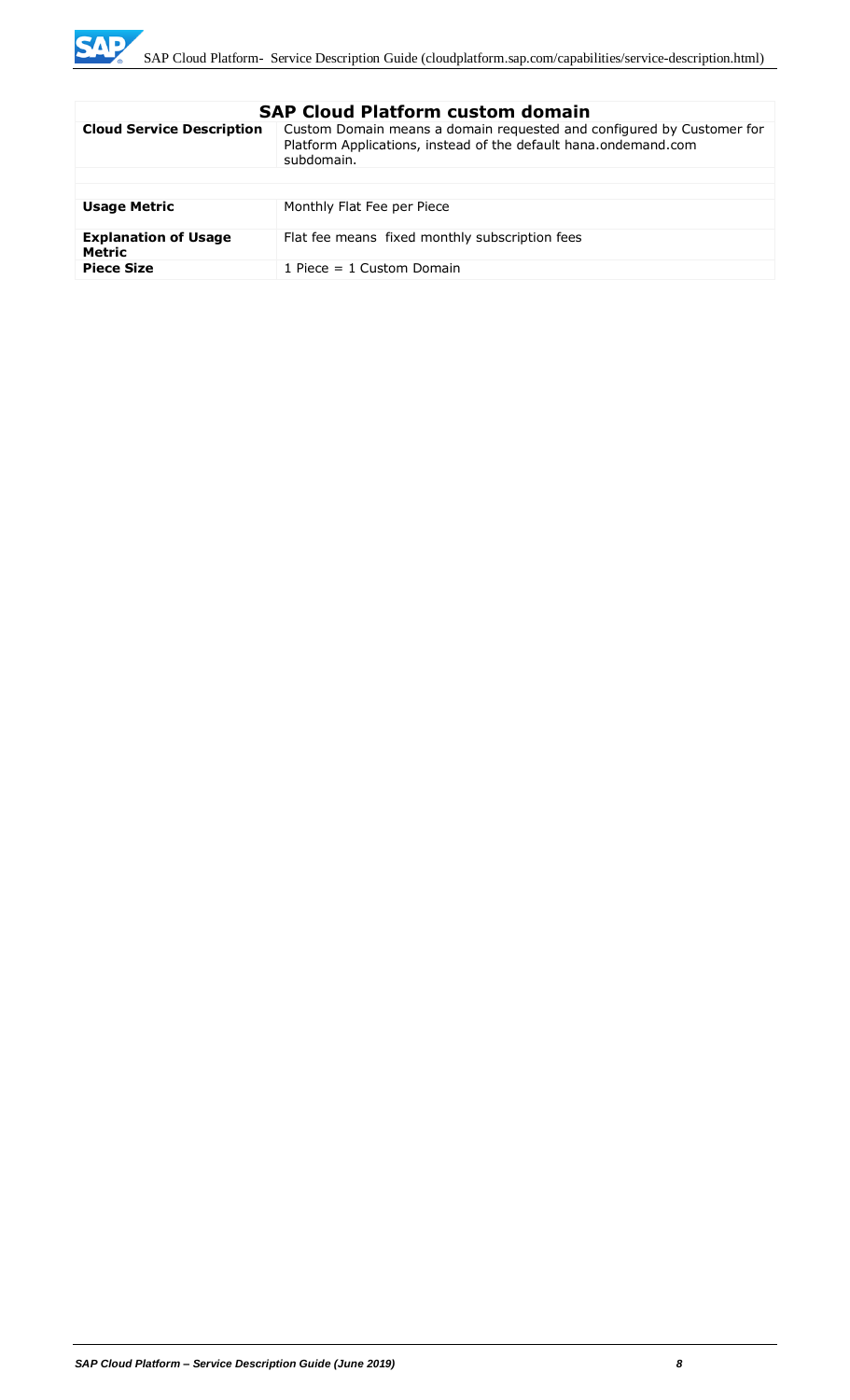| SAP Cloud Platform custom domain | |
|---|---|
| **Cloud Service Description** | Custom Domain means a domain requested and configured by Customer for Platform Applications, instead of the default hana.ondemand.com subdomain. |
| | |
| **Usage Metric** | Monthly Flat Fee per Piece |
| **Explanation of Usage Metric** | Flat fee means fixed monthly subscription fees |
| **Piece Size** | 1 Piece = 1 Custom Domain |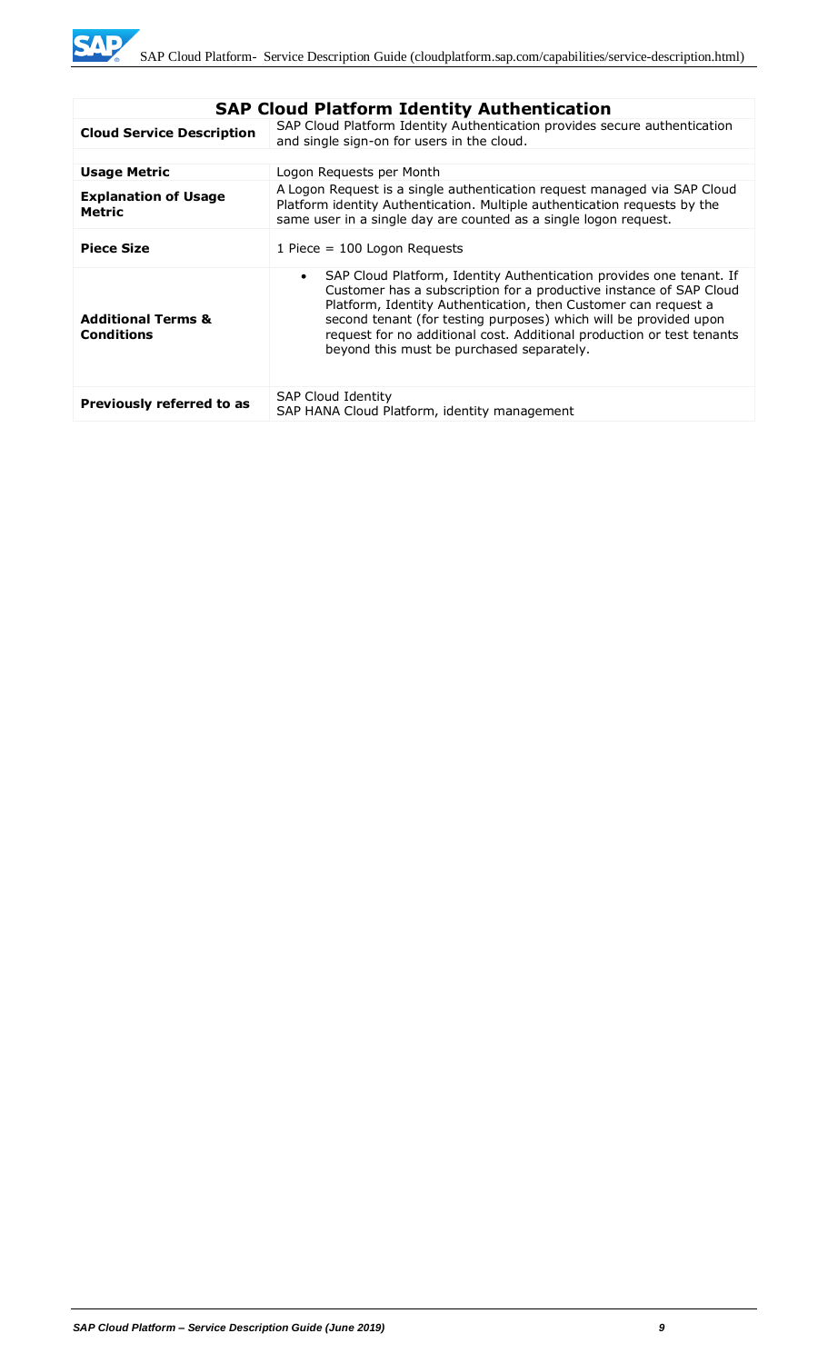| SAP Cloud Platform Identity Authentication | |
|---|---|
| **Cloud Service Description** | SAP Cloud Platform Identity Authentication provides secure authentication and single sign-on for users in the cloud. |
| **Usage Metric** | Logon Requests per Month |
| **Explanation of Usage Metric** | A Logon Request is a single authentication request managed via SAP Cloud Platform identity Authentication. Multiple authentication requests by the same user in a single day are counted as a single logon request. |
| **Piece Size** | 1 Piece = 100 Logon Requests |
| **Additional Terms & Conditions** | • SAP Cloud Platform, Identity Authentication provides one tenant. If Customer has a subscription for a productive instance of SAP Cloud Platform, Identity Authentication, then Customer can request a second tenant (for testing purposes) which will be provided upon request for no additional cost. Additional production or test tenants beyond this must be purchased separately. |
| **Previously referred to as** | SAP Cloud Identity<br>SAP HANA Cloud Platform, identity management |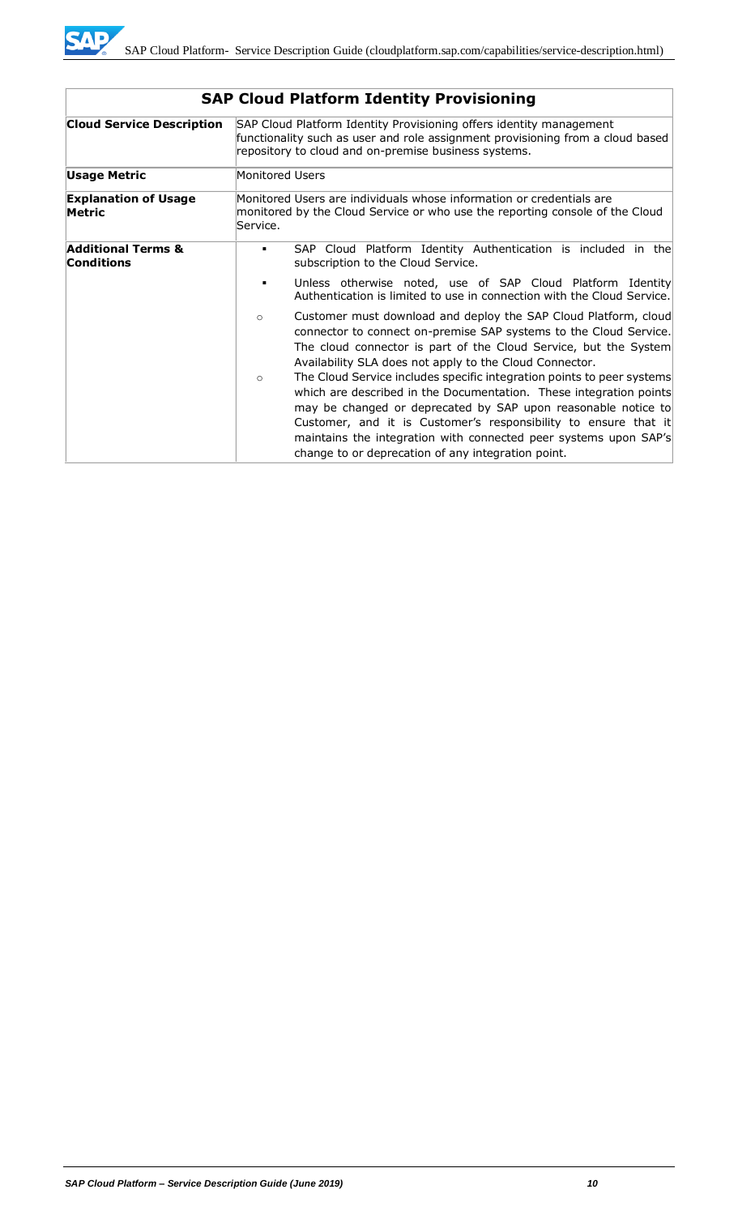| SAP Cloud Platform Identity Provisioning | |
|---|---|
| **Cloud Service Description** | SAP Cloud Platform Identity Provisioning offers identity management functionality such as user and role assignment provisioning from a cloud based repository to cloud and on-premise business systems. |
| **Usage Metric** | Monitored Users |
| **Explanation of Usage Metric** | Monitored Users are individuals whose information or credentials are monitored by the Cloud Service or who use the reporting console of the Cloud Service. |
| **Additional Terms & Conditions** | ▪ SAP Cloud Platform Identity Authentication is included in the subscription to the Cloud Service.<br>▪ Unless otherwise noted, use of SAP Cloud Platform Identity Authentication is limited to use in connection with the Cloud Service.<br>○ Customer must download and deploy the SAP Cloud Platform, cloud connector to connect on-premise SAP systems to the Cloud Service. The cloud connector is part of the Cloud Service, but the System Availability SLA does not apply to the Cloud Connector.<br>○ The Cloud Service includes specific integration points to peer systems which are described in the Documentation. These integration points may be changed or deprecated by SAP upon reasonable notice to Customer, and it is Customer's responsibility to ensure that it maintains the integration with connected peer systems upon SAP's change to or deprecation of any integration point. |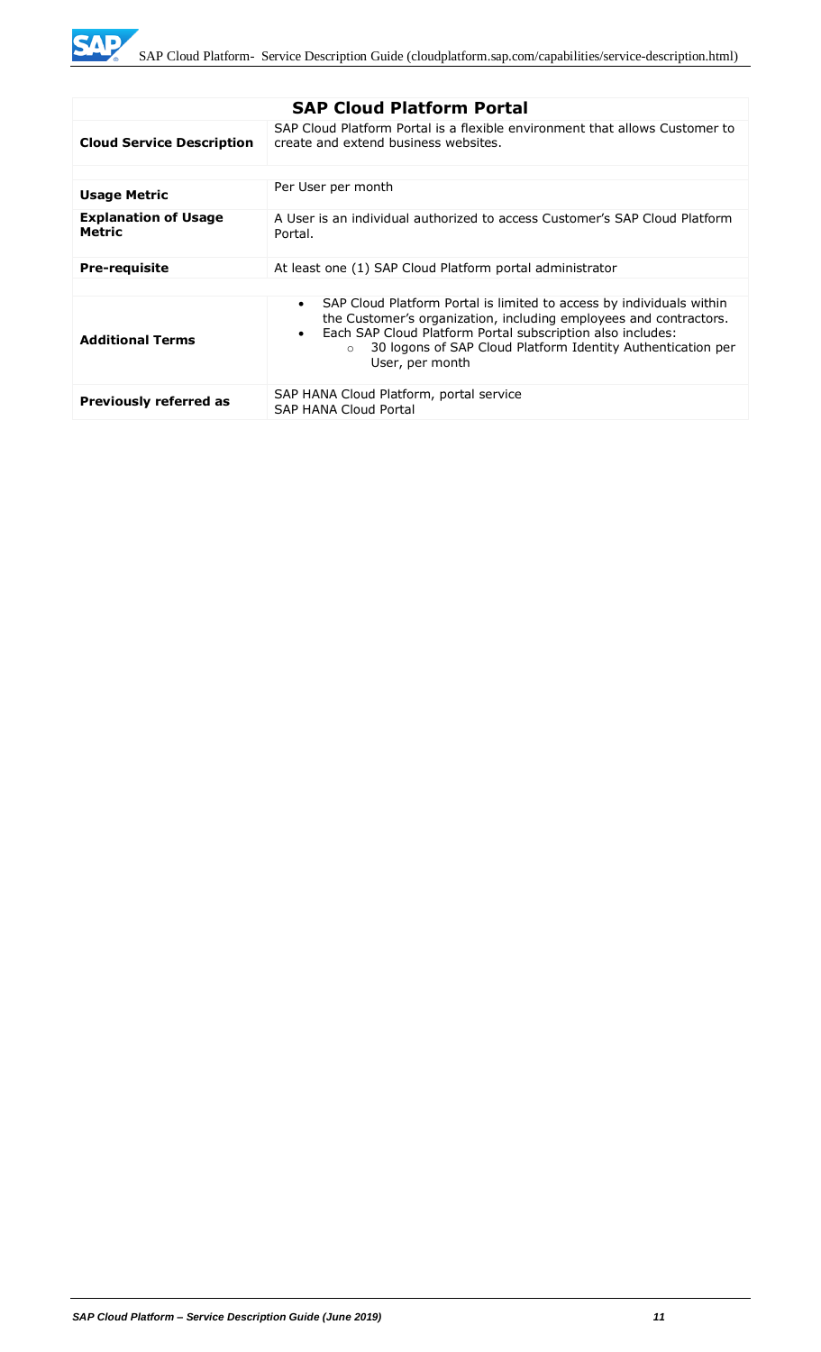| SAP Cloud Platform Portal | |
|---|---|
| **Cloud Service Description** | SAP Cloud Platform Portal is a flexible environment that allows Customer to create and extend business websites. |
| **Usage Metric** | Per User per month |
| **Explanation of Usage Metric** | A User is an individual authorized to access Customer's SAP Cloud Platform Portal. |
| **Pre-requisite** | At least one (1) SAP Cloud Platform portal administrator |
| **Additional Terms** | • SAP Cloud Platform Portal is limited to access by individuals within the Customer's organization, including employees and contractors.<br>• Each SAP Cloud Platform Portal subscription also includes:<br>  ○ 30 logons of SAP Cloud Platform Identity Authentication per User, per month |
| **Previously referred as** | SAP HANA Cloud Platform, portal service<br>SAP HANA Cloud Portal |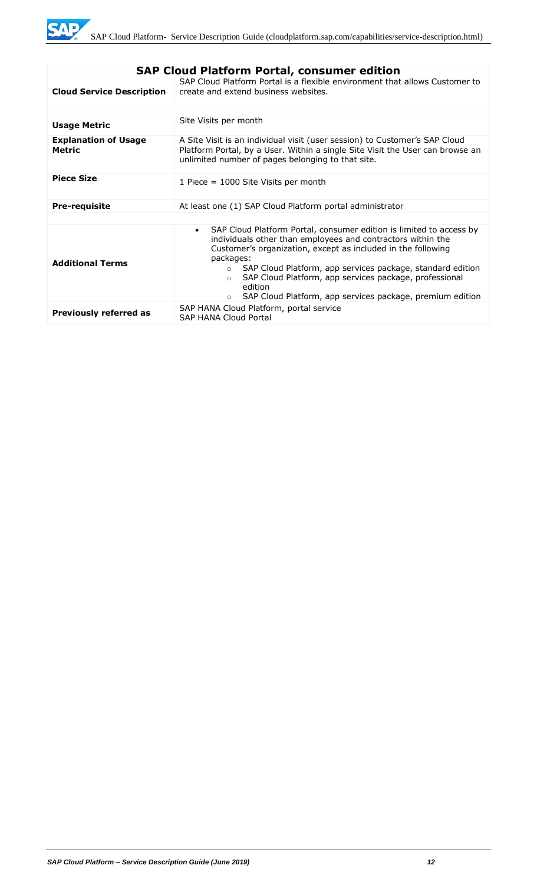| SAP Cloud Platform Portal, consumer edition | |
|---|---|
| **Cloud Service Description** | SAP Cloud Platform Portal is a flexible environment that allows Customer to create and extend business websites. |
| **Usage Metric** | Site Visits per month |
| **Explanation of Usage Metric** | A Site Visit is an individual visit (user session) to Customer's SAP Cloud Platform Portal, by a User. Within a single Site Visit the User can browse an unlimited number of pages belonging to that site. |
| **Piece Size** | 1 Piece = 1000 Site Visits per month |
| **Pre-requisite** | At least one (1) SAP Cloud Platform portal administrator |
| **Additional Terms** | • SAP Cloud Platform Portal, consumer edition is limited to access by individuals other than employees and contractors within the Customer's organization, except as included in the following packages:<br>  ○ SAP Cloud Platform, app services package, standard edition<br>  ○ SAP Cloud Platform, app services package, professional edition<br>  ○ SAP Cloud Platform, app services package, premium edition |
| **Previously referred as** | SAP HANA Cloud Platform, portal service<br>SAP HANA Cloud Portal |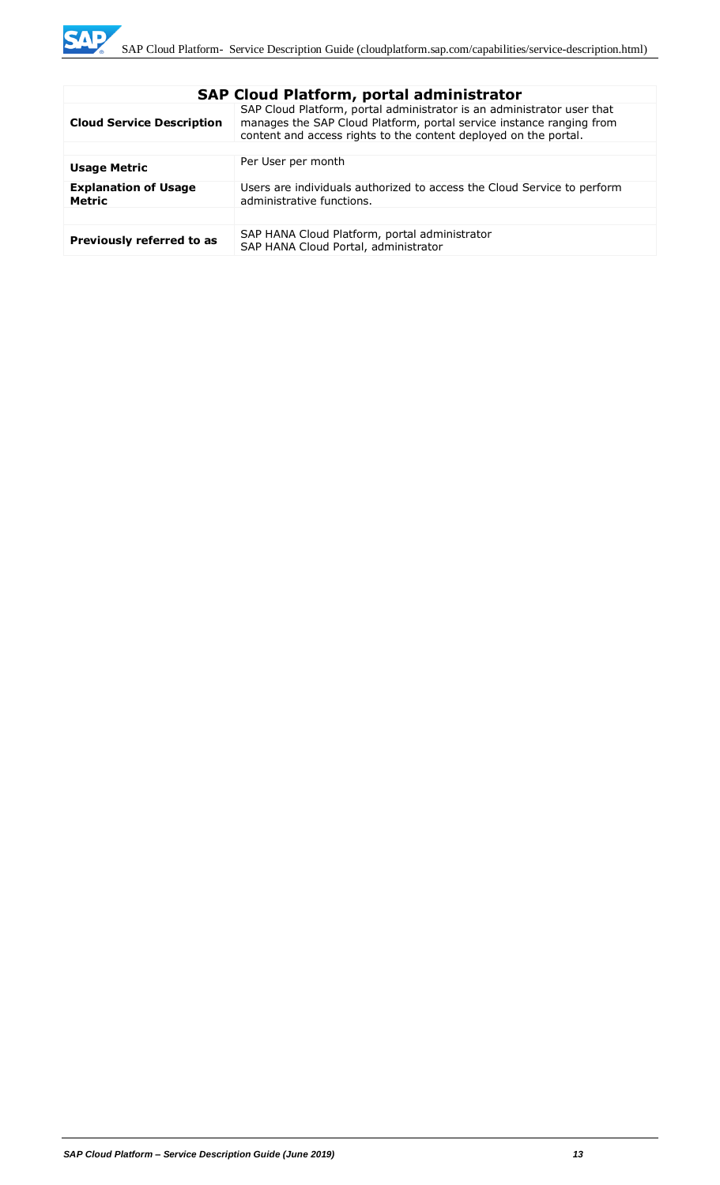| SAP Cloud Platform, portal administrator | |
|---|---|
| **Cloud Service Description** | SAP Cloud Platform, portal administrator is an administrator user that manages the SAP Cloud Platform, portal service instance ranging from content and access rights to the content deployed on the portal. |
| | |
| **Usage Metric** | Per User per month |
| **Explanation of Usage Metric** | Users are individuals authorized to access the Cloud Service to perform administrative functions. |
| | |
| **Previously referred to as** | SAP HANA Cloud Platform, portal administrator<br>SAP HANA Cloud Portal, administrator |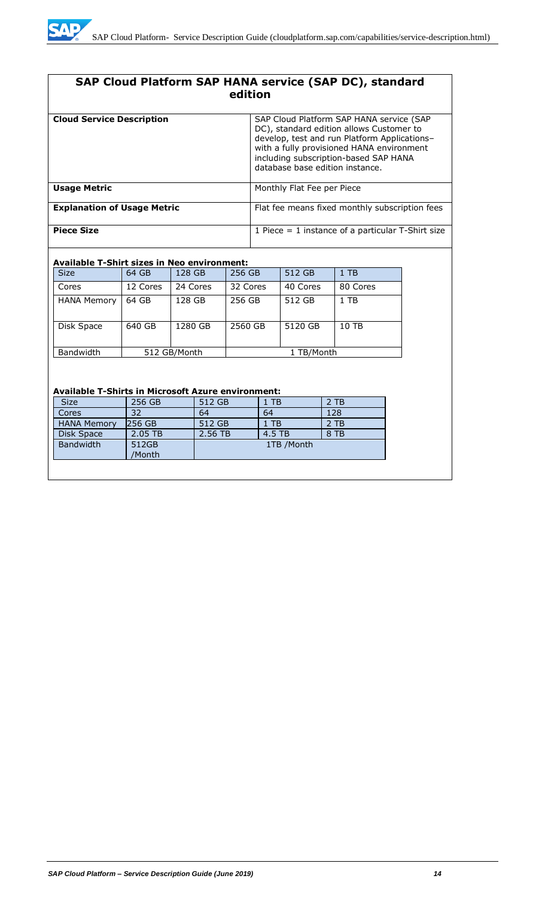## SAP Cloud Platform SAP HANA service (SAP DC), standard edition

| | |
|---|---|
| **Cloud Service Description** | SAP Cloud Platform SAP HANA service (SAP DC), standard edition allows Customer to develop, test and run Platform Applications– with a fully provisioned HANA environment including subscription-based SAP HANA database base edition instance. |
| **Usage Metric** | Monthly Flat Fee per Piece |
| **Explanation of Usage Metric** | Flat fee means fixed monthly subscription fees |
| **Piece Size** | 1 Piece = 1 instance of a particular T-Shirt size |

**Available T-Shirt sizes in Neo environment:**

| Size | 64 GB | 128 GB | 256 GB | 512 GB | 1 TB |
|---|---|---|---|---|---|
| Cores | 12 Cores | 24 Cores | 32 Cores | 40 Cores | 80 Cores |
| HANA Memory | 64 GB | 128 GB | 256 GB | 512 GB | 1 TB |
| Disk Space | 640 GB | 1280 GB | 2560 GB | 5120 GB | 10 TB |
| Bandwidth | 512 GB/Month | | 1 TB/Month | | |

**Available T-Shirts in Microsoft Azure environment:**

| Size | 256 GB | 512 GB | 1 TB | 2 TB |
|---|---|---|---|---|
| Cores | 32 | 64 | 64 | 128 |
| HANA Memory | 256 GB | 512 GB | 1 TB | 2 TB |
| Disk Space | 2.05 TB | 2.56 TB | 4.5 TB | 8 TB |
| Bandwidth | 512GB /Month | 1TB /Month | | |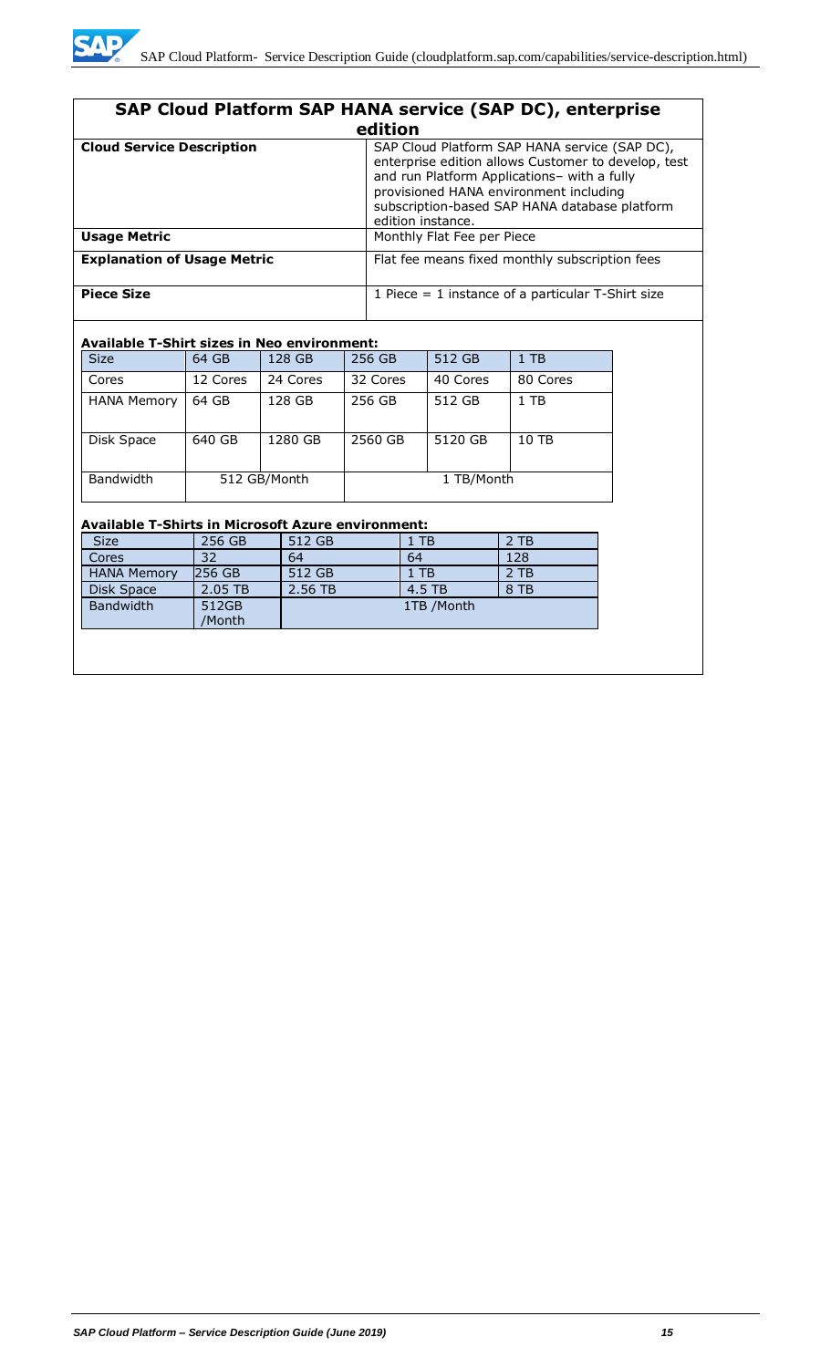## SAP Cloud Platform SAP HANA service (SAP DC), enterprise edition

| | |
|---|---|
| **Cloud Service Description** | SAP Cloud Platform SAP HANA service (SAP DC), enterprise edition allows Customer to develop, test and run Platform Applications– with a fully provisioned HANA environment including subscription-based SAP HANA database platform edition instance. |
| **Usage Metric** | Monthly Flat Fee per Piece |
| **Explanation of Usage Metric** | Flat fee means fixed monthly subscription fees |
| **Piece Size** | 1 Piece = 1 instance of a particular T-Shirt size |

**Available T-Shirt sizes in Neo environment:**

| Size | 64 GB | 128 GB | 256 GB | 512 GB | 1 TB |
|---|---|---|---|---|---|
| Cores | 12 Cores | 24 Cores | 32 Cores | 40 Cores | 80 Cores |
| HANA Memory | 64 GB | 128 GB | 256 GB | 512 GB | 1 TB |
| Disk Space | 640 GB | 1280 GB | 2560 GB | 5120 GB | 10 TB |
| Bandwidth | 512 GB/Month | | 1 TB/Month | | |

**Available T-Shirts in Microsoft Azure environment:**

| Size | 256 GB | 512 GB | 1 TB | 2 TB |
|---|---|---|---|---|
| Cores | 32 | 64 | 64 | 128 |
| HANA Memory | 256 GB | 512 GB | 1 TB | 2 TB |
| Disk Space | 2.05 TB | 2.56 TB | 4.5 TB | 8 TB |
| Bandwidth | 512GB /Month | 1TB /Month | | |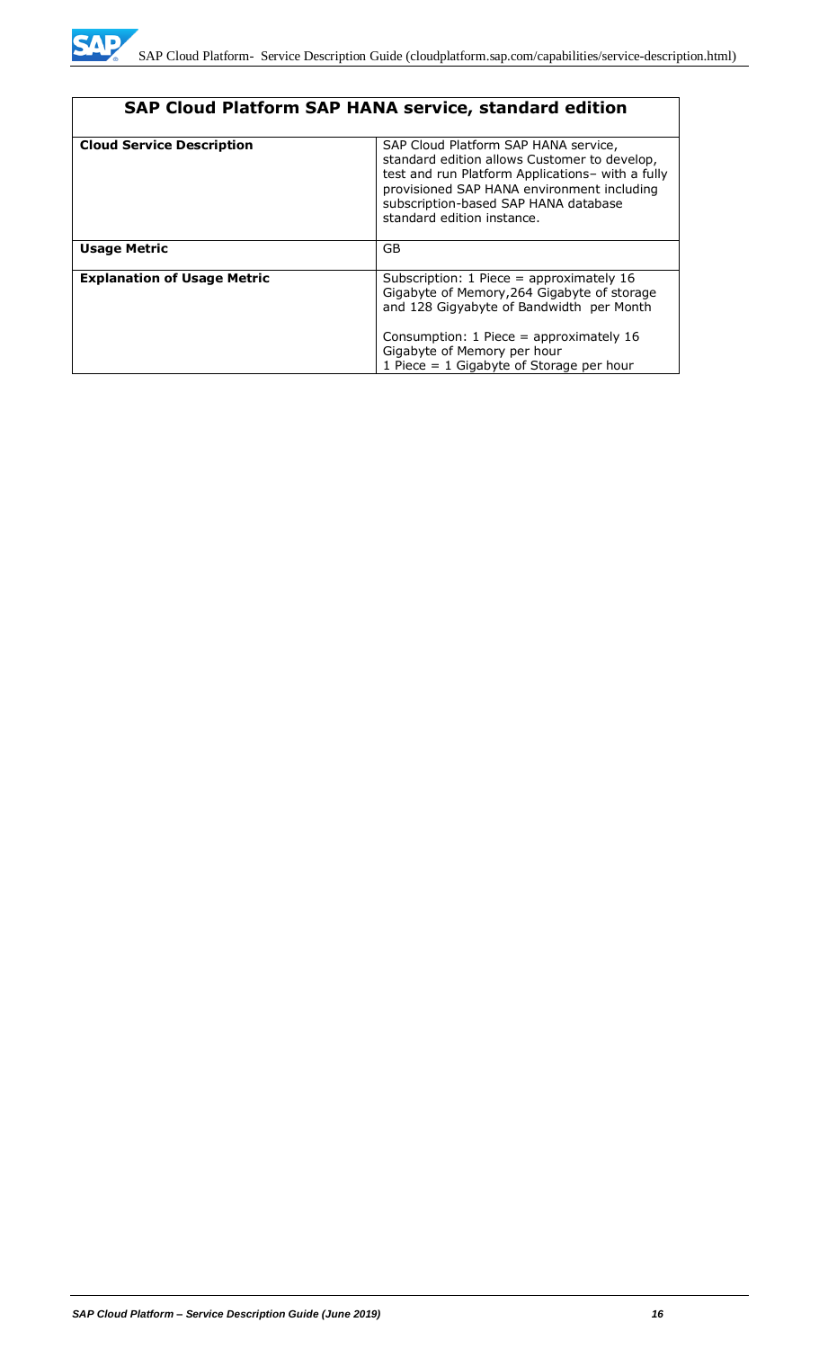| SAP Cloud Platform SAP HANA service, standard edition | |
|---|---|
| **Cloud Service Description** | SAP Cloud Platform SAP HANA service, standard edition allows Customer to develop, test and run Platform Applications– with a fully provisioned SAP HANA environment including subscription-based SAP HANA database standard edition instance. |
| **Usage Metric** | GB |
| **Explanation of Usage Metric** | Subscription: 1 Piece = approximately 16 Gigabyte of Memory,264 Gigabyte of storage and 128 Gigyabyte of Bandwidth per Month<br><br>Consumption: 1 Piece = approximately 16 Gigabyte of Memory per hour<br>1 Piece = 1 Gigabyte of Storage per hour |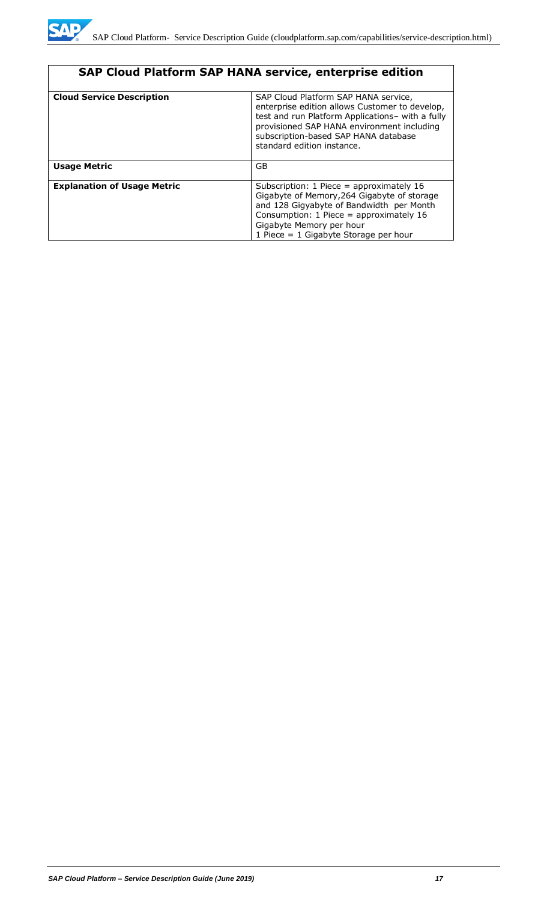| SAP Cloud Platform SAP HANA service, enterprise edition | |
|---|---|
| **Cloud Service Description** | SAP Cloud Platform SAP HANA service, enterprise edition allows Customer to develop, test and run Platform Applications– with a fully provisioned SAP HANA environment including subscription-based SAP HANA database standard edition instance. |
| **Usage Metric** | GB |
| **Explanation of Usage Metric** | Subscription: 1 Piece = approximately 16 Gigabyte of Memory,264 Gigabyte of storage and 128 Gigyabyte of Bandwidth per Month<br>Consumption: 1 Piece = approximately 16 Gigabyte Memory per hour<br>1 Piece = 1 Gigabyte Storage per hour |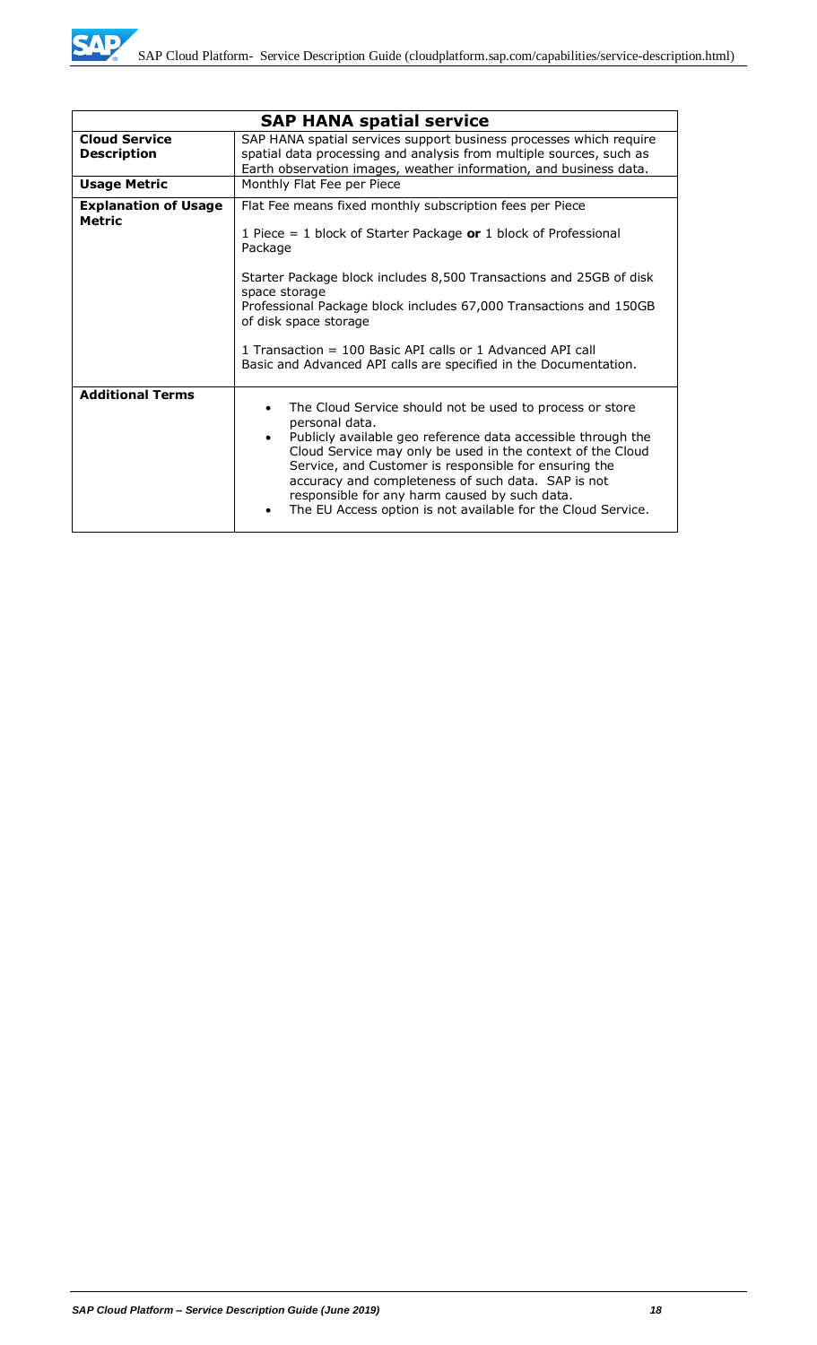| SAP HANA spatial service | |
|---|---|
| **Cloud Service Description** | SAP HANA spatial services support business processes which require spatial data processing and analysis from multiple sources, such as Earth observation images, weather information, and business data. |
| **Usage Metric** | Monthly Flat Fee per Piece |
| **Explanation of Usage Metric** | Flat Fee means fixed monthly subscription fees per Piece<br><br>1 Piece = 1 block of Starter Package **or** 1 block of Professional Package<br><br>Starter Package block includes 8,500 Transactions and 25GB of disk space storage<br>Professional Package block includes 67,000 Transactions and 150GB of disk space storage<br><br>1 Transaction = 100 Basic API calls or 1 Advanced API call<br>Basic and Advanced API calls are specified in the Documentation. |
| **Additional Terms** | • The Cloud Service should not be used to process or store personal data.<br>• Publicly available geo reference data accessible through the Cloud Service may only be used in the context of the Cloud Service, and Customer is responsible for ensuring the accuracy and completeness of such data. SAP is not responsible for any harm caused by such data.<br>• The EU Access option is not available for the Cloud Service. |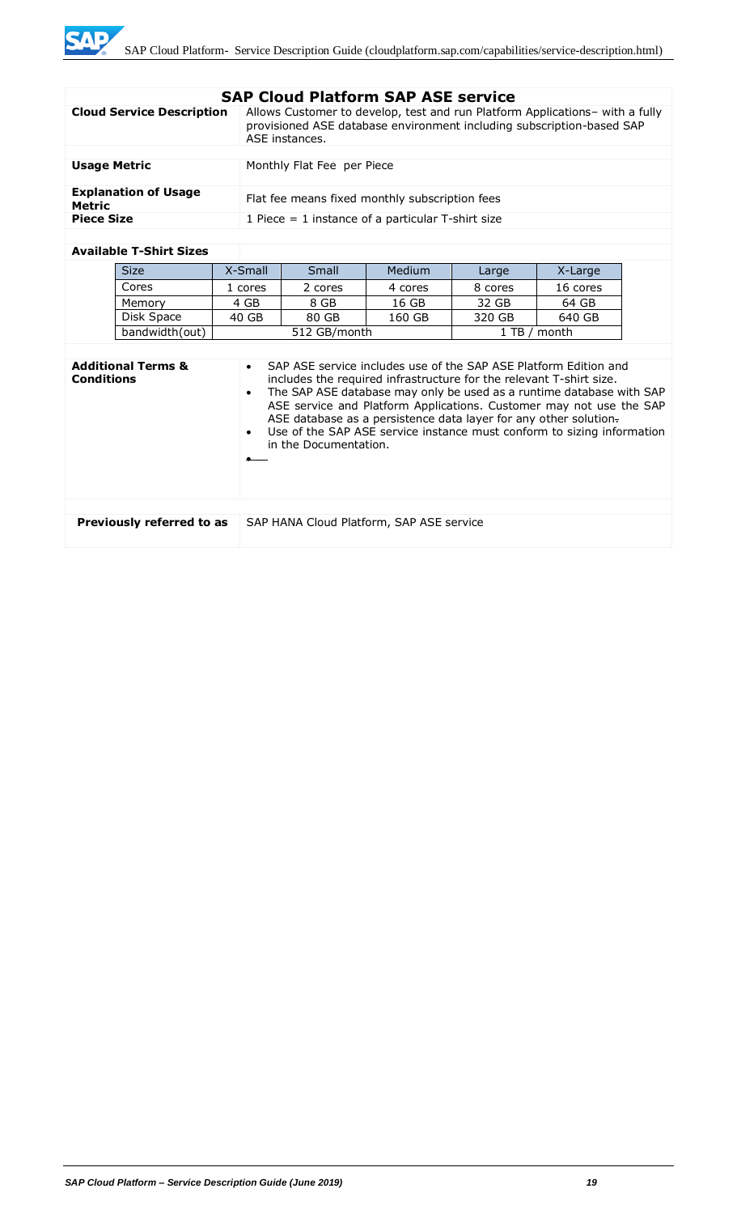## SAP Cloud Platform SAP ASE service

| | |
|---|---|
| **Cloud Service Description** | Allows Customer to develop, test and run Platform Applications– with a fully provisioned ASE database environment including subscription-based SAP ASE instances. |
| **Usage Metric** | Monthly Flat Fee per Piece |
| **Explanation of Usage Metric** | Flat fee means fixed monthly subscription fees |
| **Piece Size** | 1 Piece = 1 instance of a particular T-shirt size |

**Available T-Shirt Sizes**

| Size | X-Small | Small | Medium | Large | X-Large |
|---|---|---|---|---|---|
| Cores | 1 cores | 2 cores | 4 cores | 8 cores | 16 cores |
| Memory | 4 GB | 8 GB | 16 GB | 32 GB | 64 GB |
| Disk Space | 40 GB | 80 GB | 160 GB | 320 GB | 640 GB |
| bandwidth(out) | 512 GB/month | | | 1 TB / month | |

**Additional Terms & Conditions**

- SAP ASE service includes use of the SAP ASE Platform Edition and includes the required infrastructure for the relevant T-shirt size.
- The SAP ASE database may only be used as a runtime database with SAP ASE service and Platform Applications. Customer may not use the SAP ASE database as a persistence data layer for any other solution.
- Use of the SAP ASE service instance must conform to sizing information in the Documentation.

| | |
|---|---|
| **Previously referred to as** | SAP HANA Cloud Platform, SAP ASE service |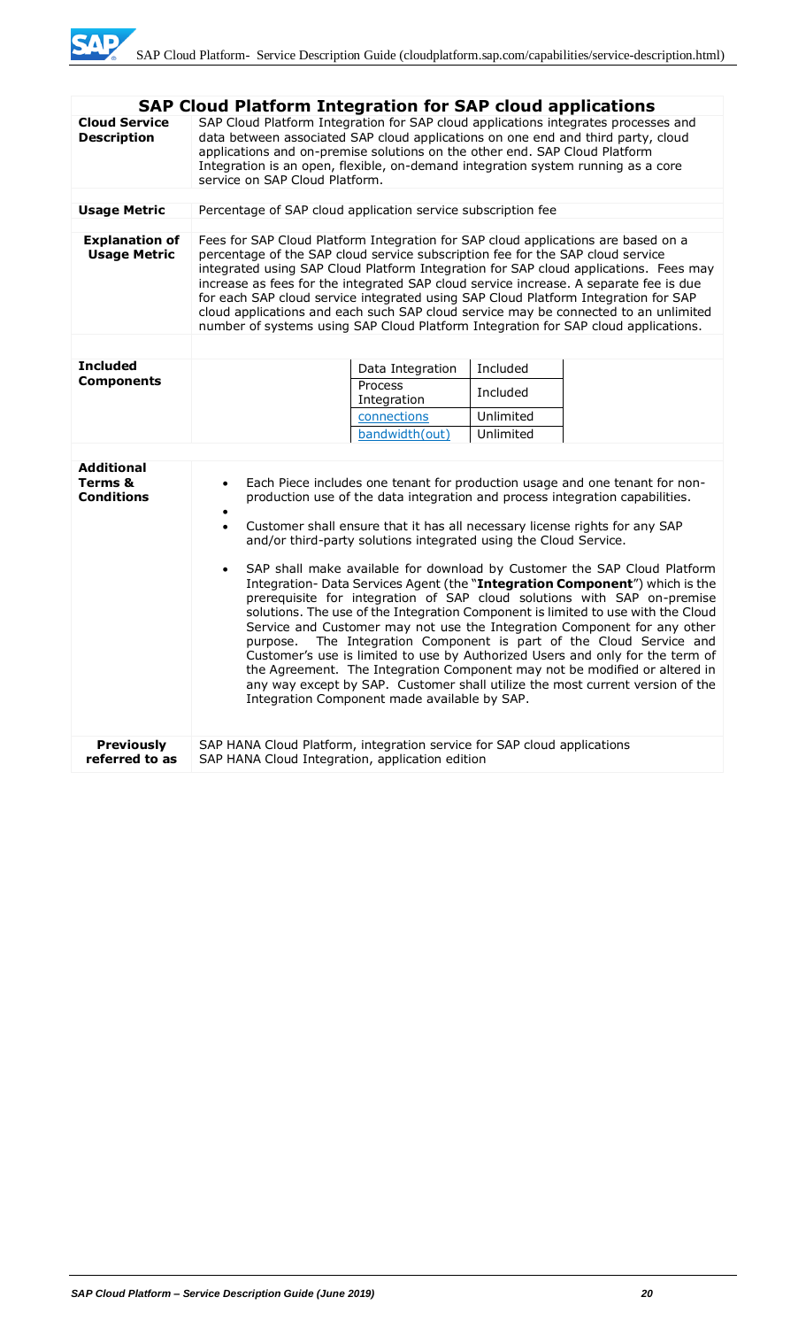## SAP Cloud Platform Integration for SAP cloud applications

| | |
|---|---|
| **Cloud Service Description** | SAP Cloud Platform Integration for SAP cloud applications integrates processes and data between associated SAP cloud applications on one end and third party, cloud applications and on-premise solutions on the other end. SAP Cloud Platform Integration is an open, flexible, on-demand integration system running as a core service on SAP Cloud Platform. |
| **Usage Metric** | Percentage of SAP cloud application service subscription fee |
| **Explanation of Usage Metric** | Fees for SAP Cloud Platform Integration for SAP cloud applications are based on a percentage of the SAP cloud service subscription fee for the SAP cloud service integrated using SAP Cloud Platform Integration for SAP cloud applications. Fees may increase as fees for the integrated SAP cloud service increase. A separate fee is due for each SAP cloud service integrated using SAP Cloud Platform Integration for SAP cloud applications and each such SAP cloud service may be connected to an unlimited number of systems using SAP Cloud Platform Integration for SAP cloud applications. |
| **Included Components** | Data Integration: Included<br>Process Integration: Included<br>connections: Unlimited<br>bandwidth(out): Unlimited |
| **Additional Terms & Conditions** | • Each Piece includes one tenant for production usage and one tenant for non-production use of the data integration and process integration capabilities.<br>•<br>• Customer shall ensure that it has all necessary license rights for any SAP and/or third-party solutions integrated using the Cloud Service.<br>• SAP shall make available for download by Customer the SAP Cloud Platform Integration- Data Services Agent (the "**Integration Component**") which is the prerequisite for integration of SAP cloud solutions with SAP on-premise solutions. The use of the Integration Component is limited to use with the Cloud Service and Customer may not use the Integration Component for any other purpose. The Integration Component is part of the Cloud Service and Customer's use is limited to use by Authorized Users and only for the term of the Agreement. The Integration Component may not be modified or altered in any way except by SAP. Customer shall utilize the most current version of the Integration Component made available by SAP. |
| **Previously referred to as** | SAP HANA Cloud Platform, integration service for SAP cloud applications<br>SAP HANA Cloud Integration, application edition |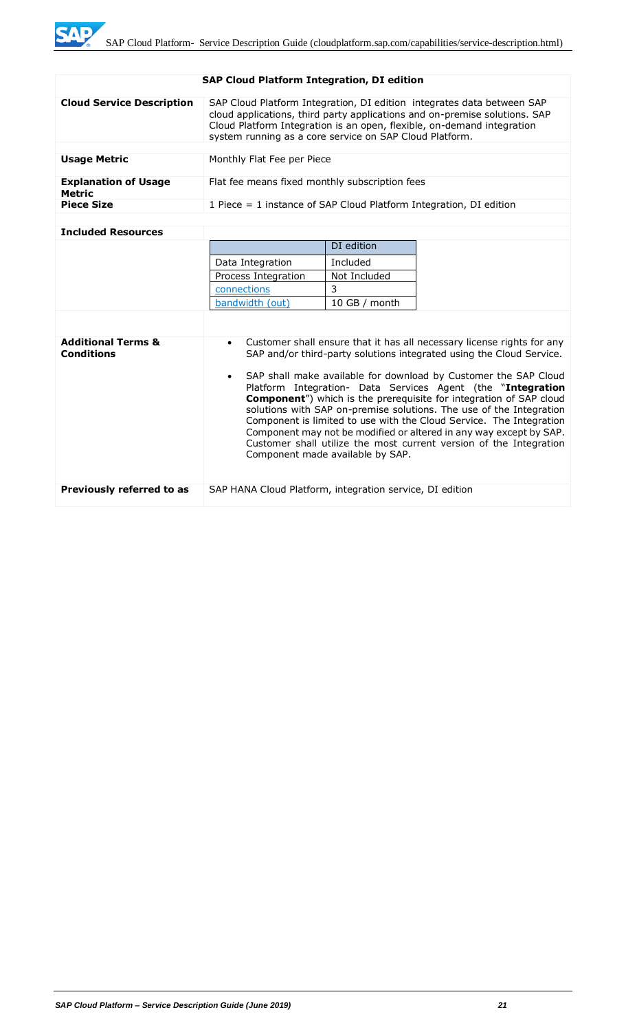## SAP Cloud Platform Integration, DI edition

| | |
|---|---|
| **Cloud Service Description** | SAP Cloud Platform Integration, DI edition integrates data between SAP cloud applications, third party applications and on-premise solutions. SAP Cloud Platform Integration is an open, flexible, on-demand integration system running as a core service on SAP Cloud Platform. |
| **Usage Metric** | Monthly Flat Fee per Piece |
| **Explanation of Usage Metric** | Flat fee means fixed monthly subscription fees |
| **Piece Size** | 1 Piece = 1 instance of SAP Cloud Platform Integration, DI edition |

**Included Resources**

| | DI edition |
|---|---|
| Data Integration | Included |
| Process Integration | Not Included |
| connections | 3 |
| bandwidth (out) | 10 GB / month |

**Additional Terms & Conditions**

- Customer shall ensure that it has all necessary license rights for any SAP and/or third-party solutions integrated using the Cloud Service.
- SAP shall make available for download by Customer the SAP Cloud Platform Integration- Data Services Agent (the "**Integration Component**") which is the prerequisite for integration of SAP cloud solutions with SAP on-premise solutions. The use of the Integration Component is limited to use with the Cloud Service. The Integration Component may not be modified or altered in any way except by SAP. Customer shall utilize the most current version of the Integration Component made available by SAP.

**Previously referred to as**: SAP HANA Cloud Platform, integration service, DI edition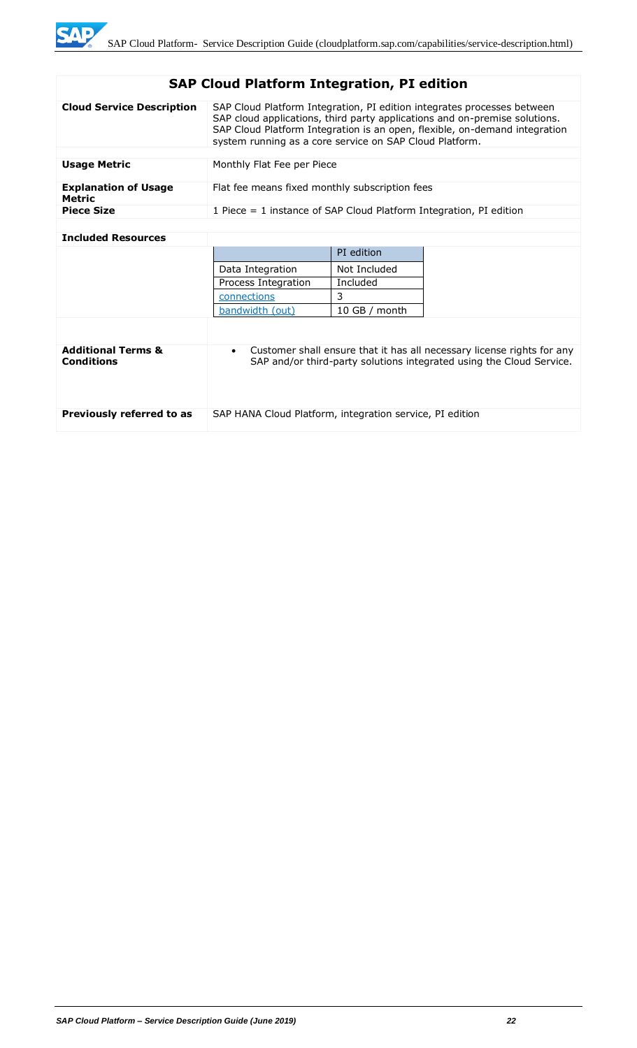## SAP Cloud Platform Integration, PI edition

| | |
|---|---|
| **Cloud Service Description** | SAP Cloud Platform Integration, PI edition integrates processes between SAP cloud applications, third party applications and on-premise solutions. SAP Cloud Platform Integration is an open, flexible, on-demand integration system running as a core service on SAP Cloud Platform. |
| **Usage Metric** | Monthly Flat Fee per Piece |
| **Explanation of Usage Metric** | Flat fee means fixed monthly subscription fees |
| **Piece Size** | 1 Piece = 1 instance of SAP Cloud Platform Integration, PI edition |
| **Included Resources** | |

| | PI edition |
|---|---|
| Data Integration | Not Included |
| Process Integration | Included |
| connections | 3 |
| bandwidth (out) | 10 GB / month |

| | |
|---|---|
| **Additional Terms & Conditions** | • Customer shall ensure that it has all necessary license rights for any SAP and/or third-party solutions integrated using the Cloud Service. |
| **Previously referred to as** | SAP HANA Cloud Platform, integration service, PI edition |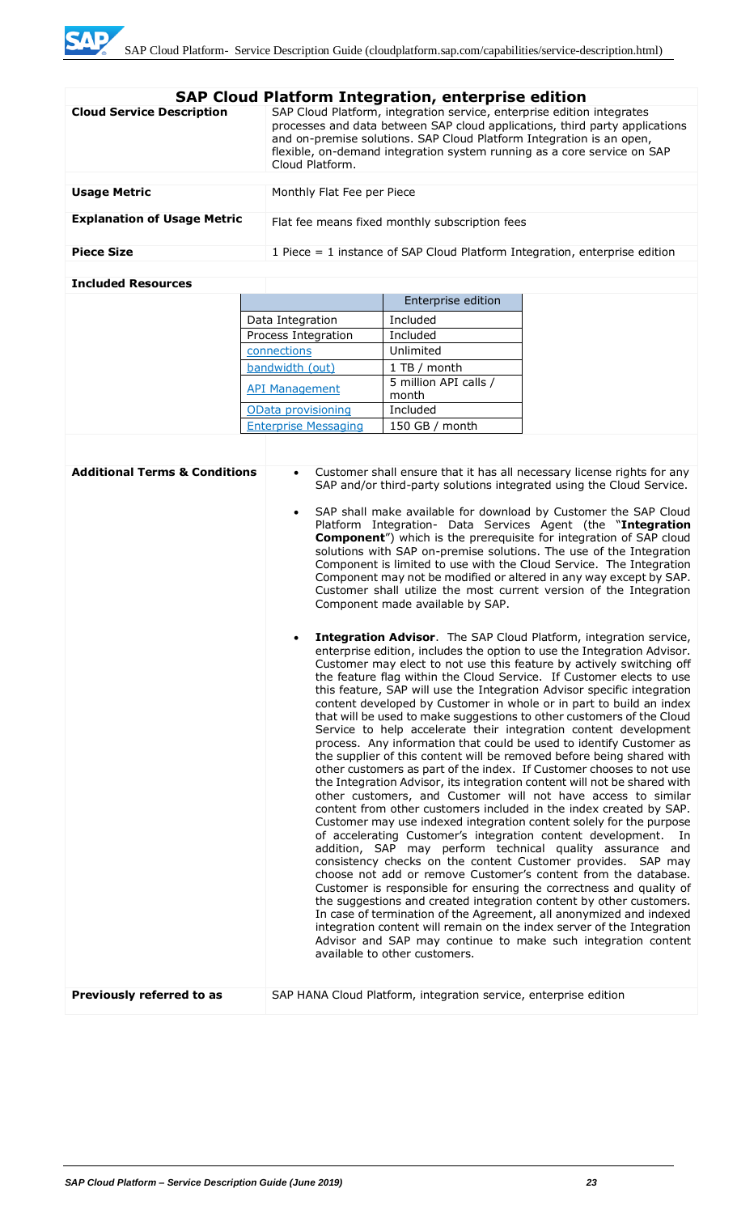## SAP Cloud Platform Integration, enterprise edition

| | |
|---|---|
| **Cloud Service Description** | SAP Cloud Platform, integration service, enterprise edition integrates processes and data between SAP cloud applications, third party applications and on-premise solutions. SAP Cloud Platform Integration is an open, flexible, on-demand integration system running as a core service on SAP Cloud Platform. |
| **Usage Metric** | Monthly Flat Fee per Piece |
| **Explanation of Usage Metric** | Flat fee means fixed monthly subscription fees |
| **Piece Size** | 1 Piece = 1 instance of SAP Cloud Platform Integration, enterprise edition |

**Included Resources**

| | Enterprise edition |
|---|---|
| Data Integration | Included |
| Process Integration | Included |
| connections | Unlimited |
| bandwidth (out) | 1 TB / month |
| API Management | 5 million API calls / month |
| OData provisioning | Included |
| Enterprise Messaging | 150 GB / month |

**Additional Terms & Conditions**

- Customer shall ensure that it has all necessary license rights for any SAP and/or third-party solutions integrated using the Cloud Service.
- SAP shall make available for download by Customer the SAP Cloud Platform Integration- Data Services Agent (the "**Integration Component**") which is the prerequisite for integration of SAP cloud solutions with SAP on-premise solutions. The use of the Integration Component is limited to use with the Cloud Service. The Integration Component may not be modified or altered in any way except by SAP. Customer shall utilize the most current version of the Integration Component made available by SAP.
- **Integration Advisor**. The SAP Cloud Platform, integration service, enterprise edition, includes the option to use the Integration Advisor. Customer may elect to not use this feature by actively switching off the feature flag within the Cloud Service. If Customer elects to use this feature, SAP will use the Integration Advisor specific integration content developed by Customer in whole or in part to build an index that will be used to make suggestions to other customers of the Cloud Service to help accelerate their integration content development process. Any information that could be used to identify Customer as the supplier of this content will be removed before being shared with other customers as part of the index. If Customer chooses to not use the Integration Advisor, its integration content will not be shared with other customers, and Customer will not have access to similar content from other customers included in the index created by SAP. Customer may use indexed integration content solely for the purpose of accelerating Customer's integration content development. In addition, SAP may perform technical quality assurance and consistency checks on the content Customer provides. SAP may choose not add or remove Customer's content from the database. Customer is responsible for ensuring the correctness and quality of the suggestions and created integration content by other customers. In case of termination of the Agreement, all anonymized and indexed integration content will remain on the index server of the Integration Advisor and SAP may continue to make such integration content available to other customers.

**Previously referred to as**: SAP HANA Cloud Platform, integration service, enterprise edition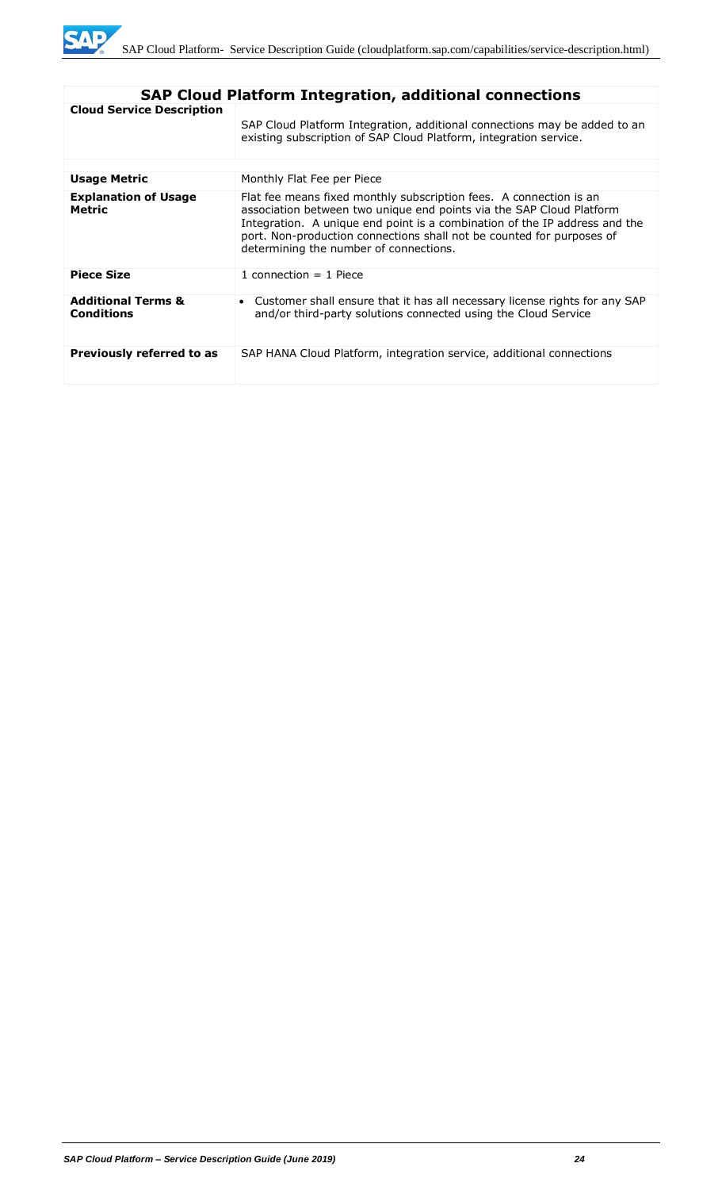| SAP Cloud Platform Integration, additional connections | |
|---|---|
| **Cloud Service Description** | SAP Cloud Platform Integration, additional connections may be added to an existing subscription of SAP Cloud Platform, integration service. |
| **Usage Metric** | Monthly Flat Fee per Piece |
| **Explanation of Usage Metric** | Flat fee means fixed monthly subscription fees. A connection is an association between two unique end points via the SAP Cloud Platform Integration. A unique end point is a combination of the IP address and the port. Non-production connections shall not be counted for purposes of determining the number of connections. |
| **Piece Size** | 1 connection = 1 Piece |
| **Additional Terms & Conditions** | • Customer shall ensure that it has all necessary license rights for any SAP and/or third-party solutions connected using the Cloud Service |
| **Previously referred to as** | SAP HANA Cloud Platform, integration service, additional connections |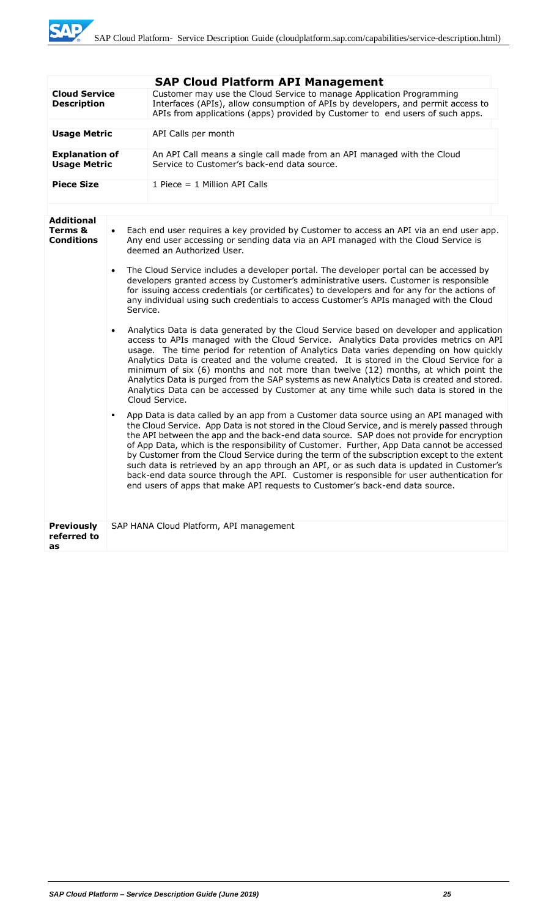## SAP Cloud Platform API Management

| | |
|---|---|
| **Cloud Service Description** | Customer may use the Cloud Service to manage Application Programming Interfaces (APIs), allow consumption of APIs by developers, and permit access to APIs from applications (apps) provided by Customer to end users of such apps. |
| **Usage Metric** | API Calls per month |
| **Explanation of Usage Metric** | An API Call means a single call made from an API managed with the Cloud Service to Customer's back-end data source. |
| **Piece Size** | 1 Piece = 1 Million API Calls |

| | |
|---|---|
| **Additional Terms & Conditions** | • Each end user requires a key provided by Customer to access an API via an end user app. Any end user accessing or sending data via an API managed with the Cloud Service is deemed an Authorized User.<br><br>• The Cloud Service includes a developer portal. The developer portal can be accessed by developers granted access by Customer's administrative users. Customer is responsible for issuing access credentials (or certificates) to developers and for any for the actions of any individual using such credentials to access Customer's APIs managed with the Cloud Service.<br><br>• Analytics Data is data generated by the Cloud Service based on developer and application access to APIs managed with the Cloud Service. Analytics Data provides metrics on API usage. The time period for retention of Analytics Data varies depending on how quickly Analytics Data is created and the volume created. It is stored in the Cloud Service for a minimum of six (6) months and not more than twelve (12) months, at which point the Analytics Data is purged from the SAP systems as new Analytics Data is created and stored. Analytics Data can be accessed by Customer at any time while such data is stored in the Cloud Service.<br><br>• App Data is data called by an app from a Customer data source using an API managed with the Cloud Service. App Data is not stored in the Cloud Service, and is merely passed through the API between the app and the back-end data source. SAP does not provide for encryption of App Data, which is the responsibility of Customer. Further, App Data cannot be accessed by Customer from the Cloud Service during the term of the subscription except to the extent such data is retrieved by an app through an API, or as such data is updated in Customer's back-end data source through the API. Customer is responsible for user authentication for end users of apps that make API requests to Customer's back-end data source. |
| **Previously referred to as** | SAP HANA Cloud Platform, API management |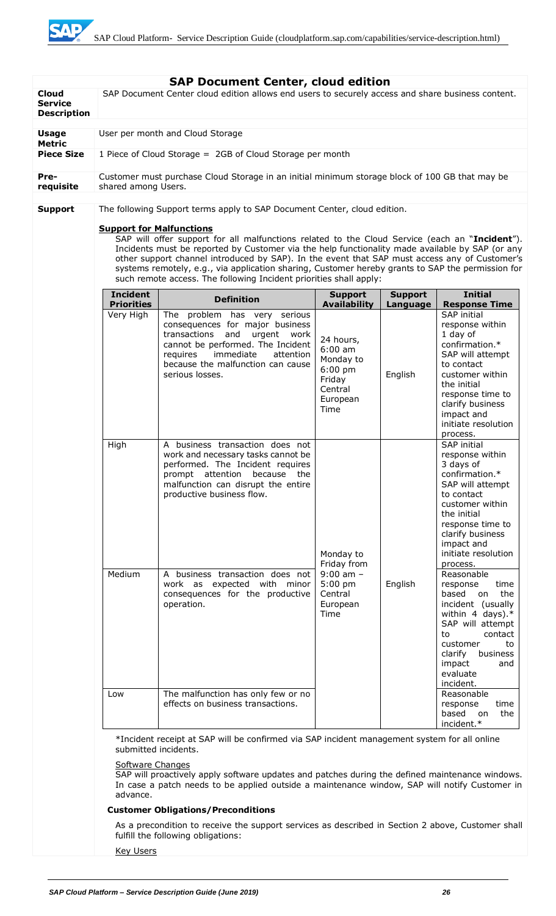## SAP Document Center, cloud edition

| | |
|---|---|
| **Cloud Service Description** | SAP Document Center cloud edition allows end users to securely access and share business content. |
| **Usage Metric** | User per month and Cloud Storage |
| **Piece Size** | 1 Piece of Cloud Storage = 2GB of Cloud Storage per month |
| **Pre-requisite** | Customer must purchase Cloud Storage in an initial minimum storage block of 100 GB that may be shared among Users. |
| **Support** | The following Support terms apply to SAP Document Center, cloud edition. |

**Support for Malfunctions**

SAP will offer support for all malfunctions related to the Cloud Service (each an "**Incident**"). Incidents must be reported by Customer via the help functionality made available by SAP (or any other support channel introduced by SAP). In the event that SAP must access any of Customer's systems remotely, e.g., via application sharing, Customer hereby grants to SAP the permission for such remote access. The following Incident priorities shall apply:

| Incident Priorities | Definition | Support Availability | Support Language | Initial Response Time |
|---|---|---|---|---|
| Very High | The problem has very serious consequences for major business transactions and urgent work cannot be performed. The Incident requires immediate attention because the malfunction can cause serious losses. | 24 hours, 6:00 am Monday to 6:00 pm Friday Central European Time | English | SAP initial response within 1 day of confirmation.* SAP will attempt to contact customer within the initial response time to clarify business impact and initiate resolution process. |
| High | A business transaction does not work and necessary tasks cannot be performed. The Incident requires prompt attention because the malfunction can disrupt the entire productive business flow. | Monday to Friday from 9:00 am – 5:00 pm Central European Time | English | SAP initial response within 3 days of confirmation.* SAP will attempt to contact customer within the initial response time to clarify business impact and initiate resolution process. |
| Medium | A business transaction does not work as expected with minor consequences for the productive operation. | | | Reasonable response time based on the incident (usually within 4 days).* SAP will attempt to contact customer to clarify business impact and evaluate incident. |
| Low | The malfunction has only few or no effects on business transactions. | | | Reasonable response time based on the incident.* |

*Incident receipt at SAP will be confirmed via SAP incident management system for all online submitted incidents.

Software Changes

SAP will proactively apply software updates and patches during the defined maintenance windows. In case a patch needs to be applied outside a maintenance window, SAP will notify Customer in advance.

**Customer Obligations/Preconditions**

As a precondition to receive the support services as described in Section 2 above, Customer shall fulfill the following obligations:

Key Users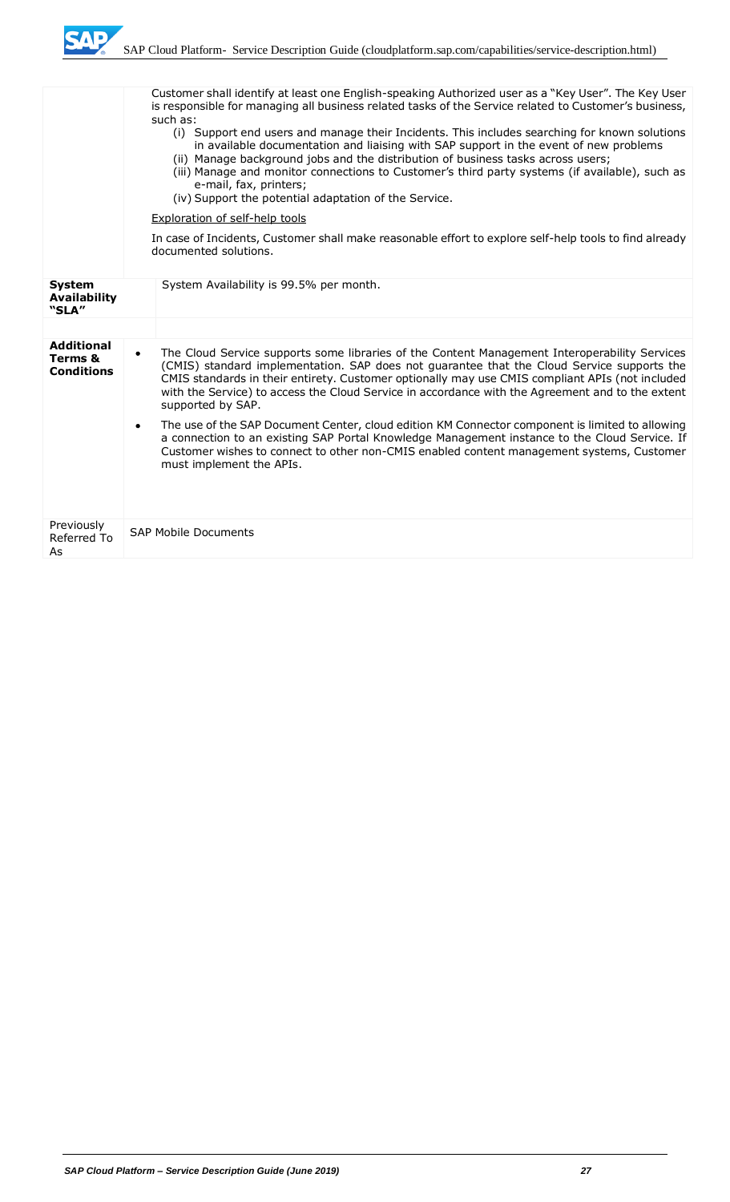| | |
|---|---|
| | Customer shall identify at least one English-speaking Authorized user as a "Key User". The Key User is responsible for managing all business related tasks of the Service related to Customer's business, such as:<br>(i) Support end users and manage their Incidents. This includes searching for known solutions in available documentation and liaising with SAP support in the event of new problems<br>(ii) Manage background jobs and the distribution of business tasks across users;<br>(iii) Manage and monitor connections to Customer's third party systems (if available), such as e-mail, fax, printers;<br>(iv) Support the potential adaptation of the Service.<br><br><u>Exploration of self-help tools</u><br><br>In case of Incidents, Customer shall make reasonable effort to explore self-help tools to find already documented solutions. |
| **System Availability "SLA"** | System Availability is 99.5% per month. |
| **Additional Terms & Conditions** | • The Cloud Service supports some libraries of the Content Management Interoperability Services (CMIS) standard implementation. SAP does not guarantee that the Cloud Service supports the CMIS standards in their entirety. Customer optionally may use CMIS compliant APIs (not included with the Service) to access the Cloud Service in accordance with the Agreement and to the extent supported by SAP.<br>• The use of the SAP Document Center, cloud edition KM Connector component is limited to allowing a connection to an existing SAP Portal Knowledge Management instance to the Cloud Service. If Customer wishes to connect to other non-CMIS enabled content management systems, Customer must implement the APIs. |
| Previously Referred To As | SAP Mobile Documents |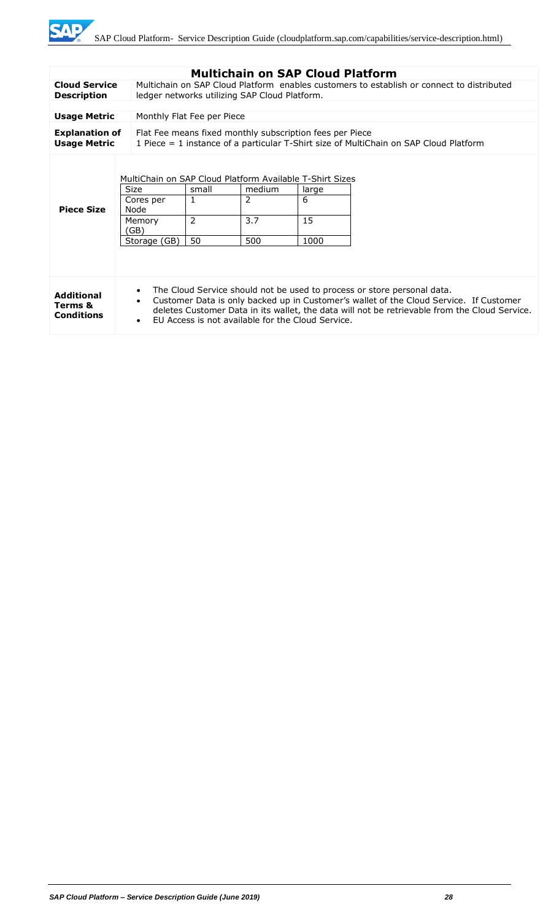## Multichain on SAP Cloud Platform

| | |
|---|---|
| **Cloud Service Description** | Multichain on SAP Cloud Platform enables customers to establish or connect to distributed ledger networks utilizing SAP Cloud Platform. |
| **Usage Metric** | Monthly Flat Fee per Piece |
| **Explanation of Usage Metric** | Flat Fee means fixed monthly subscription fees per Piece<br>1 Piece = 1 instance of a particular T-Shirt size of MultiChain on SAP Cloud Platform |
| **Piece Size** | MultiChain on SAP Cloud Platform Available T-Shirt Sizes (see table below) |
| **Additional Terms & Conditions** | • The Cloud Service should not be used to process or store personal data.<br>• Customer Data is only backed up in Customer's wallet of the Cloud Service. If Customer deletes Customer Data in its wallet, the data will not be retrievable from the Cloud Service.<br>• EU Access is not available for the Cloud Service. |

MultiChain on SAP Cloud Platform Available T-Shirt Sizes

| Size | small | medium | large |
|---|---|---|---|
| Cores per Node | 1 | 2 | 6 |
| Memory (GB) | 2 | 3.7 | 15 |
| Storage (GB) | 50 | 500 | 1000 |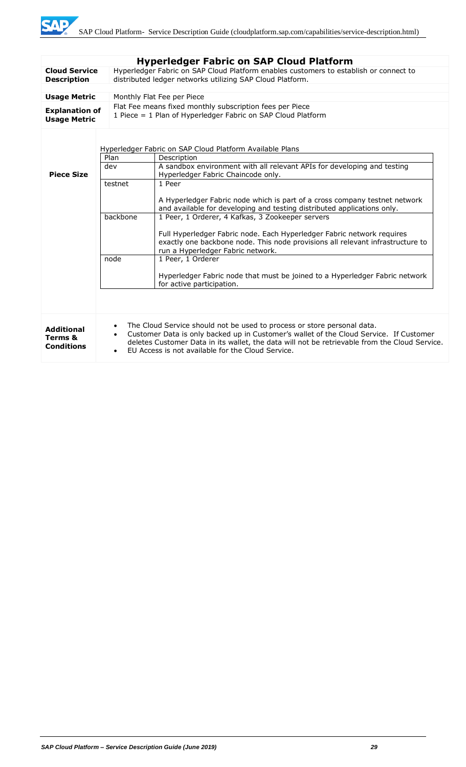## Hyperledger Fabric on SAP Cloud Platform

| | |
|---|---|
| **Cloud Service Description** | Hyperledger Fabric on SAP Cloud Platform enables customers to establish or connect to distributed ledger networks utilizing SAP Cloud Platform. |
| **Usage Metric** | Monthly Flat Fee per Piece |
| **Explanation of Usage Metric** | Flat Fee means fixed monthly subscription fees per Piece<br>1 Piece = 1 Plan of Hyperledger Fabric on SAP Cloud Platform |
| **Piece Size** | Hyperledger Fabric on SAP Cloud Platform Available Plans (see table below) |
| **Additional Terms & Conditions** | • The Cloud Service should not be used to process or store personal data.<br>• Customer Data is only backed up in Customer's wallet of the Cloud Service. If Customer deletes Customer Data in its wallet, the data will not be retrievable from the Cloud Service.<br>• EU Access is not available for the Cloud Service. |

Hyperledger Fabric on SAP Cloud Platform Available Plans

| Plan | Description |
|---|---|
| dev | A sandbox environment with all relevant APIs for developing and testing Hyperledger Fabric Chaincode only. |
| testnet | 1 Peer<br><br>A Hyperledger Fabric node which is part of a cross company testnet network and available for developing and testing distributed applications only. |
| backbone | 1 Peer, 1 Orderer, 4 Kafkas, 3 Zookeeper servers<br><br>Full Hyperledger Fabric node. Each Hyperledger Fabric network requires exactly one backbone node. This node provisions all relevant infrastructure to run a Hyperledger Fabric network. |
| node | 1 Peer, 1 Orderer<br><br>Hyperledger Fabric node that must be joined to a Hyperledger Fabric network for active participation. |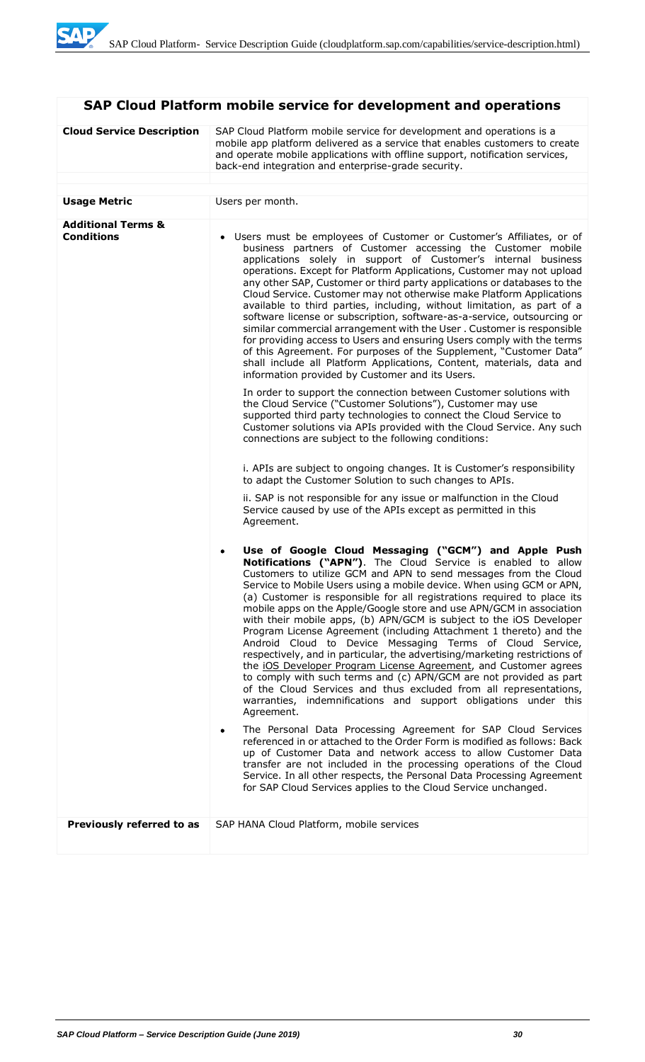## SAP Cloud Platform mobile service for development and operations

| | |
|---|---|
| **Cloud Service Description** | SAP Cloud Platform mobile service for development and operations is a mobile app platform delivered as a service that enables customers to create and operate mobile applications with offline support, notification services, back-end integration and enterprise-grade security. |
| **Usage Metric** | Users per month. |
| **Additional Terms & Conditions** | • Users must be employees of Customer or Customer's Affiliates, or of business partners of Customer accessing the Customer mobile applications solely in support of Customer's internal business operations. Except for Platform Applications, Customer may not upload any other SAP, Customer or third party applications or databases to the Cloud Service. Customer may not otherwise make Platform Applications available to third parties, including, without limitation, as part of a software license or subscription, software-as-a-service, outsourcing or similar commercial arrangement with the User . Customer is responsible for providing access to Users and ensuring Users comply with the terms of this Agreement. For purposes of the Supplement, "Customer Data" shall include all Platform Applications, Content, materials, data and information provided by Customer and its Users.<br><br>In order to support the connection between Customer solutions with the Cloud Service ("Customer Solutions"), Customer may use supported third party technologies to connect the Cloud Service to Customer solutions via APIs provided with the Cloud Service. Any such connections are subject to the following conditions:<br><br>i. APIs are subject to ongoing changes. It is Customer's responsibility to adapt the Customer Solution to such changes to APIs.<br><br>ii. SAP is not responsible for any issue or malfunction in the Cloud Service caused by use of the APIs except as permitted in this Agreement.<br><br>• **Use of Google Cloud Messaging ("GCM") and Apple Push Notifications ("APN")**. The Cloud Service is enabled to allow Customers to utilize GCM and APN to send messages from the Cloud Service to Mobile Users using a mobile device. When using GCM or APN, (a) Customer is responsible for all registrations required to place its mobile apps on the Apple/Google store and use APN/GCM in association with their mobile apps, (b) APN/GCM is subject to the iOS Developer Program License Agreement (including Attachment 1 thereto) and the Android Cloud to Device Messaging Terms of Cloud Service, respectively, and in particular, the advertising/marketing restrictions of the iOS Developer Program License Agreement, and Customer agrees to comply with such terms and (c) APN/GCM are not provided as part of the Cloud Services and thus excluded from all representations, warranties, indemnifications and support obligations under this Agreement.<br><br>• The Personal Data Processing Agreement for SAP Cloud Services referenced in or attached to the Order Form is modified as follows: Back up of Customer Data and network access to allow Customer Data transfer are not included in the processing operations of the Cloud Service. In all other respects, the Personal Data Processing Agreement for SAP Cloud Services applies to the Cloud Service unchanged. |
| **Previously referred to as** | SAP HANA Cloud Platform, mobile services |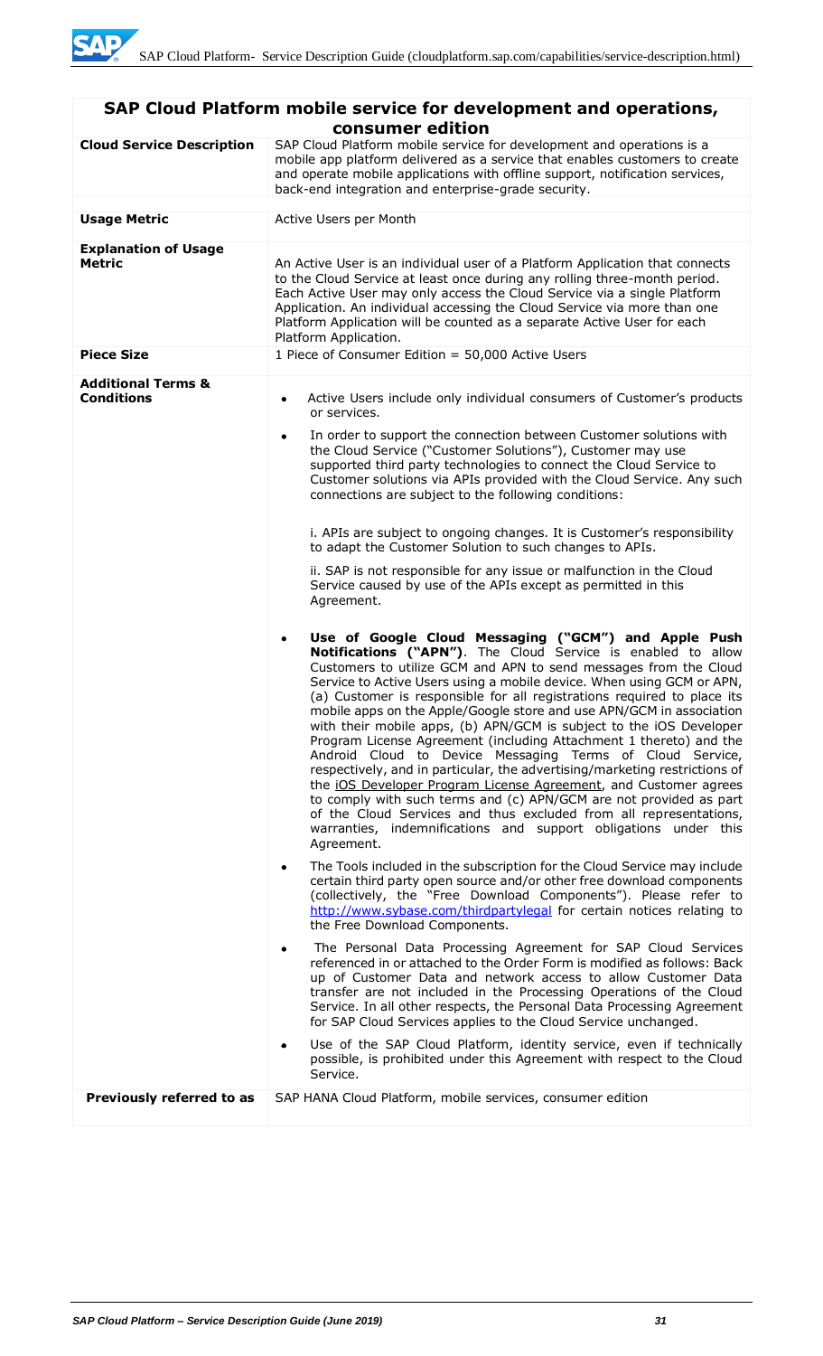## SAP Cloud Platform mobile service for development and operations, consumer edition

| | |
|---|---|
| **Cloud Service Description** | SAP Cloud Platform mobile service for development and operations is a mobile app platform delivered as a service that enables customers to create and operate mobile applications with offline support, notification services, back-end integration and enterprise-grade security. |
| **Usage Metric** | Active Users per Month |
| **Explanation of Usage Metric** | An Active User is an individual user of a Platform Application that connects to the Cloud Service at least once during any rolling three-month period. Each Active User may only access the Cloud Service via a single Platform Application. An individual accessing the Cloud Service via more than one Platform Application will be counted as a separate Active User for each Platform Application. |
| **Piece Size** | 1 Piece of Consumer Edition = 50,000 Active Users |
| **Additional Terms & Conditions** | • Active Users include only individual consumers of Customer's products or services.<br><br>• In order to support the connection between Customer solutions with the Cloud Service ("Customer Solutions"), Customer may use supported third party technologies to connect the Cloud Service to Customer solutions via APIs provided with the Cloud Service. Any such connections are subject to the following conditions:<br><br>i. APIs are subject to ongoing changes. It is Customer's responsibility to adapt the Customer Solution to such changes to APIs.<br><br>ii. SAP is not responsible for any issue or malfunction in the Cloud Service caused by use of the APIs except as permitted in this Agreement.<br><br>• **Use of Google Cloud Messaging ("GCM") and Apple Push Notifications ("APN")**. The Cloud Service is enabled to allow Customers to utilize GCM and APN to send messages from the Cloud Service to Active Users using a mobile device. When using GCM or APN, (a) Customer is responsible for all registrations required to place its mobile apps on the Apple/Google store and use APN/GCM in association with their mobile apps, (b) APN/GCM is subject to the iOS Developer Program License Agreement (including Attachment 1 thereto) and the Android Cloud to Device Messaging Terms of Cloud Service, respectively, and in particular, the advertising/marketing restrictions of the iOS Developer Program License Agreement, and Customer agrees to comply with such terms and (c) APN/GCM are not provided as part of the Cloud Services and thus excluded from all representations, warranties, indemnifications and support obligations under this Agreement.<br><br>• The Tools included in the subscription for the Cloud Service may include certain third party open source and/or other free download components (collectively, the "Free Download Components"). Please refer to http://www.sybase.com/thirdpartylegal for certain notices relating to the Free Download Components.<br><br>• The Personal Data Processing Agreement for SAP Cloud Services referenced in or attached to the Order Form is modified as follows: Back up of Customer Data and network access to allow Customer Data transfer are not included in the Processing Operations of the Cloud Service. In all other respects, the Personal Data Processing Agreement for SAP Cloud Services applies to the Cloud Service unchanged.<br><br>• Use of the SAP Cloud Platform, identity service, even if technically possible, is prohibited under this Agreement with respect to the Cloud Service. |
| **Previously referred to as** | SAP HANA Cloud Platform, mobile services, consumer edition |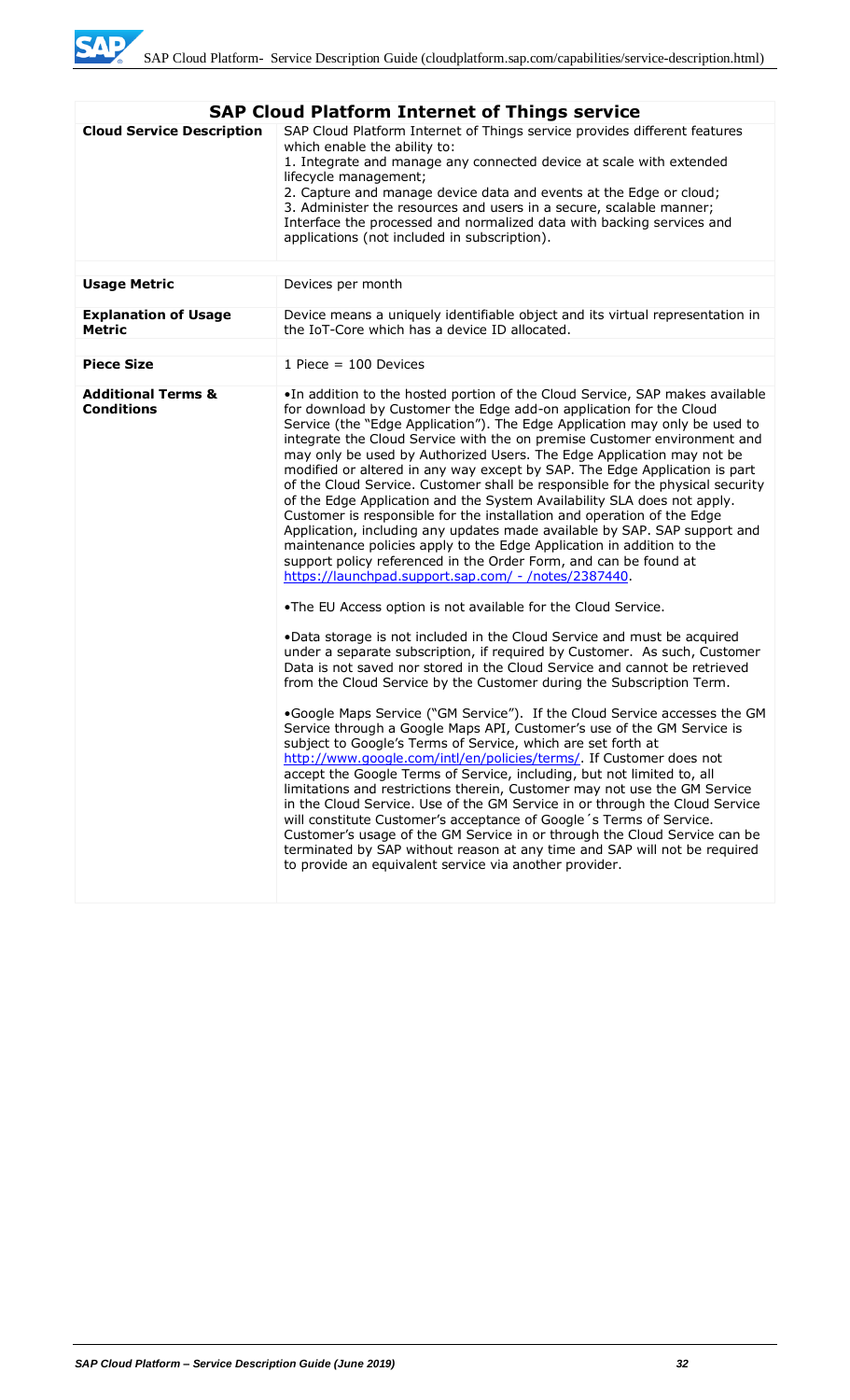## SAP Cloud Platform Internet of Things service

| | |
|---|---|
| **Cloud Service Description** | SAP Cloud Platform Internet of Things service provides different features which enable the ability to:<br>1. Integrate and manage any connected device at scale with extended lifecycle management;<br>2. Capture and manage device data and events at the Edge or cloud;<br>3. Administer the resources and users in a secure, scalable manner;<br>Interface the processed and normalized data with backing services and applications (not included in subscription). |
| **Usage Metric** | Devices per month |
| **Explanation of Usage Metric** | Device means a uniquely identifiable object and its virtual representation in the IoT-Core which has a device ID allocated. |
| **Piece Size** | 1 Piece = 100 Devices |
| **Additional Terms & Conditions** | •In addition to the hosted portion of the Cloud Service, SAP makes available for download by Customer the Edge add-on application for the Cloud Service (the "Edge Application"). The Edge Application may only be used to integrate the Cloud Service with the on premise Customer environment and may only be used by Authorized Users. The Edge Application may not be modified or altered in any way except by SAP. The Edge Application is part of the Cloud Service. Customer shall be responsible for the physical security of the Edge Application and the System Availability SLA does not apply. Customer is responsible for the installation and operation of the Edge Application, including any updates made available by SAP. SAP support and maintenance policies apply to the Edge Application in addition to the support policy referenced in the Order Form, and can be found at https://launchpad.support.sap.com/ - /notes/2387440.<br><br>•The EU Access option is not available for the Cloud Service.<br><br>•Data storage is not included in the Cloud Service and must be acquired under a separate subscription, if required by Customer. As such, Customer Data is not saved nor stored in the Cloud Service and cannot be retrieved from the Cloud Service by the Customer during the Subscription Term.<br><br>•Google Maps Service ("GM Service"). If the Cloud Service accesses the GM Service through a Google Maps API, Customer's use of the GM Service is subject to Google's Terms of Service, which are set forth at http://www.google.com/intl/en/policies/terms/. If Customer does not accept the Google Terms of Service, including, but not limited to, all limitations and restrictions therein, Customer may not use the GM Service in the Cloud Service. Use of the GM Service in or through the Cloud Service will constitute Customer's acceptance of Google´s Terms of Service. Customer's usage of the GM Service in or through the Cloud Service can be terminated by SAP without reason at any time and SAP will not be required to provide an equivalent service via another provider. |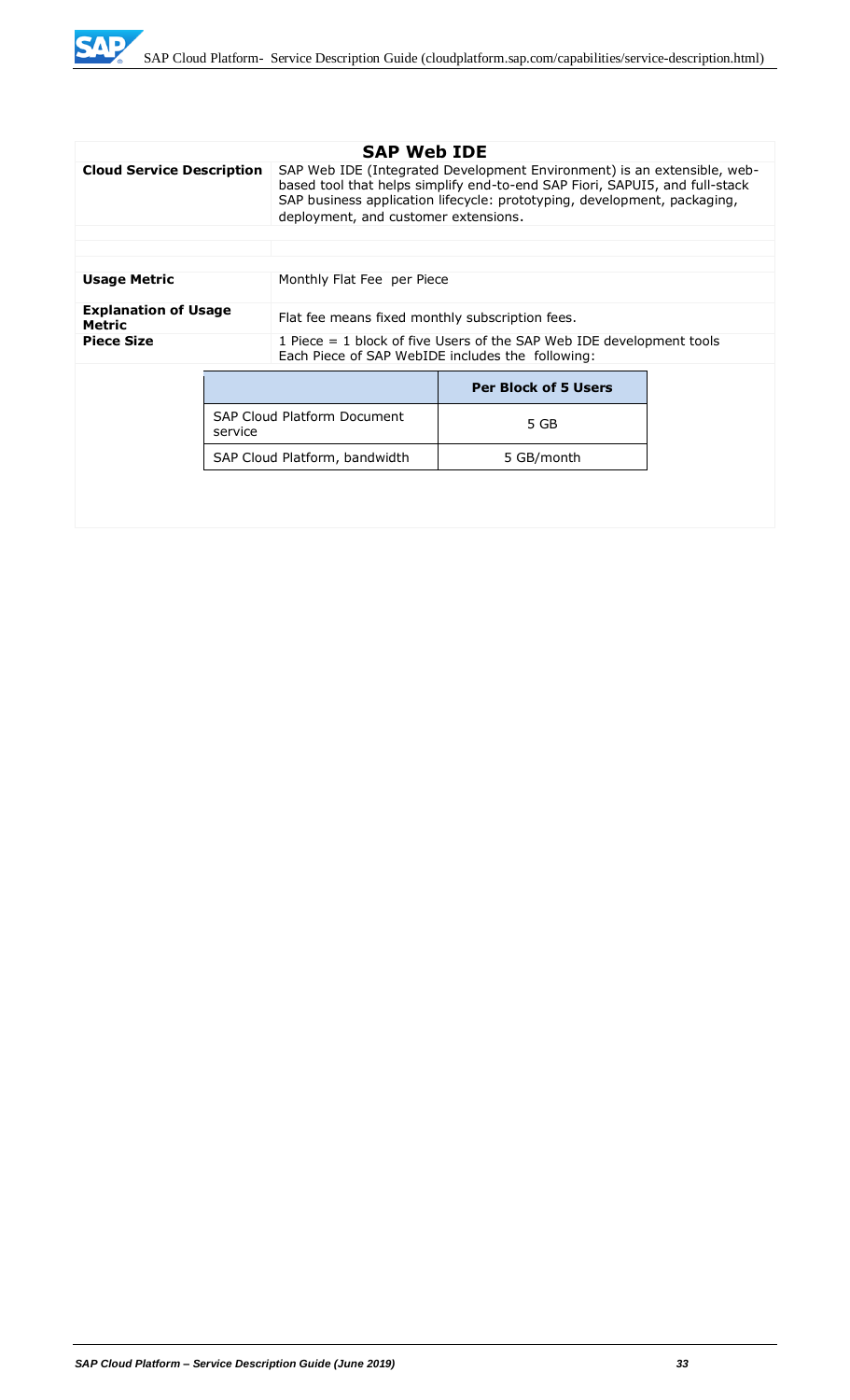## SAP Web IDE

| | |
|---|---|
| **Cloud Service Description** | SAP Web IDE (Integrated Development Environment) is an extensible, web-based tool that helps simplify end-to-end SAP Fiori, SAPUI5, and full-stack SAP business application lifecycle: prototyping, development, packaging, deployment, and customer extensions. |
| **Usage Metric** | Monthly Flat Fee per Piece |
| **Explanation of Usage Metric** | Flat fee means fixed monthly subscription fees. |
| **Piece Size** | 1 Piece = 1 block of five Users of the SAP Web IDE development tools<br>Each Piece of SAP WebIDE includes the following: |

| | Per Block of 5 Users |
|---|---|
| SAP Cloud Platform Document service | 5 GB |
| SAP Cloud Platform, bandwidth | 5 GB/month |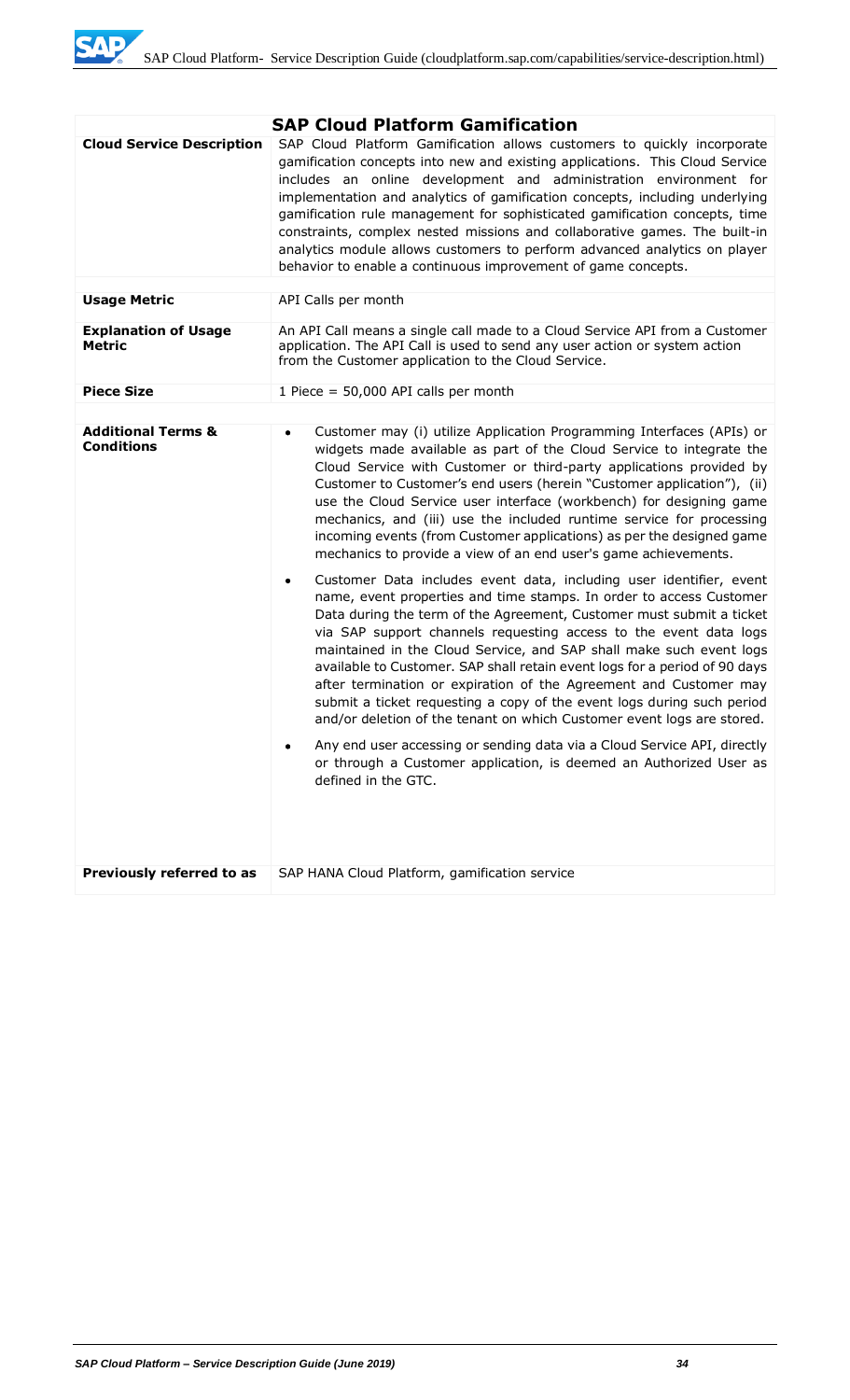| SAP Cloud Platform Gamification | |
|---|---|
| **Cloud Service Description** | SAP Cloud Platform Gamification allows customers to quickly incorporate gamification concepts into new and existing applications. This Cloud Service includes an online development and administration environment for implementation and analytics of gamification concepts, including underlying gamification rule management for sophisticated gamification concepts, time constraints, complex nested missions and collaborative games. The built-in analytics module allows customers to perform advanced analytics on player behavior to enable a continuous improvement of game concepts. |
| **Usage Metric** | API Calls per month |
| **Explanation of Usage Metric** | An API Call means a single call made to a Cloud Service API from a Customer application. The API Call is used to send any user action or system action from the Customer application to the Cloud Service. |
| **Piece Size** | 1 Piece = 50,000 API calls per month |
| **Additional Terms & Conditions** | • Customer may (i) utilize Application Programming Interfaces (APIs) or widgets made available as part of the Cloud Service to integrate the Cloud Service with Customer or third-party applications provided by Customer to Customer's end users (herein "Customer application"), (ii) use the Cloud Service user interface (workbench) for designing game mechanics, and (iii) use the included runtime service for processing incoming events (from Customer applications) as per the designed game mechanics to provide a view of an end user's game achievements.<br>• Customer Data includes event data, including user identifier, event name, event properties and time stamps. In order to access Customer Data during the term of the Agreement, Customer must submit a ticket via SAP support channels requesting access to the event data logs maintained in the Cloud Service, and SAP shall make such event logs available to Customer. SAP shall retain event logs for a period of 90 days after termination or expiration of the Agreement and Customer may submit a ticket requesting a copy of the event logs during such period and/or deletion of the tenant on which Customer event logs are stored.<br>• Any end user accessing or sending data via a Cloud Service API, directly or through a Customer application, is deemed an Authorized User as defined in the GTC. |
| **Previously referred to as** | SAP HANA Cloud Platform, gamification service |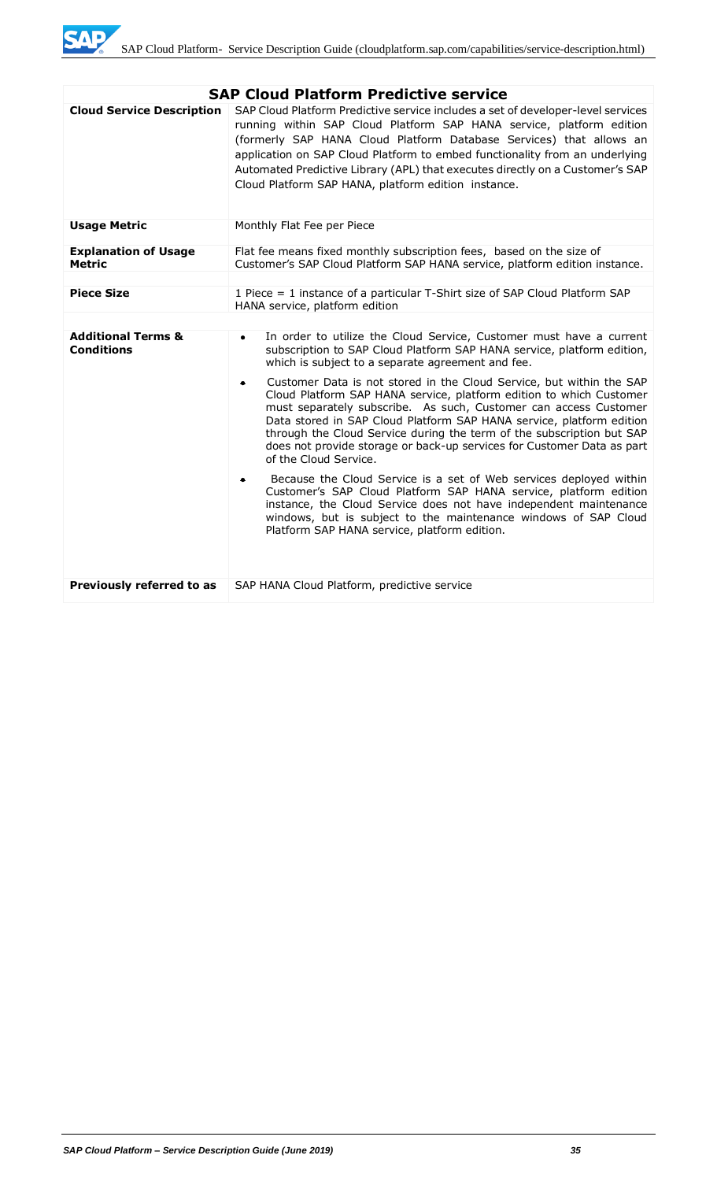| **SAP Cloud Platform Predictive service** | |
|---|---|
| **Cloud Service Description** | SAP Cloud Platform Predictive service includes a set of developer-level services running within SAP Cloud Platform SAP HANA service, platform edition (formerly SAP HANA Cloud Platform Database Services) that allows an application on SAP Cloud Platform to embed functionality from an underlying Automated Predictive Library (APL) that executes directly on a Customer's SAP Cloud Platform SAP HANA, platform edition instance. |
| **Usage Metric** | Monthly Flat Fee per Piece |
| **Explanation of Usage Metric** | Flat fee means fixed monthly subscription fees, based on the size of Customer's SAP Cloud Platform SAP HANA service, platform edition instance. |
| **Piece Size** | 1 Piece = 1 instance of a particular T-Shirt size of SAP Cloud Platform SAP HANA service, platform edition |
| **Additional Terms & Conditions** | • In order to utilize the Cloud Service, Customer must have a current subscription to SAP Cloud Platform SAP HANA service, platform edition, which is subject to a separate agreement and fee.<br>• Customer Data is not stored in the Cloud Service, but within the SAP Cloud Platform SAP HANA service, platform edition to which Customer must separately subscribe. As such, Customer can access Customer Data stored in SAP Cloud Platform SAP HANA service, platform edition through the Cloud Service during the term of the subscription but SAP does not provide storage or back-up services for Customer Data as part of the Cloud Service.<br>• Because the Cloud Service is a set of Web services deployed within Customer's SAP Cloud Platform SAP HANA service, platform edition instance, the Cloud Service does not have independent maintenance windows, but is subject to the maintenance windows of SAP Cloud Platform SAP HANA service, platform edition. |
| **Previously referred to as** | SAP HANA Cloud Platform, predictive service |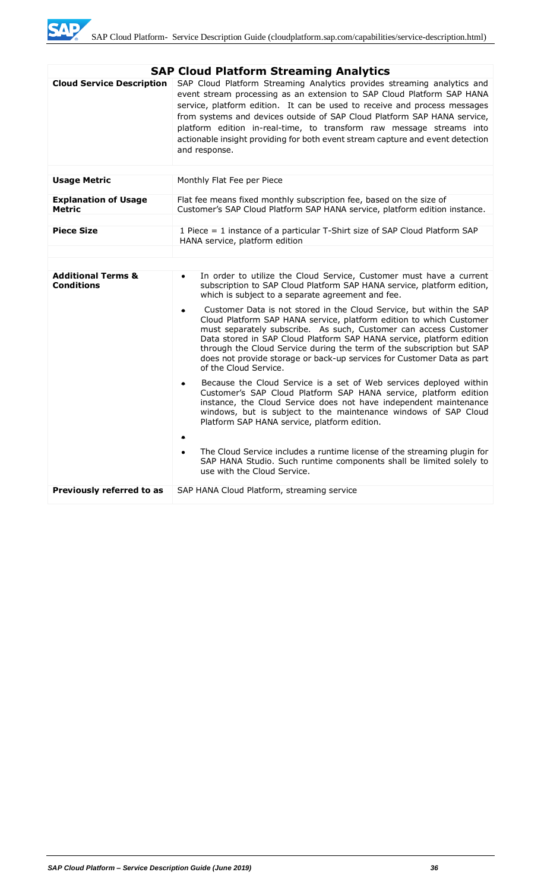| **SAP Cloud Platform Streaming Analytics** | |
|---|---|
| **Cloud Service Description** | SAP Cloud Platform Streaming Analytics provides streaming analytics and event stream processing as an extension to SAP Cloud Platform SAP HANA service, platform edition. It can be used to receive and process messages from systems and devices outside of SAP Cloud Platform SAP HANA service, platform edition in-real-time, to transform raw message streams into actionable insight providing for both event stream capture and event detection and response. |
| **Usage Metric** | Monthly Flat Fee per Piece |
| **Explanation of Usage Metric** | Flat fee means fixed monthly subscription fee, based on the size of Customer's SAP Cloud Platform SAP HANA service, platform edition instance. |
| **Piece Size** | 1 Piece = 1 instance of a particular T-Shirt size of SAP Cloud Platform SAP HANA service, platform edition |
| **Additional Terms & Conditions** | • In order to utilize the Cloud Service, Customer must have a current subscription to SAP Cloud Platform SAP HANA service, platform edition, which is subject to a separate agreement and fee.<br>• Customer Data is not stored in the Cloud Service, but within the SAP Cloud Platform SAP HANA service, platform edition to which Customer must separately subscribe. As such, Customer can access Customer Data stored in SAP Cloud Platform SAP HANA service, platform edition through the Cloud Service during the term of the subscription but SAP does not provide storage or back-up services for Customer Data as part of the Cloud Service.<br>• Because the Cloud Service is a set of Web services deployed within Customer's SAP Cloud Platform SAP HANA service, platform edition instance, the Cloud Service does not have independent maintenance windows, but is subject to the maintenance windows of SAP Cloud Platform SAP HANA service, platform edition.<br>•<br>• The Cloud Service includes a runtime license of the streaming plugin for SAP HANA Studio. Such runtime components shall be limited solely to use with the Cloud Service. |
| **Previously referred to as** | SAP HANA Cloud Platform, streaming service |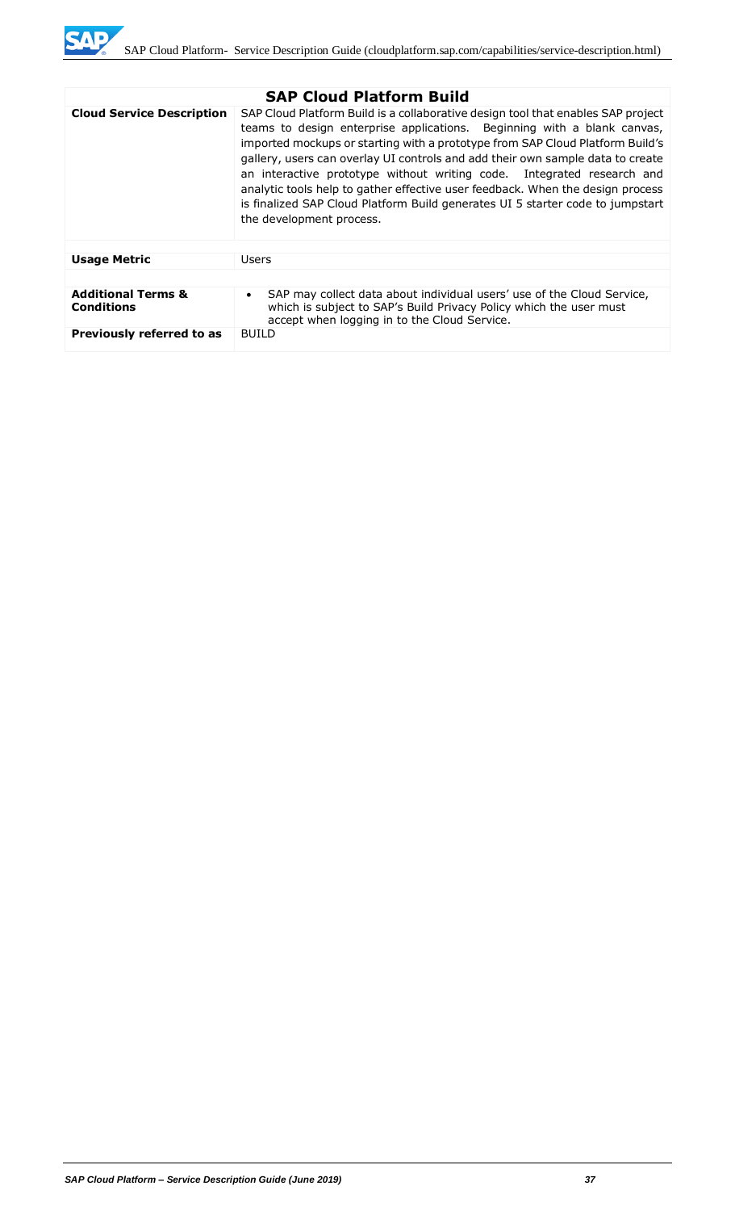## SAP Cloud Platform Build

| | |
|---|---|
| **Cloud Service Description** | SAP Cloud Platform Build is a collaborative design tool that enables SAP project teams to design enterprise applications. Beginning with a blank canvas, imported mockups or starting with a prototype from SAP Cloud Platform Build's gallery, users can overlay UI controls and add their own sample data to create an interactive prototype without writing code. Integrated research and analytic tools help to gather effective user feedback. When the design process is finalized SAP Cloud Platform Build generates UI 5 starter code to jumpstart the development process. |
| **Usage Metric** | Users |
| **Additional Terms & Conditions** | • SAP may collect data about individual users' use of the Cloud Service, which is subject to SAP's Build Privacy Policy which the user must accept when logging in to the Cloud Service. |
| **Previously referred to as** | BUILD |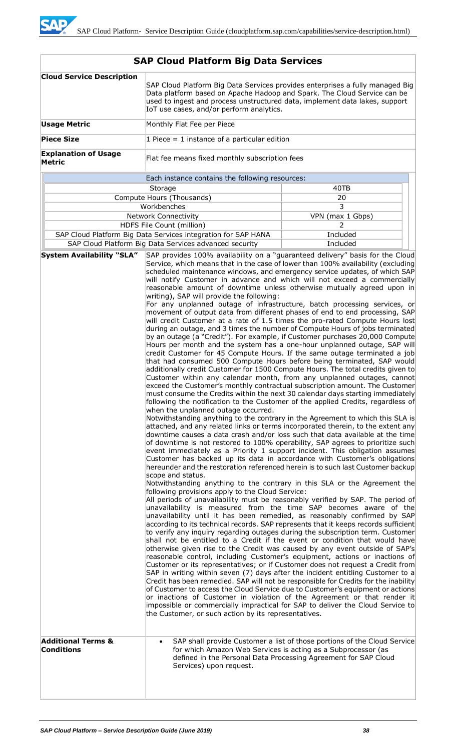## SAP Cloud Platform Big Data Services

| | |
|---|---|
| **Cloud Service Description** | SAP Cloud Platform Big Data Services provides enterprises a fully managed Big Data platform based on Apache Hadoop and Spark. The Cloud Service can be used to ingest and process unstructured data, implement data lakes, support IoT use cases, and/or perform analytics. |
| **Usage Metric** | Monthly Flat Fee per Piece |
| **Piece Size** | 1 Piece = 1 instance of a particular edition |
| **Explanation of Usage Metric** | Flat fee means fixed monthly subscription fees |

| Each instance contains the following resources: | |
|---|---|
| Storage | 40TB |
| Compute Hours (Thousands) | 20 |
| Workbenches | 3 |
| Network Connectivity | VPN (max 1 Gbps) |
| HDFS File Count (million) | 2 |
| SAP Cloud Platform Big Data Services integration for SAP HANA | Included |
| SAP Cloud Platform Big Data Services advanced security | Included |

**System Availability "SLA"**

SAP provides 100% availability on a "guaranteed delivery" basis for the Cloud Service, which means that in the case of lower than 100% availability (excluding scheduled maintenance windows, and emergency service updates, of which SAP will notify Customer in advance and which will not exceed a commercially reasonable amount of downtime unless otherwise mutually agreed upon in writing), SAP will provide the following:

For any unplanned outage of infrastructure, batch processing services, or movement of output data from different phases of end to end processing, SAP will credit Customer at a rate of 1.5 times the pro-rated Compute Hours lost during an outage, and 3 times the number of Compute Hours of jobs terminated by an outage (a "Credit"). For example, if Customer purchases 20,000 Compute Hours per month and the system has a one-hour unplanned outage, SAP will credit Customer for 45 Compute Hours. If the same outage terminated a job that had consumed 500 Compute Hours before being terminated, SAP would additionally credit Customer for 1500 Compute Hours. The total credits given to Customer within any calendar month, from any unplanned outages, cannot exceed the Customer's monthly contractual subscription amount. The Customer must consume the Credits within the next 30 calendar days starting immediately following the notification to the Customer of the applied Credits, regardless of when the unplanned outage occurred.

Notwithstanding anything to the contrary in the Agreement to which this SLA is attached, and any related links or terms incorporated therein, to the extent any downtime causes a data crash and/or loss such that data available at the time of downtime is not restored to 100% operability, SAP agrees to prioritize such event immediately as a Priority 1 support incident. This obligation assumes Customer has backed up its data in accordance with Customer's obligations hereunder and the restoration referenced herein is to such last Customer backup scope and status.

Notwithstanding anything to the contrary in this SLA or the Agreement the following provisions apply to the Cloud Service:

All periods of unavailability must be reasonably verified by SAP. The period of unavailability is measured from the time SAP becomes aware of the unavailability until it has been remedied, as reasonably confirmed by SAP according to its technical records. SAP represents that it keeps records sufficient to verify any inquiry regarding outages during the subscription term. Customer shall not be entitled to a Credit if the event or condition that would have otherwise given rise to the Credit was caused by any event outside of SAP's reasonable control, including Customer's equipment, actions or inactions of Customer or its representatives; or if Customer does not request a Credit from SAP in writing within seven (7) days after the incident entitling Customer to a Credit has been remedied. SAP will not be responsible for Credits for the inability of Customer to access the Cloud Service due to Customer's equipment or actions or inactions of Customer in violation of the Agreement or that render it impossible or commercially impractical for SAP to deliver the Cloud Service to the Customer, or such action by its representatives.

**Additional Terms & Conditions**

- SAP shall provide Customer a list of those portions of the Cloud Service for which Amazon Web Services is acting as a Subprocessor (as defined in the Personal Data Processing Agreement for SAP Cloud Services) upon request.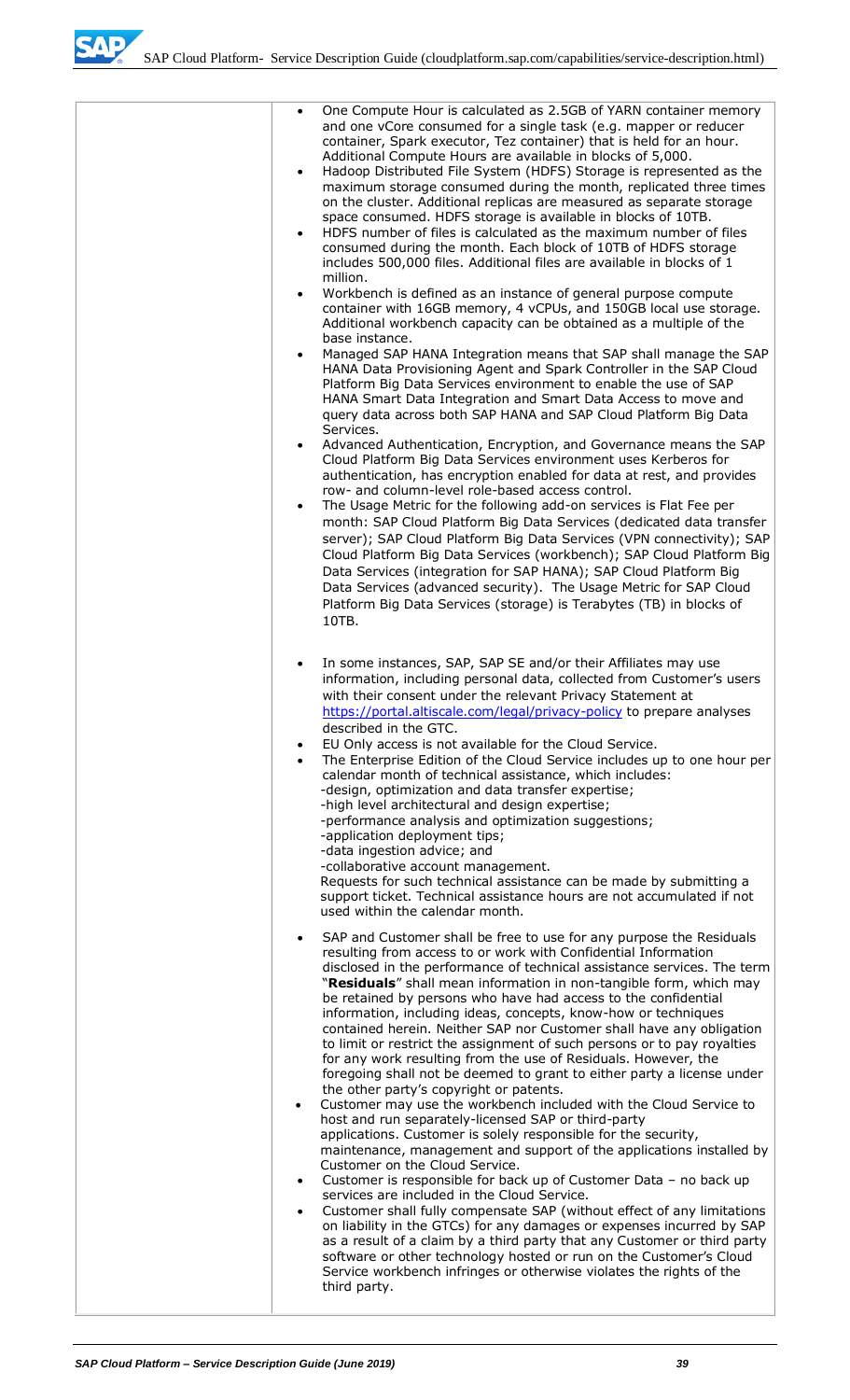|  |  |
|---|---|
|  | - One Compute Hour is calculated as 2.5GB of YARN container memory and one vCore consumed for a single task (e.g. mapper or reducer container, Spark executor, Tez container) that is held for an hour. Additional Compute Hours are available in blocks of 5,000.<br>- Hadoop Distributed File System (HDFS) Storage is represented as the maximum storage consumed during the month, replicated three times on the cluster. Additional replicas are measured as separate storage space consumed. HDFS storage is available in blocks of 10TB.<br>- HDFS number of files is calculated as the maximum number of files consumed during the month. Each block of 10TB of HDFS storage includes 500,000 files. Additional files are available in blocks of 1 million.<br>- Workbench is defined as an instance of general purpose compute container with 16GB memory, 4 vCPUs, and 150GB local use storage. Additional workbench capacity can be obtained as a multiple of the base instance.<br>- Managed SAP HANA Integration means that SAP shall manage the SAP HANA Data Provisioning Agent and Spark Controller in the SAP Cloud Platform Big Data Services environment to enable the use of SAP HANA Smart Data Integration and Smart Data Access to move and query data across both SAP HANA and SAP Cloud Platform Big Data Services.<br>- Advanced Authentication, Encryption, and Governance means the SAP Cloud Platform Big Data Services environment uses Kerberos for authentication, has encryption enabled for data at rest, and provides row- and column-level role-based access control.<br>- The Usage Metric for the following add-on services is Flat Fee per month: SAP Cloud Platform Big Data Services (dedicated data transfer server); SAP Cloud Platform Big Data Services (VPN connectivity); SAP Cloud Platform Big Data Services (workbench); SAP Cloud Platform Big Data Services (integration for SAP HANA); SAP Cloud Platform Big Data Services (advanced security). The Usage Metric for SAP Cloud Platform Big Data Services (storage) is Terabytes (TB) in blocks of 10TB.<br><br>- In some instances, SAP, SAP SE and/or their Affiliates may use information, including personal data, collected from Customer's users with their consent under the relevant Privacy Statement at https://portal.altiscale.com/legal/privacy-policy to prepare analyses described in the GTC.<br>- EU Only access is not available for the Cloud Service.<br>- The Enterprise Edition of the Cloud Service includes up to one hour per calendar month of technical assistance, which includes:<br>-design, optimization and data transfer expertise;<br>-high level architectural and design expertise;<br>-performance analysis and optimization suggestions;<br>-application deployment tips;<br>-data ingestion advice; and<br>-collaborative account management.<br>Requests for such technical assistance can be made by submitting a support ticket. Technical assistance hours are not accumulated if not used within the calendar month.<br><br>- SAP and Customer shall be free to use for any purpose the Residuals resulting from access to or work with Confidential Information disclosed in the performance of technical assistance services. The term "**Residuals**" shall mean information in non-tangible form, which may be retained by persons who have had access to the confidential information, including ideas, concepts, know-how or techniques contained herein. Neither SAP nor Customer shall have any obligation to limit or restrict the assignment of such persons or to pay royalties for any work resulting from the use of Residuals. However, the foregoing shall not be deemed to grant to either party a license under the other party's copyright or patents.<br>- Customer may use the workbench included with the Cloud Service to host and run separately-licensed SAP or third-party applications. Customer is solely responsible for the security, maintenance, management and support of the applications installed by Customer on the Cloud Service.<br>- Customer is responsible for back up of Customer Data – no back up services are included in the Cloud Service.<br>- Customer shall fully compensate SAP (without effect of any limitations on liability in the GTCs) for any damages or expenses incurred by SAP as a result of a claim by a third party that any Customer or third party software or other technology hosted or run on the Customer's Cloud Service workbench infringes or otherwise violates the rights of the third party. |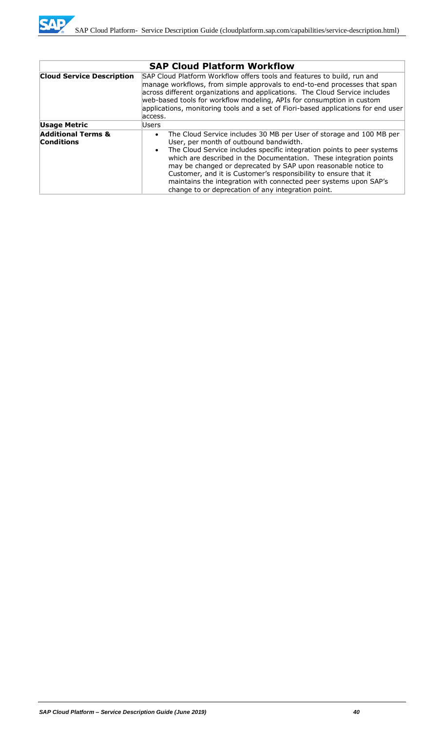| SAP Cloud Platform Workflow | |
|---|---|
| **Cloud Service Description** | SAP Cloud Platform Workflow offers tools and features to build, run and manage workflows, from simple approvals to end-to-end processes that span across different organizations and applications. The Cloud Service includes web-based tools for workflow modeling, APIs for consumption in custom applications, monitoring tools and a set of Fiori-based applications for end user access. |
| **Usage Metric** | Users |
| **Additional Terms & Conditions** | • The Cloud Service includes 30 MB per User of storage and 100 MB per User, per month of outbound bandwidth.<br>• The Cloud Service includes specific integration points to peer systems which are described in the Documentation. These integration points may be changed or deprecated by SAP upon reasonable notice to Customer, and it is Customer's responsibility to ensure that it maintains the integration with connected peer systems upon SAP's change to or deprecation of any integration point. |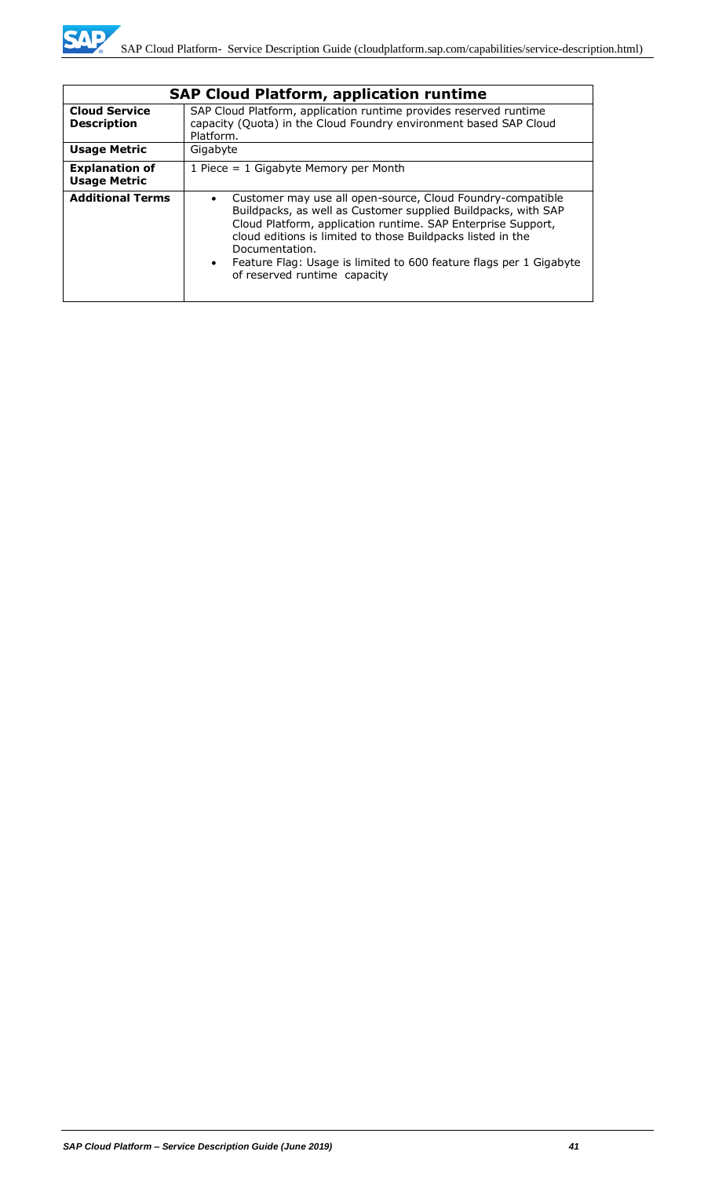| SAP Cloud Platform, application runtime | |
|---|---|
| **Cloud Service Description** | SAP Cloud Platform, application runtime provides reserved runtime capacity (Quota) in the Cloud Foundry environment based SAP Cloud Platform. |
| **Usage Metric** | Gigabyte |
| **Explanation of Usage Metric** | 1 Piece = 1 Gigabyte Memory per Month |
| **Additional Terms** | • Customer may use all open-source, Cloud Foundry-compatible Buildpacks, as well as Customer supplied Buildpacks, with SAP Cloud Platform, application runtime. SAP Enterprise Support, cloud editions is limited to those Buildpacks listed in the Documentation.<br>• Feature Flag: Usage is limited to 600 feature flags per 1 Gigabyte of reserved runtime capacity |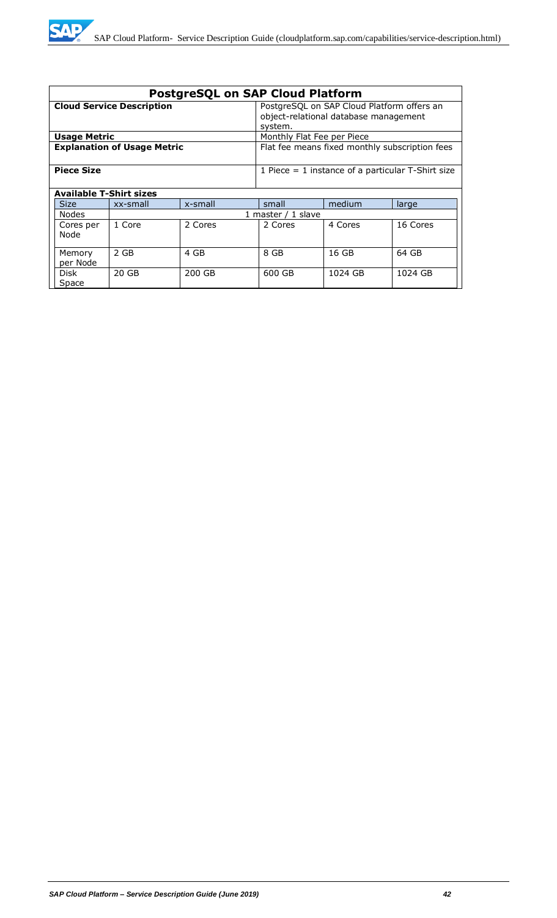## PostgreSQL on SAP Cloud Platform

| | |
|---|---|
| **Cloud Service Description** | PostgreSQL on SAP Cloud Platform offers an object-relational database management system. |
| **Usage Metric** | Monthly Flat Fee per Piece |
| **Explanation of Usage Metric** | Flat fee means fixed monthly subscription fees |
| **Piece Size** | 1 Piece = 1 instance of a particular T-Shirt size |

**Available T-Shirt sizes**

| Size | xx-small | x-small | small | medium | large |
|---|---|---|---|---|---|
| Nodes | 1 master / 1 slave | | | | |
| Cores per Node | 1 Core | 2 Cores | 2 Cores | 4 Cores | 16 Cores |
| Memory per Node | 2 GB | 4 GB | 8 GB | 16 GB | 64 GB |
| Disk Space | 20 GB | 200 GB | 600 GB | 1024 GB | 1024 GB |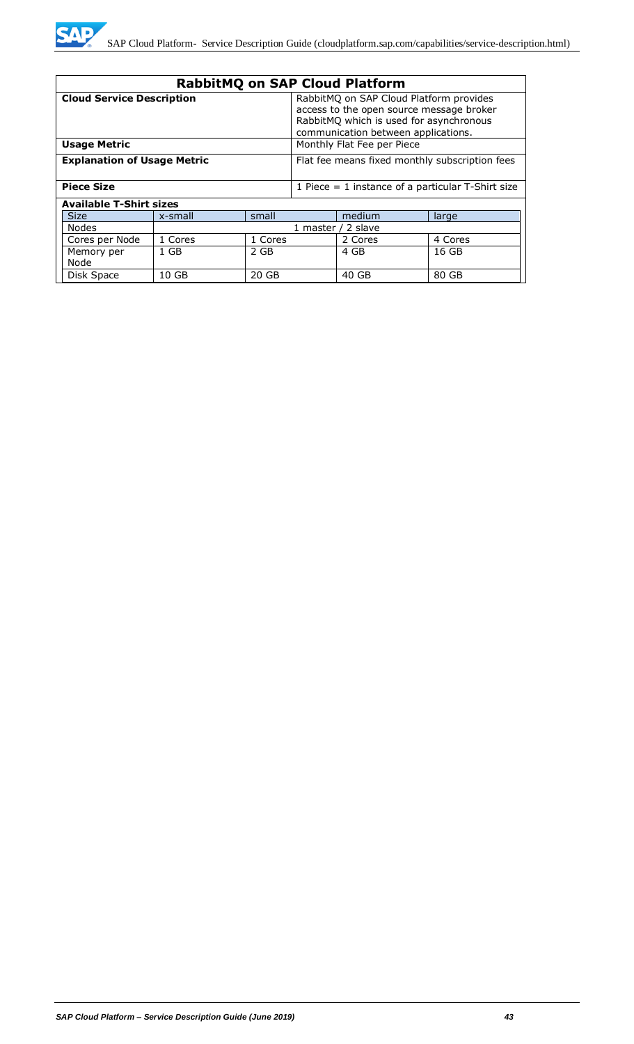## RabbitMQ on SAP Cloud Platform

| | |
|---|---|
| **Cloud Service Description** | RabbitMQ on SAP Cloud Platform provides access to the open source message broker RabbitMQ which is used for asynchronous communication between applications. |
| **Usage Metric** | Monthly Flat Fee per Piece |
| **Explanation of Usage Metric** | Flat fee means fixed monthly subscription fees |
| **Piece Size** | 1 Piece = 1 instance of a particular T-Shirt size |

**Available T-Shirt sizes**

| Size | x-small | small | medium | large |
|---|---|---|---|---|
| Nodes | 1 master / 2 slave | | | |
| Cores per Node | 1 Cores | 1 Cores | 2 Cores | 4 Cores |
| Memory per Node | 1 GB | 2 GB | 4 GB | 16 GB |
| Disk Space | 10 GB | 20 GB | 40 GB | 80 GB |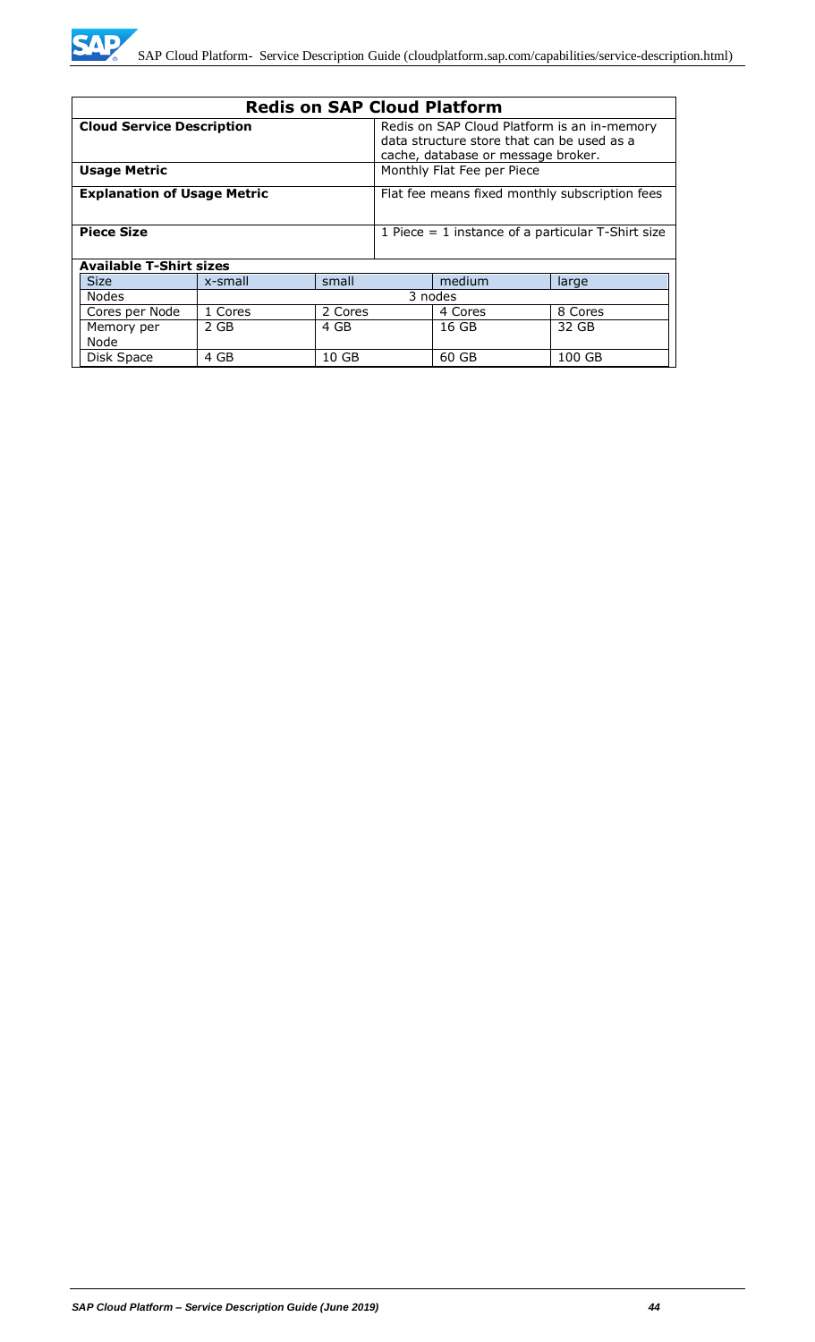## Redis on SAP Cloud Platform

| | |
|---|---|
| **Cloud Service Description** | Redis on SAP Cloud Platform is an in-memory data structure store that can be used as a cache, database or message broker. |
| **Usage Metric** | Monthly Flat Fee per Piece |
| **Explanation of Usage Metric** | Flat fee means fixed monthly subscription fees |
| **Piece Size** | 1 Piece = 1 instance of a particular T-Shirt size |

**Available T-Shirt sizes**

| Size | x-small | small | medium | large |
|---|---|---|---|---|
| Nodes | 3 nodes | | | |
| Cores per Node | 1 Cores | 2 Cores | 4 Cores | 8 Cores |
| Memory per Node | 2 GB | 4 GB | 16 GB | 32 GB |
| Disk Space | 4 GB | 10 GB | 60 GB | 100 GB |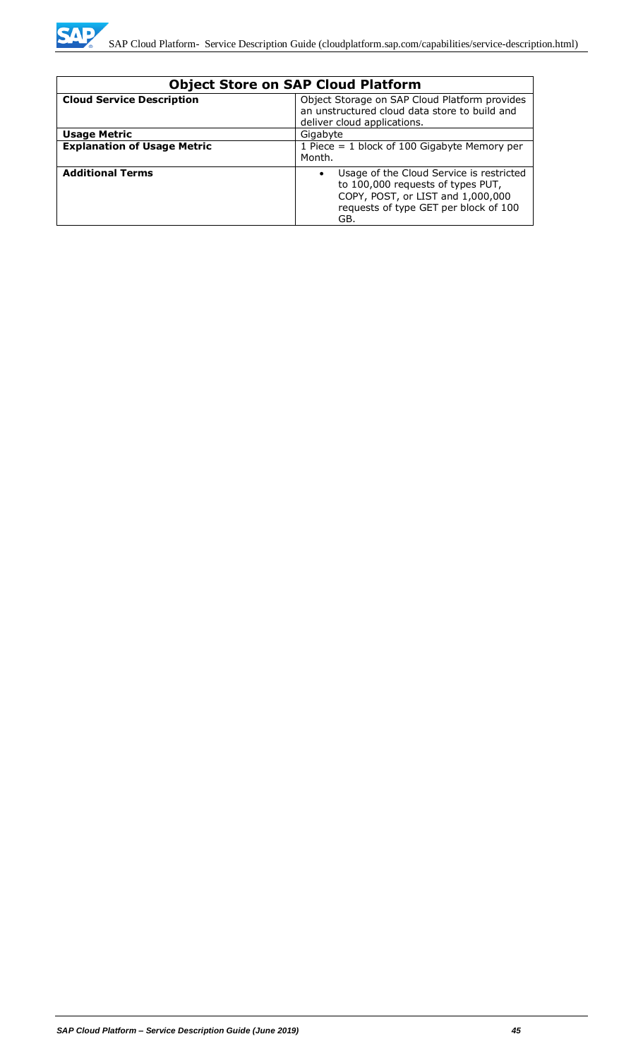| Object Store on SAP Cloud Platform | |
|---|---|
| **Cloud Service Description** | Object Storage on SAP Cloud Platform provides an unstructured cloud data store to build and deliver cloud applications. |
| **Usage Metric** | Gigabyte |
| **Explanation of Usage Metric** | 1 Piece = 1 block of 100 Gigabyte Memory per Month. |
| **Additional Terms** | • Usage of the Cloud Service is restricted to 100,000 requests of types PUT, COPY, POST, or LIST and 1,000,000 requests of type GET per block of 100 GB. |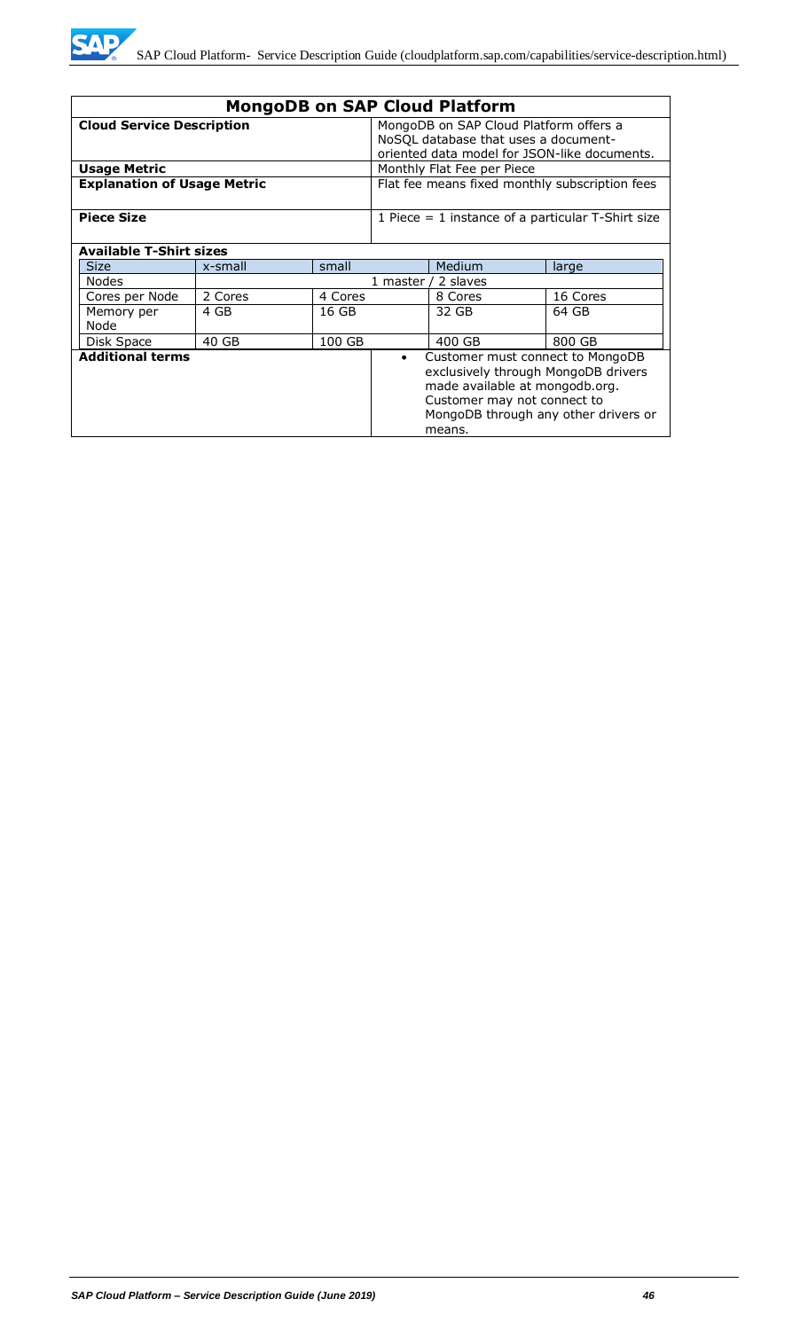## MongoDB on SAP Cloud Platform

| | |
|---|---|
| **Cloud Service Description** | MongoDB on SAP Cloud Platform offers a NoSQL database that uses a document-oriented data model for JSON-like documents. |
| **Usage Metric** | Monthly Flat Fee per Piece |
| **Explanation of Usage Metric** | Flat fee means fixed monthly subscription fees |
| **Piece Size** | 1 Piece = 1 instance of a particular T-Shirt size |

**Available T-Shirt sizes**

| Size | x-small | small | Medium | large |
|---|---|---|---|---|
| Nodes | 1 master / 2 slaves | | | |
| Cores per Node | 2 Cores | 4 Cores | 8 Cores | 16 Cores |
| Memory per Node | 4 GB | 16 GB | 32 GB | 64 GB |
| Disk Space | 40 GB | 100 GB | 400 GB | 800 GB |

**Additional terms**

- Customer must connect to MongoDB exclusively through MongoDB drivers made available at mongodb.org. Customer may not connect to MongoDB through any other drivers or means.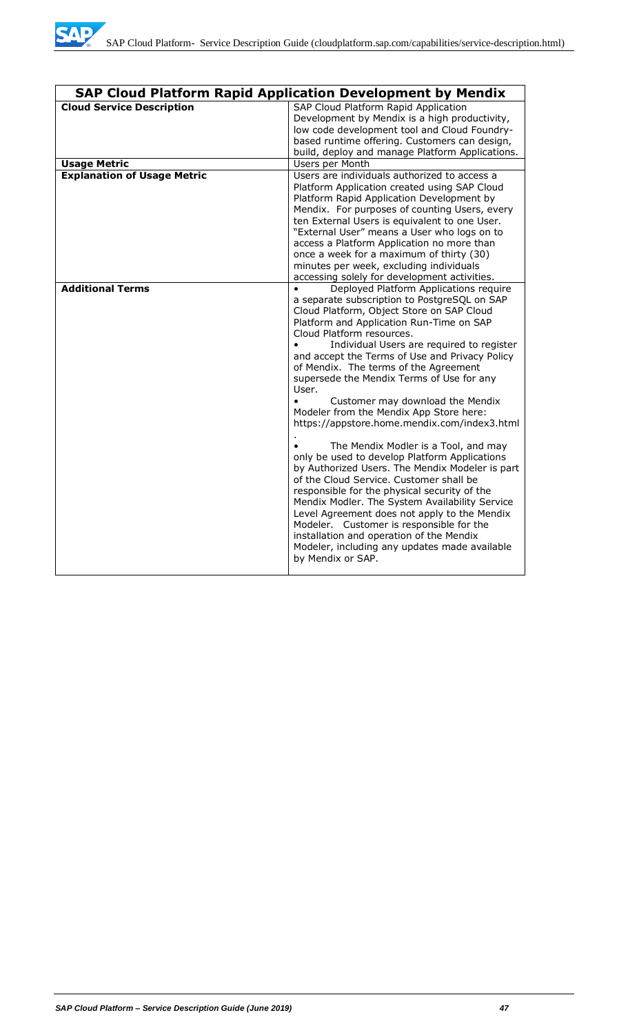| SAP Cloud Platform Rapid Application Development by Mendix | |
|---|---|
| **Cloud Service Description** | SAP Cloud Platform Rapid Application Development by Mendix is a high productivity, low code development tool and Cloud Foundry-based runtime offering. Customers can design, build, deploy and manage Platform Applications. |
| **Usage Metric** | Users per Month |
| **Explanation of Usage Metric** | Users are individuals authorized to access a Platform Application created using SAP Cloud Platform Rapid Application Development by Mendix. For purposes of counting Users, every ten External Users is equivalent to one User. "External User" means a User who logs on to access a Platform Application no more than once a week for a maximum of thirty (30) minutes per week, excluding individuals accessing solely for development activities. |
| **Additional Terms** | • Deployed Platform Applications require a separate subscription to PostgreSQL on SAP Cloud Platform, Object Store on SAP Cloud Platform and Application Run-Time on SAP Cloud Platform resources.<br>• Individual Users are required to register and accept the Terms of Use and Privacy Policy of Mendix. The terms of the Agreement supersede the Mendix Terms of Use for any User.<br>• Customer may download the Mendix Modeler from the Mendix App Store here: https://appstore.home.mendix.com/index3.html .<br>• The Mendix Modler is a Tool, and may only be used to develop Platform Applications by Authorized Users. The Mendix Modeler is part of the Cloud Service. Customer shall be responsible for the physical security of the Mendix Modler. The System Availability Service Level Agreement does not apply to the Mendix Modeler. Customer is responsible for the installation and operation of the Mendix Modeler, including any updates made available by Mendix or SAP. |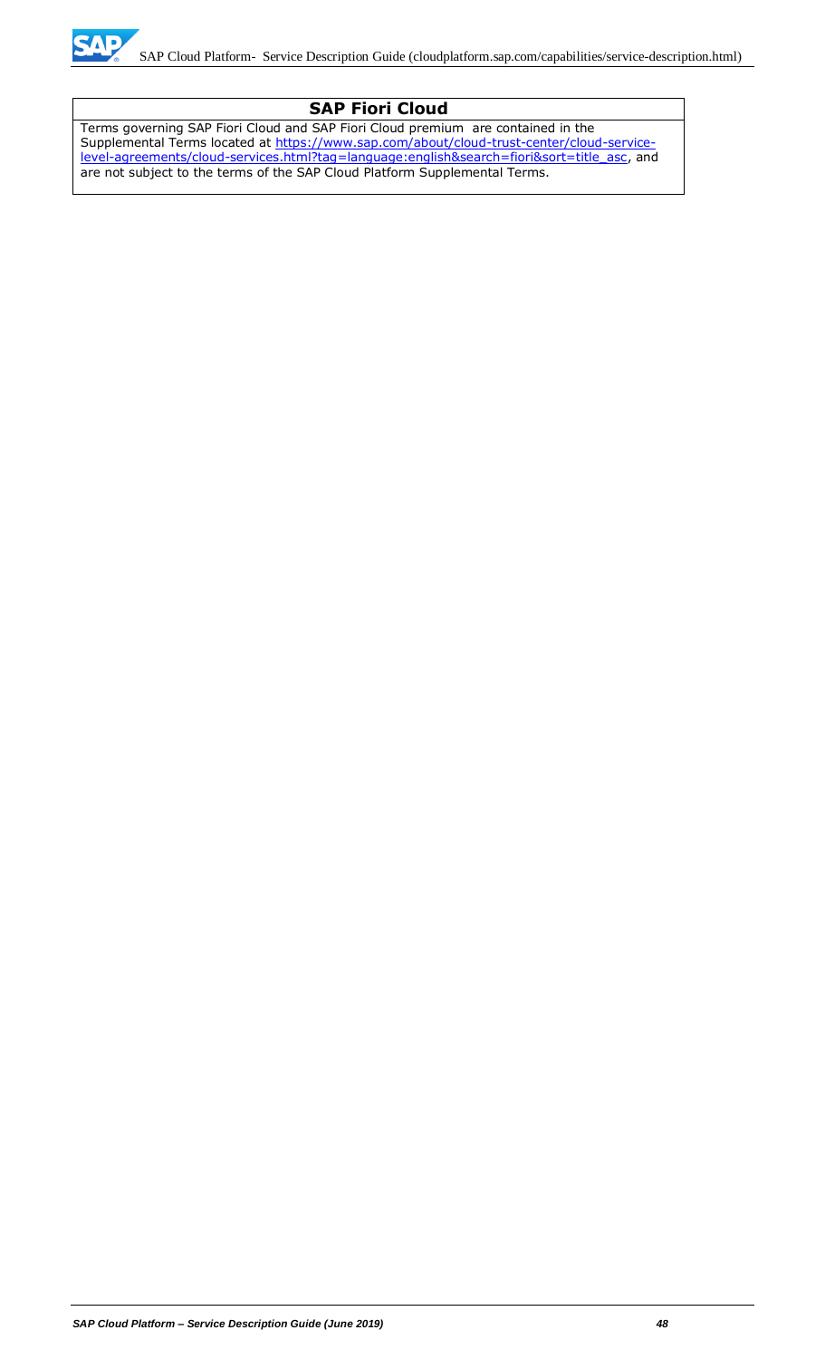## SAP Fiori Cloud

Terms governing SAP Fiori Cloud and SAP Fiori Cloud premium are contained in the Supplemental Terms located at [https://www.sap.com/about/cloud-trust-center/cloud-service-level-agreements/cloud-services.html?tag=language:english&search=fiori&sort=title_asc](https://www.sap.com/about/cloud-trust-center/cloud-service-level-agreements/cloud-services.html?tag=language:english&search=fiori&sort=title_asc), and are not subject to the terms of the SAP Cloud Platform Supplemental Terms.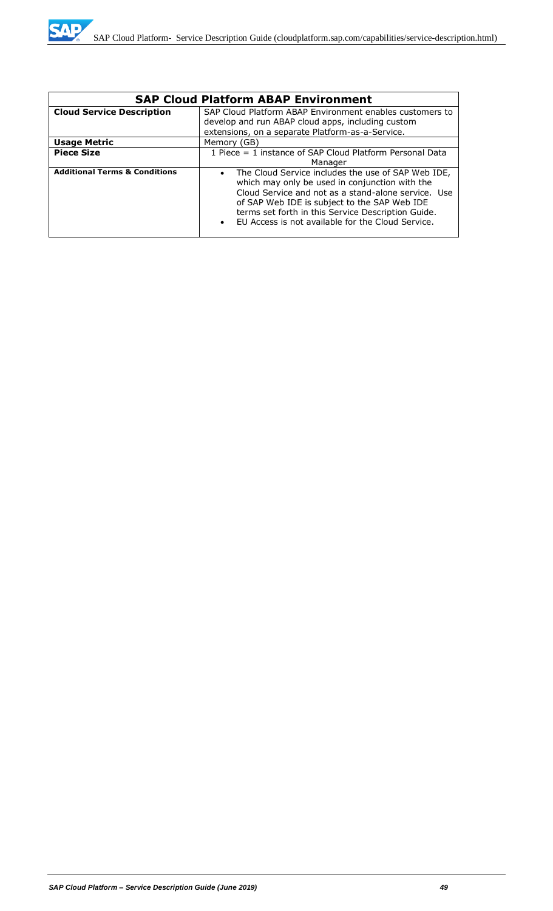| SAP Cloud Platform ABAP Environment | |
|---|---|
| **Cloud Service Description** | SAP Cloud Platform ABAP Environment enables customers to develop and run ABAP cloud apps, including custom extensions, on a separate Platform-as-a-Service. |
| **Usage Metric** | Memory (GB) |
| **Piece Size** | 1 Piece = 1 instance of SAP Cloud Platform Personal Data Manager |
| **Additional Terms & Conditions** | • The Cloud Service includes the use of SAP Web IDE, which may only be used in conjunction with the Cloud Service and not as a stand-alone service. Use of SAP Web IDE is subject to the SAP Web IDE terms set forth in this Service Description Guide.<br>• EU Access is not available for the Cloud Service. |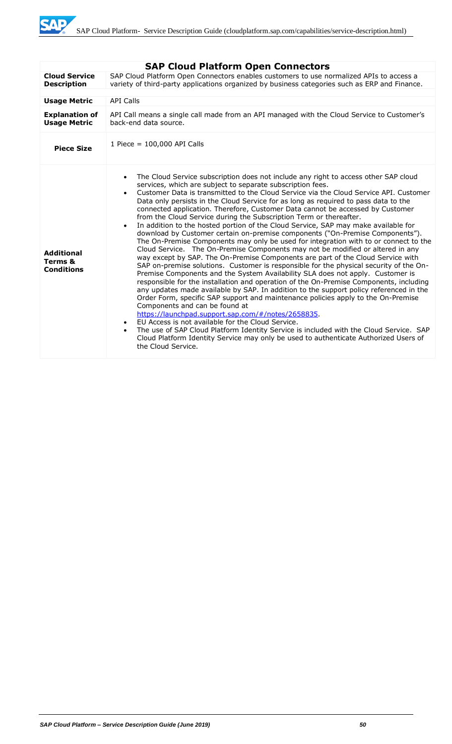| SAP Cloud Platform Open Connectors | |
|---|---|
| **Cloud Service Description** | SAP Cloud Platform Open Connectors enables customers to use normalized APIs to access a variety of third-party applications organized by business categories such as ERP and Finance. |
| **Usage Metric** | API Calls |
| **Explanation of Usage Metric** | API Call means a single call made from an API managed with the Cloud Service to Customer's back-end data source. |
| **Piece Size** | 1 Piece = 100,000 API Calls |
| **Additional Terms & Conditions** | • The Cloud Service subscription does not include any right to access other SAP cloud services, which are subject to separate subscription fees.<br>• Customer Data is transmitted to the Cloud Service via the Cloud Service API. Customer Data only persists in the Cloud Service for as long as required to pass data to the connected application. Therefore, Customer Data cannot be accessed by Customer from the Cloud Service during the Subscription Term or thereafter.<br>• In addition to the hosted portion of the Cloud Service, SAP may make available for download by Customer certain on-premise components ("On-Premise Components"). The On-Premise Components may only be used for integration with to or connect to the Cloud Service. The On-Premise Components may not be modified or altered in any way except by SAP. The On-Premise Components are part of the Cloud Service with SAP on-premise solutions. Customer is responsible for the physical security of the On-Premise Components and the System Availability SLA does not apply. Customer is responsible for the installation and operation of the On-Premise Components, including any updates made available by SAP. In addition to the support policy referenced in the Order Form, specific SAP support and maintenance policies apply to the On-Premise Components and can be found at https://launchpad.support.sap.com/#/notes/2658835.<br>• EU Access is not available for the Cloud Service.<br>• The use of SAP Cloud Platform Identity Service is included with the Cloud Service. SAP Cloud Platform Identity Service may only be used to authenticate Authorized Users of the Cloud Service. |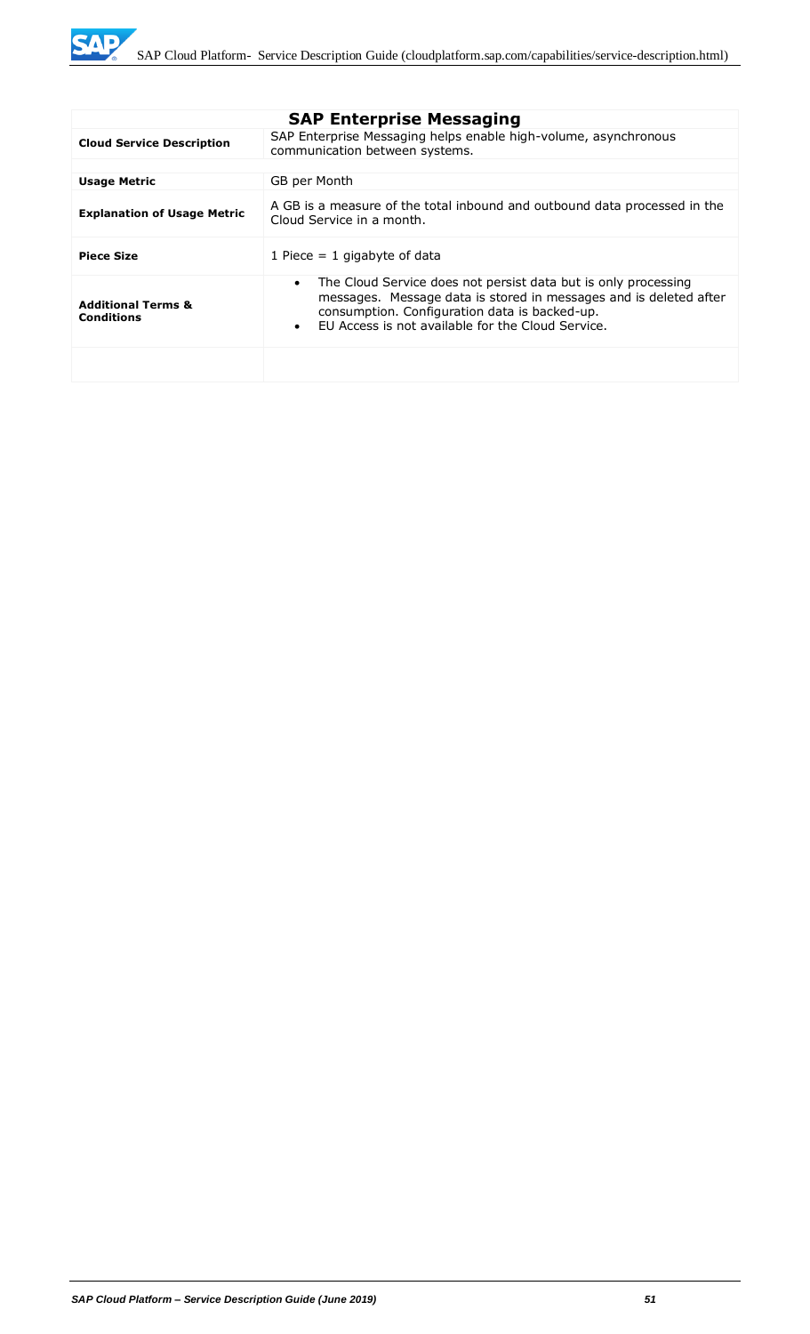| SAP Enterprise Messaging | |
|---|---|
| **Cloud Service Description** | SAP Enterprise Messaging helps enable high-volume, asynchronous communication between systems. |
| **Usage Metric** | GB per Month |
| **Explanation of Usage Metric** | A GB is a measure of the total inbound and outbound data processed in the Cloud Service in a month. |
| **Piece Size** | 1 Piece = 1 gigabyte of data |
| **Additional Terms & Conditions** | • The Cloud Service does not persist data but is only processing messages. Message data is stored in messages and is deleted after consumption. Configuration data is backed-up.<br>• EU Access is not available for the Cloud Service. |
| | |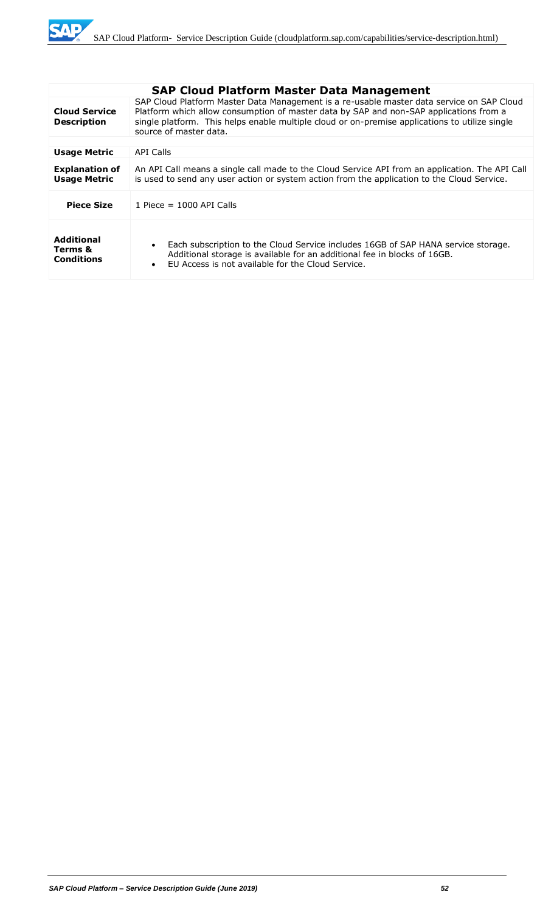## SAP Cloud Platform Master Data Management

| | |
|---|---|
| **Cloud Service Description** | SAP Cloud Platform Master Data Management is a re-usable master data service on SAP Cloud Platform which allow consumption of master data by SAP and non-SAP applications from a single platform. This helps enable multiple cloud or on-premise applications to utilize single source of master data. |
| **Usage Metric** | API Calls |
| **Explanation of Usage Metric** | An API Call means a single call made to the Cloud Service API from an application. The API Call is used to send any user action or system action from the application to the Cloud Service. |
| **Piece Size** | 1 Piece = 1000 API Calls |
| **Additional Terms & Conditions** | • Each subscription to the Cloud Service includes 16GB of SAP HANA service storage. Additional storage is available for an additional fee in blocks of 16GB.<br>• EU Access is not available for the Cloud Service. |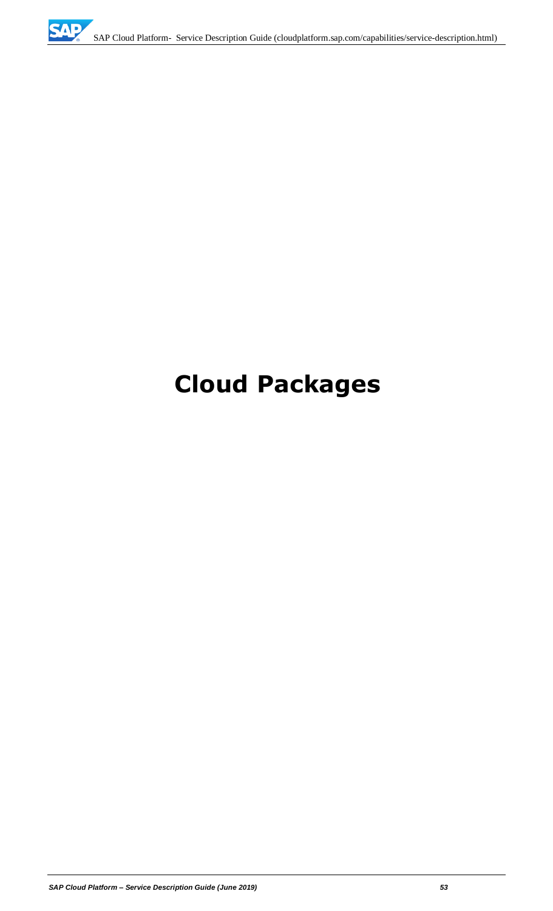# Cloud Packages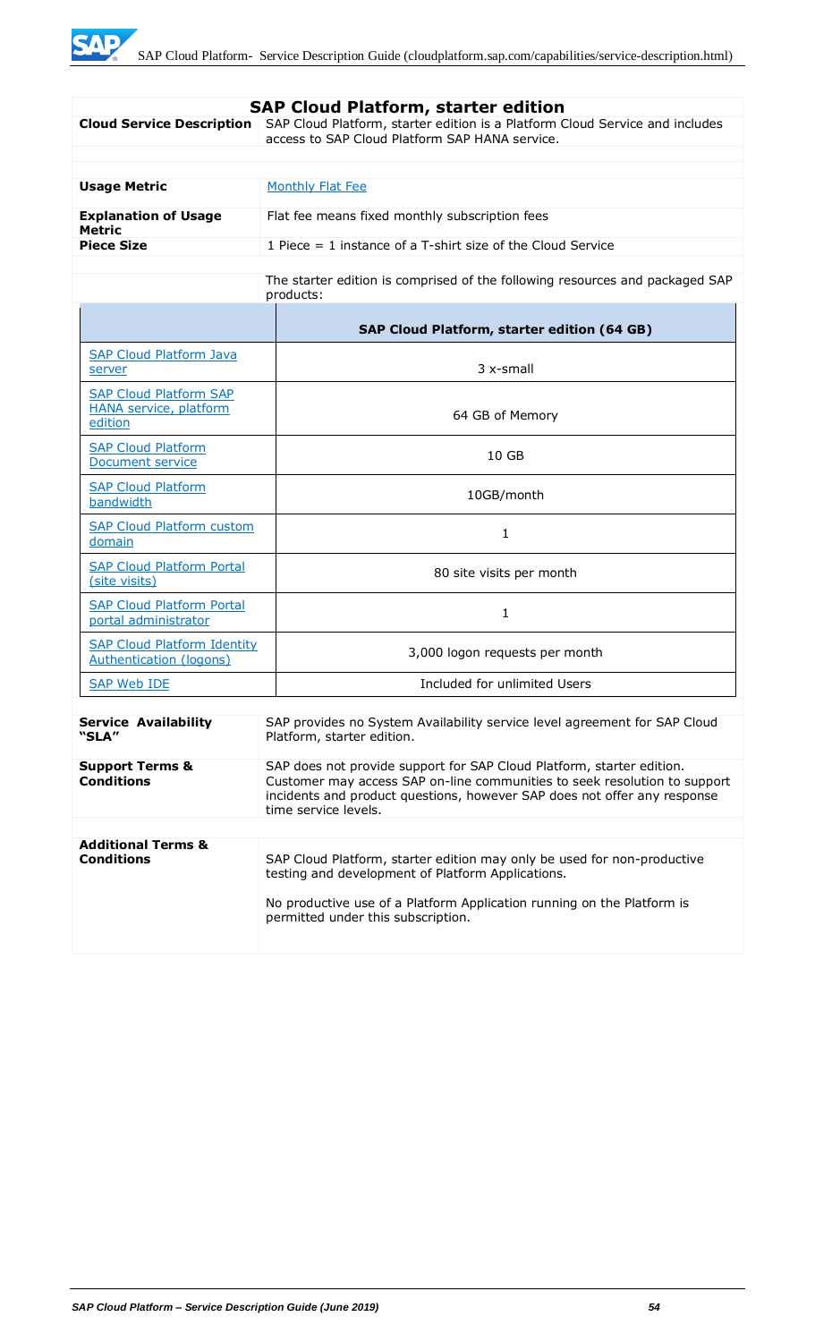## SAP Cloud Platform, starter edition

| | |
|---|---|
| **Cloud Service Description** | SAP Cloud Platform, starter edition is a Platform Cloud Service and includes access to SAP Cloud Platform SAP HANA service. |
| **Usage Metric** | Monthly Flat Fee |
| **Explanation of Usage Metric** | Flat fee means fixed monthly subscription fees |
| **Piece Size** | 1 Piece = 1 instance of a T-shirt size of the Cloud Service |
| | The starter edition is comprised of the following resources and packaged SAP products: |

| | SAP Cloud Platform, starter edition (64 GB) |
|---|---|
| SAP Cloud Platform Java server | 3 x-small |
| SAP Cloud Platform SAP HANA service, platform edition | 64 GB of Memory |
| SAP Cloud Platform Document service | 10 GB |
| SAP Cloud Platform bandwidth | 10GB/month |
| SAP Cloud Platform custom domain | 1 |
| SAP Cloud Platform Portal (site visits) | 80 site visits per month |
| SAP Cloud Platform Portal portal administrator | 1 |
| SAP Cloud Platform Identity Authentication (logons) | 3,000 logon requests per month |
| SAP Web IDE | Included for unlimited Users |

| | |
|---|---|
| **Service Availability "SLA"** | SAP provides no System Availability service level agreement for SAP Cloud Platform, starter edition. |
| **Support Terms & Conditions** | SAP does not provide support for SAP Cloud Platform, starter edition. Customer may access SAP on-line communities to seek resolution to support incidents and product questions, however SAP does not offer any response time service levels. |
| **Additional Terms & Conditions** | SAP Cloud Platform, starter edition may only be used for non-productive testing and development of Platform Applications.<br><br>No productive use of a Platform Application running on the Platform is permitted under this subscription. |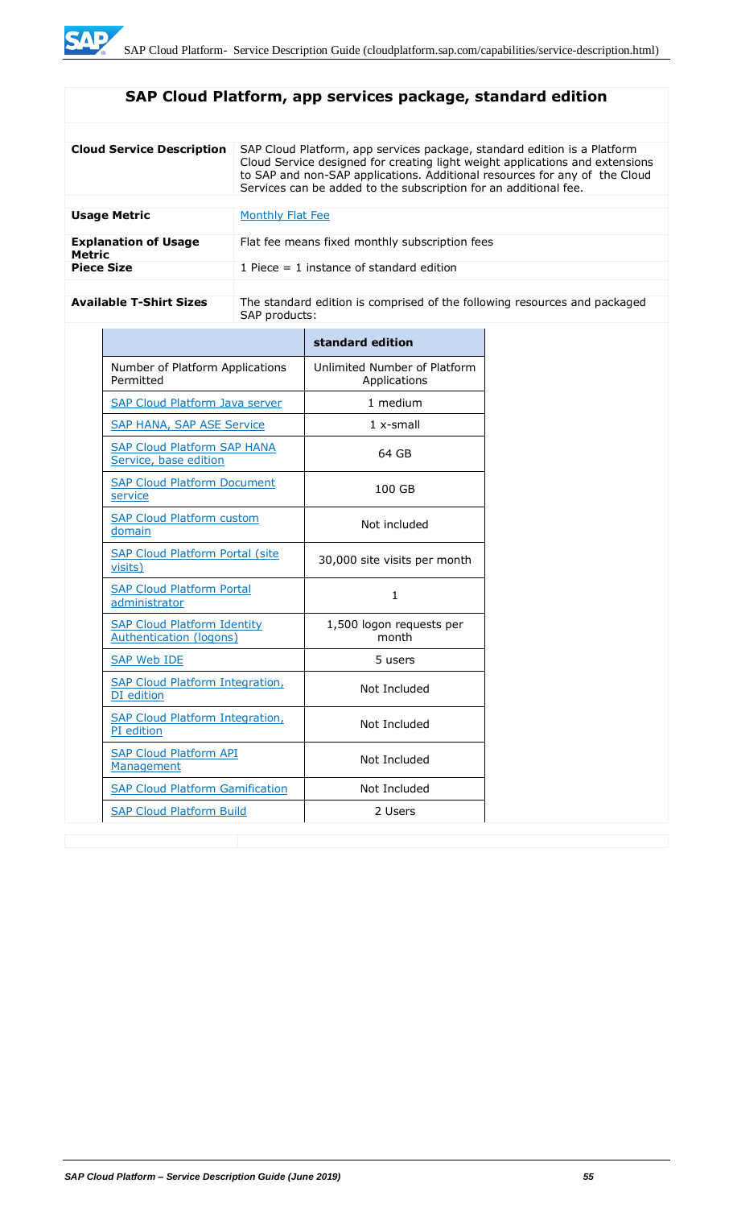## SAP Cloud Platform, app services package, standard edition

| | |
|---|---|
| **Cloud Service Description** | SAP Cloud Platform, app services package, standard edition is a Platform Cloud Service designed for creating light weight applications and extensions to SAP and non-SAP applications. Additional resources for any of the Cloud Services can be added to the subscription for an additional fee. |
| **Usage Metric** | Monthly Flat Fee |
| **Explanation of Usage Metric** | Flat fee means fixed monthly subscription fees |
| **Piece Size** | 1 Piece = 1 instance of standard edition |
| **Available T-Shirt Sizes** | The standard edition is comprised of the following resources and packaged SAP products: |

| | **standard edition** |
|---|---|
| Number of Platform Applications Permitted | Unlimited Number of Platform Applications |
| SAP Cloud Platform Java server | 1 medium |
| SAP HANA, SAP ASE Service | 1 x-small |
| SAP Cloud Platform SAP HANA Service, base edition | 64 GB |
| SAP Cloud Platform Document service | 100 GB |
| SAP Cloud Platform custom domain | Not included |
| SAP Cloud Platform Portal (site visits) | 30,000 site visits per month |
| SAP Cloud Platform Portal administrator | 1 |
| SAP Cloud Platform Identity Authentication (logons) | 1,500 logon requests per month |
| SAP Web IDE | 5 users |
| SAP Cloud Platform Integration, DI edition | Not Included |
| SAP Cloud Platform Integration, PI edition | Not Included |
| SAP Cloud Platform API Management | Not Included |
| SAP Cloud Platform Gamification | Not Included |
| SAP Cloud Platform Build | 2 Users |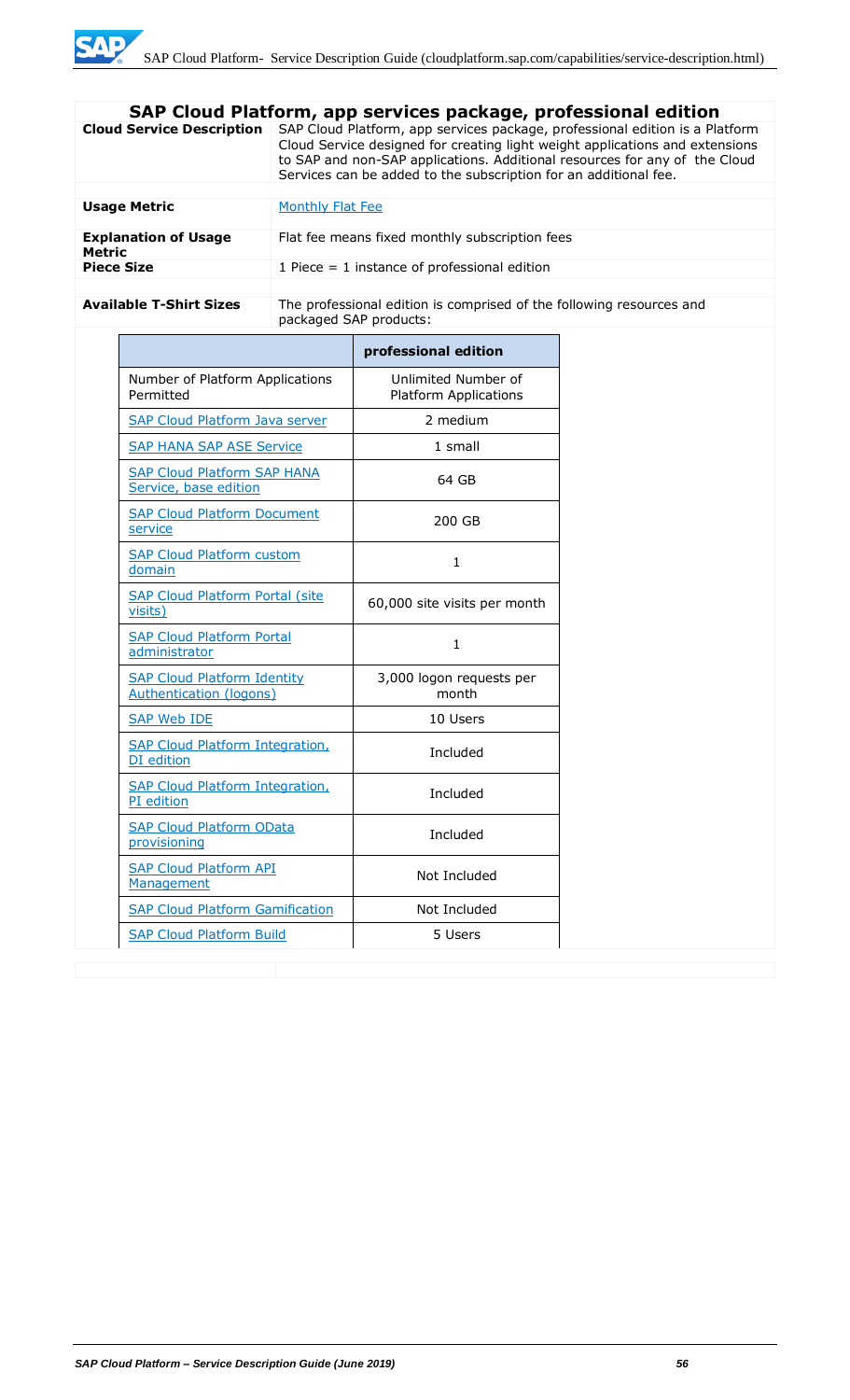## SAP Cloud Platform, app services package, professional edition

| | |
|---|---|
| **Cloud Service Description** | SAP Cloud Platform, app services package, professional edition is a Platform Cloud Service designed for creating light weight applications and extensions to SAP and non-SAP applications. Additional resources for any of the Cloud Services can be added to the subscription for an additional fee. |
| **Usage Metric** | Monthly Flat Fee |
| **Explanation of Usage Metric** | Flat fee means fixed monthly subscription fees |
| **Piece Size** | 1 Piece = 1 instance of professional edition |
| **Available T-Shirt Sizes** | The professional edition is comprised of the following resources and packaged SAP products: |

| | professional edition |
|---|---|
| Number of Platform Applications Permitted | Unlimited Number of Platform Applications |
| SAP Cloud Platform Java server | 2 medium |
| SAP HANA SAP ASE Service | 1 small |
| SAP Cloud Platform SAP HANA Service, base edition | 64 GB |
| SAP Cloud Platform Document service | 200 GB |
| SAP Cloud Platform custom domain | 1 |
| SAP Cloud Platform Portal (site visits) | 60,000 site visits per month |
| SAP Cloud Platform Portal administrator | 1 |
| SAP Cloud Platform Identity Authentication (logons) | 3,000 logon requests per month |
| SAP Web IDE | 10 Users |
| SAP Cloud Platform Integration, DI edition | Included |
| SAP Cloud Platform Integration, PI edition | Included |
| SAP Cloud Platform OData provisioning | Included |
| SAP Cloud Platform API Management | Not Included |
| SAP Cloud Platform Gamification | Not Included |
| SAP Cloud Platform Build | 5 Users |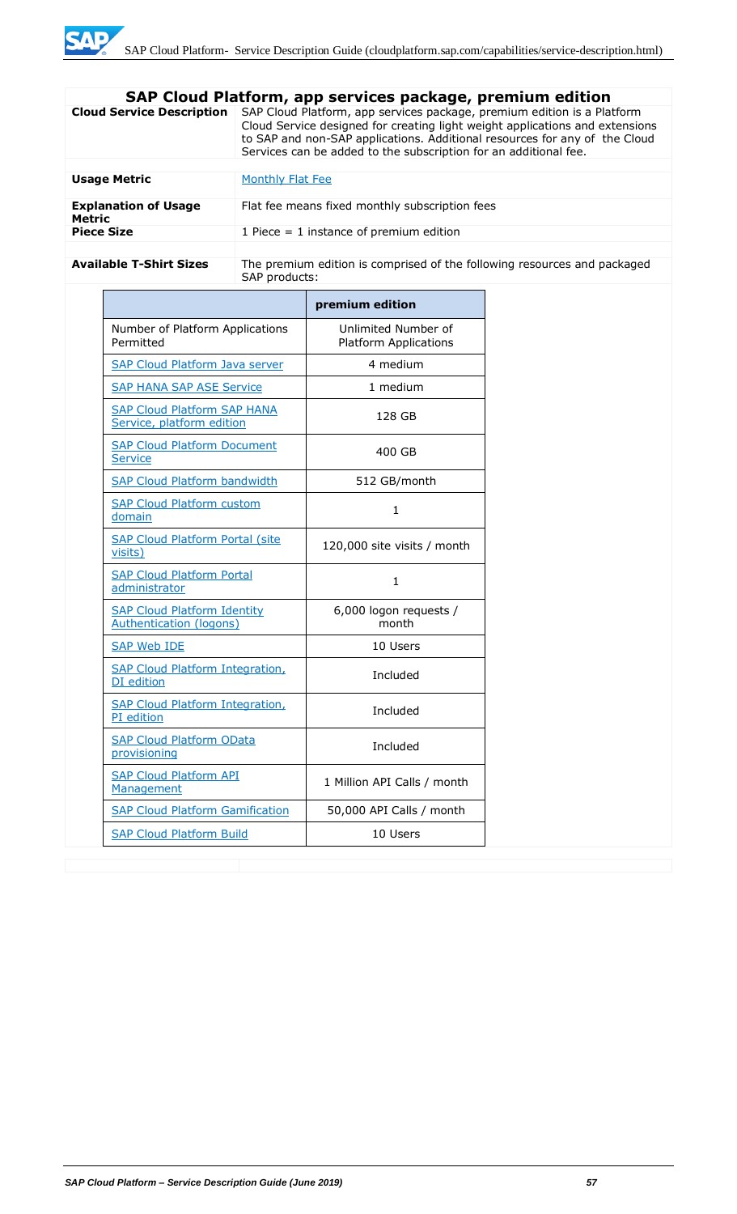## SAP Cloud Platform, app services package, premium edition

| | |
|---|---|
| **Cloud Service Description** | SAP Cloud Platform, app services package, premium edition is a Platform Cloud Service designed for creating light weight applications and extensions to SAP and non-SAP applications. Additional resources for any of the Cloud Services can be added to the subscription for an additional fee. |
| **Usage Metric** | Monthly Flat Fee |
| **Explanation of Usage Metric** | Flat fee means fixed monthly subscription fees |
| **Piece Size** | 1 Piece = 1 instance of premium edition |
| **Available T-Shirt Sizes** | The premium edition is comprised of the following resources and packaged SAP products: |

| | premium edition |
|---|---|
| Number of Platform Applications Permitted | Unlimited Number of Platform Applications |
| SAP Cloud Platform Java server | 4 medium |
| SAP HANA SAP ASE Service | 1 medium |
| SAP Cloud Platform SAP HANA Service, platform edition | 128 GB |
| SAP Cloud Platform Document Service | 400 GB |
| SAP Cloud Platform bandwidth | 512 GB/month |
| SAP Cloud Platform custom domain | 1 |
| SAP Cloud Platform Portal (site visits) | 120,000 site visits / month |
| SAP Cloud Platform Portal administrator | 1 |
| SAP Cloud Platform Identity Authentication (logons) | 6,000 logon requests / month |
| SAP Web IDE | 10 Users |
| SAP Cloud Platform Integration, DI edition | Included |
| SAP Cloud Platform Integration, PI edition | Included |
| SAP Cloud Platform OData provisioning | Included |
| SAP Cloud Platform API Management | 1 Million API Calls / month |
| SAP Cloud Platform Gamification | 50,000 API Calls / month |
| SAP Cloud Platform Build | 10 Users |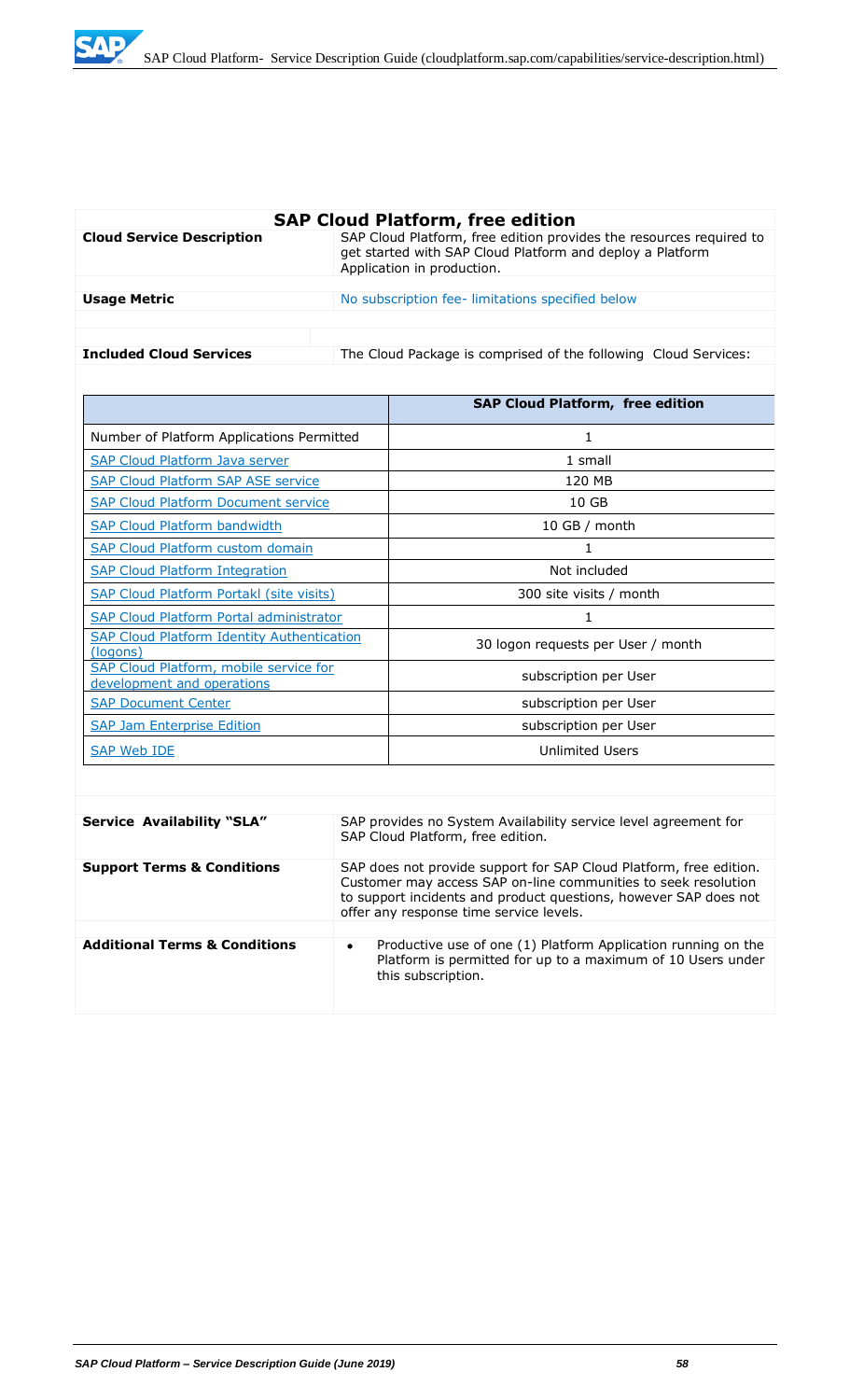## SAP Cloud Platform, free edition

| | |
|---|---|
| **Cloud Service Description** | SAP Cloud Platform, free edition provides the resources required to get started with SAP Cloud Platform and deploy a Platform Application in production. |
| **Usage Metric** | No subscription fee- limitations specified below |
| **Included Cloud Services** | The Cloud Package is comprised of the following Cloud Services: |

| | **SAP Cloud Platform, free edition** |
|---|---|
| Number of Platform Applications Permitted | 1 |
| SAP Cloud Platform Java server | 1 small |
| SAP Cloud Platform SAP ASE service | 120 MB |
| SAP Cloud Platform Document service | 10 GB |
| SAP Cloud Platform bandwidth | 10 GB / month |
| SAP Cloud Platform custom domain | 1 |
| SAP Cloud Platform Integration | Not included |
| SAP Cloud Platform Portakl (site visits) | 300 site visits / month |
| SAP Cloud Platform Portal administrator | 1 |
| SAP Cloud Platform Identity Authentication (logons) | 30 logon requests per User / month |
| SAP Cloud Platform, mobile service for development and operations | subscription per User |
| SAP Document Center | subscription per User |
| SAP Jam Enterprise Edition | subscription per User |
| SAP Web IDE | Unlimited Users |

| | |
|---|---|
| **Service Availability "SLA"** | SAP provides no System Availability service level agreement for SAP Cloud Platform, free edition. |
| **Support Terms & Conditions** | SAP does not provide support for SAP Cloud Platform, free edition. Customer may access SAP on-line communities to seek resolution to support incidents and product questions, however SAP does not offer any response time service levels. |
| **Additional Terms & Conditions** | • Productive use of one (1) Platform Application running on the Platform is permitted for up to a maximum of 10 Users under this subscription. |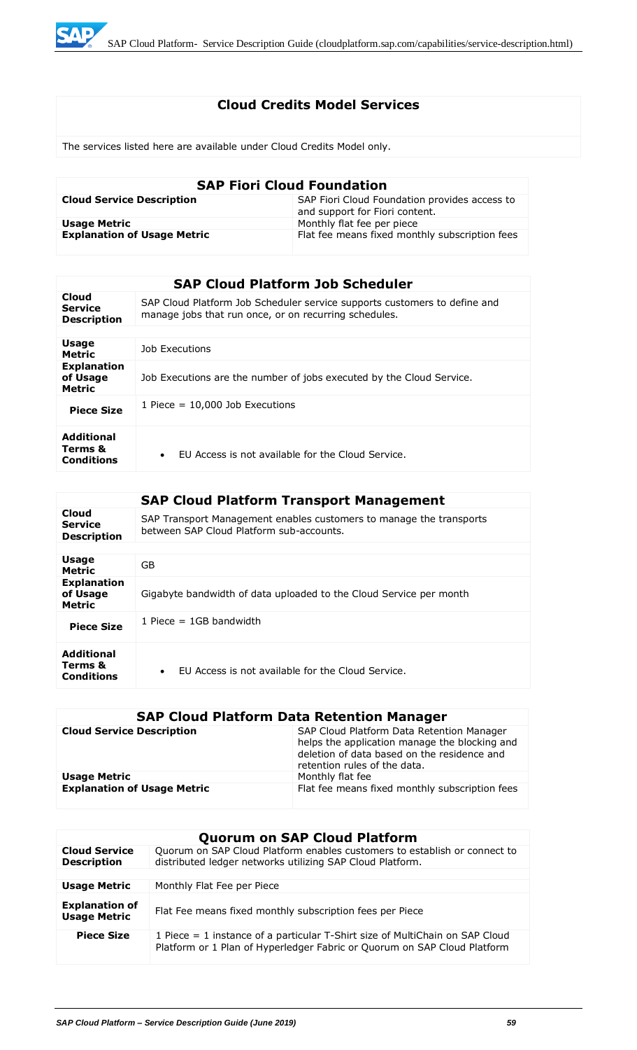## Cloud Credits Model Services

The services listed here are available under Cloud Credits Model only.

| SAP Fiori Cloud Foundation | |
|---|---|
| **Cloud Service Description** | SAP Fiori Cloud Foundation provides access to and support for Fiori content. |
| **Usage Metric** | Monthly flat fee per piece |
| **Explanation of Usage Metric** | Flat fee means fixed monthly subscription fees |

| SAP Cloud Platform Job Scheduler | |
|---|---|
| **Cloud Service Description** | SAP Cloud Platform Job Scheduler service supports customers to define and manage jobs that run once, or on recurring schedules. |
| **Usage Metric** | Job Executions |
| **Explanation of Usage Metric** | Job Executions are the number of jobs executed by the Cloud Service. |
| **Piece Size** | 1 Piece = 10,000 Job Executions |
| **Additional Terms & Conditions** | • EU Access is not available for the Cloud Service. |

| SAP Cloud Platform Transport Management | |
|---|---|
| **Cloud Service Description** | SAP Transport Management enables customers to manage the transports between SAP Cloud Platform sub-accounts. |
| **Usage Metric** | GB |
| **Explanation of Usage Metric** | Gigabyte bandwidth of data uploaded to the Cloud Service per month |
| **Piece Size** | 1 Piece = 1GB bandwidth |
| **Additional Terms & Conditions** | • EU Access is not available for the Cloud Service. |

| SAP Cloud Platform Data Retention Manager | |
|---|---|
| **Cloud Service Description** | SAP Cloud Platform Data Retention Manager helps the application manage the blocking and deletion of data based on the residence and retention rules of the data. |
| **Usage Metric** | Monthly flat fee |
| **Explanation of Usage Metric** | Flat fee means fixed monthly subscription fees |

| Quorum on SAP Cloud Platform | |
|---|---|
| **Cloud Service Description** | Quorum on SAP Cloud Platform enables customers to establish or connect to distributed ledger networks utilizing SAP Cloud Platform. |
| **Usage Metric** | Monthly Flat Fee per Piece |
| **Explanation of Usage Metric** | Flat Fee means fixed monthly subscription fees per Piece |
| **Piece Size** | 1 Piece = 1 instance of a particular T-Shirt size of MultiChain on SAP Cloud Platform or 1 Plan of Hyperledger Fabric or Quorum on SAP Cloud Platform |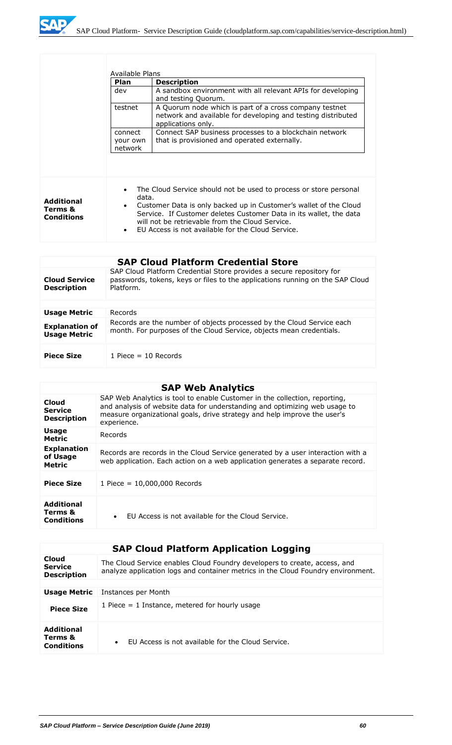| | Available Plans | |
|---|---|---|
| | **Plan** | **Description** |
| | dev | A sandbox environment with all relevant APIs for developing and testing Quorum. |
| | testnet | A Quorum node which is part of a cross company testnet network and available for developing and testing distributed applications only. |
| | connect your own network | Connect SAP business processes to a blockchain network that is provisioned and operated externally. |
| **Additional Terms & Conditions** | • The Cloud Service should not be used to process or store personal data.<br>• Customer Data is only backed up in Customer's wallet of the Cloud Service. If Customer deletes Customer Data in its wallet, the data will not be retrievable from the Cloud Service.<br>• EU Access is not available for the Cloud Service. | |

## SAP Cloud Platform Credential Store

| | |
|---|---|
| **Cloud Service Description** | SAP Cloud Platform Credential Store provides a secure repository for passwords, tokens, keys or files to the applications running on the SAP Cloud Platform. |
| **Usage Metric** | Records |
| **Explanation of Usage Metric** | Records are the number of objects processed by the Cloud Service each month. For purposes of the Cloud Service, objects mean credentials. |
| **Piece Size** | 1 Piece = 10 Records |

## SAP Web Analytics

| | |
|---|---|
| **Cloud Service Description** | SAP Web Analytics is tool to enable Customer in the collection, reporting, and analysis of website data for understanding and optimizing web usage to measure organizational goals, drive strategy and help improve the user's experience. |
| **Usage Metric** | Records |
| **Explanation of Usage Metric** | Records are records in the Cloud Service generated by a user interaction with a web application. Each action on a web application generates a separate record. |
| **Piece Size** | 1 Piece = 10,000,000 Records |
| **Additional Terms & Conditions** | • EU Access is not available for the Cloud Service. |

## SAP Cloud Platform Application Logging

| | |
|---|---|
| **Cloud Service Description** | The Cloud Service enables Cloud Foundry developers to create, access, and analyze application logs and container metrics in the Cloud Foundry environment. |
| **Usage Metric** | Instances per Month |
| **Piece Size** | 1 Piece = 1 Instance, metered for hourly usage |
| **Additional Terms & Conditions** | • EU Access is not available for the Cloud Service. |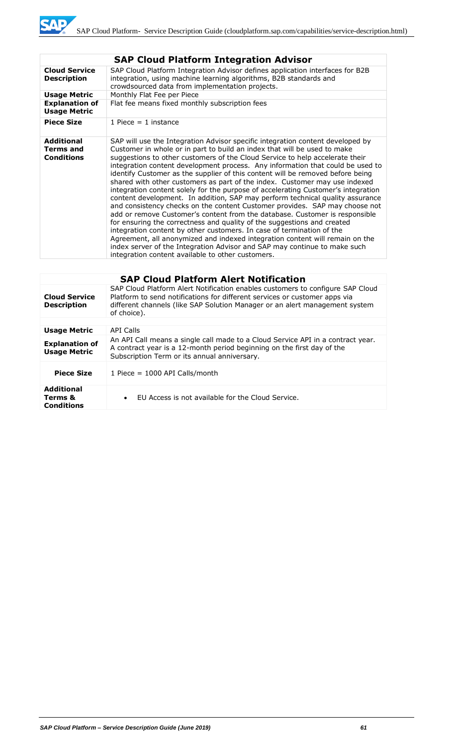| SAP Cloud Platform Integration Advisor | |
|---|---|
| **Cloud Service Description** | SAP Cloud Platform Integration Advisor defines application interfaces for B2B integration, using machine learning algorithms, B2B standards and crowdsourced data from implementation projects. |
| **Usage Metric** | Monthly Flat Fee per Piece |
| **Explanation of Usage Metric** | Flat fee means fixed monthly subscription fees |
| **Piece Size** | 1 Piece = 1 instance |
| **Additional Terms and Conditions** | SAP will use the Integration Advisor specific integration content developed by Customer in whole or in part to build an index that will be used to make suggestions to other customers of the Cloud Service to help accelerate their integration content development process. Any information that could be used to identify Customer as the supplier of this content will be removed before being shared with other customers as part of the index. Customer may use indexed integration content solely for the purpose of accelerating Customer's integration content development. In addition, SAP may perform technical quality assurance and consistency checks on the content Customer provides. SAP may choose not add or remove Customer's content from the database. Customer is responsible for ensuring the correctness and quality of the suggestions and created integration content by other customers. In case of termination of the Agreement, all anonymized and indexed integration content will remain on the index server of the Integration Advisor and SAP may continue to make such integration content available to other customers. |

| SAP Cloud Platform Alert Notification | |
|---|---|
| **Cloud Service Description** | SAP Cloud Platform Alert Notification enables customers to configure SAP Cloud Platform to send notifications for different services or customer apps via different channels (like SAP Solution Manager or an alert management system of choice). |
| **Usage Metric** | API Calls |
| **Explanation of Usage Metric** | An API Call means a single call made to a Cloud Service API in a contract year. A contract year is a 12-month period beginning on the first day of the Subscription Term or its annual anniversary. |
| **Piece Size** | 1 Piece = 1000 API Calls/month |
| **Additional Terms & Conditions** | • EU Access is not available for the Cloud Service. |